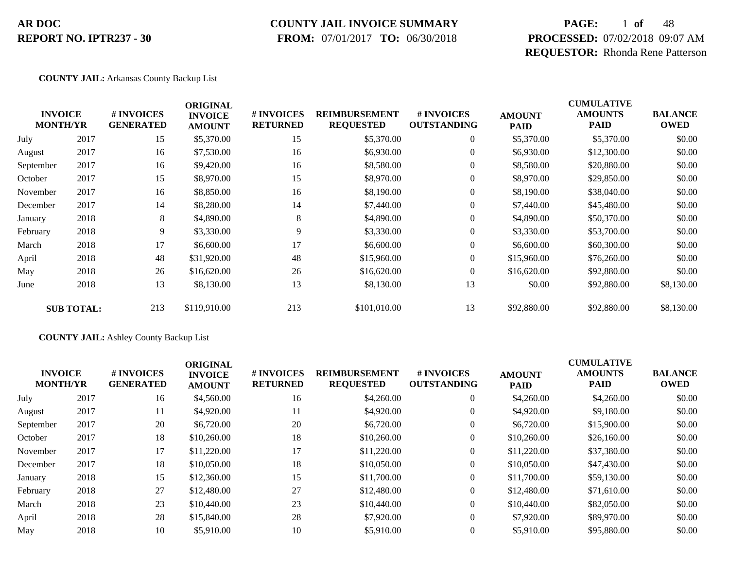**AR DOC**
**REPORT NO. IPTR237 - 30**

**COUNTY JAIL INVOICE SUMMARY**
**FROM:** 07/01/2017 **TO:** 06/30/2018

**PROCESSED:** 07/02/2018 09:07 AM
**REQUESTOR:** Rhonda Rene Patterson

**COUNTY JAIL:** Arkansas County Backup List

| INVOICE MONTH/YR | | # INVOICES GENERATED | ORIGINAL INVOICE AMOUNT | # INVOICES RETURNED | REIMBURSEMENT REQUESTED | # INVOICES OUTSTANDING | AMOUNT PAID | CUMULATIVE AMOUNTS PAID | BALANCE OWED |
|---|---|---|---|---|---|---|---|---|---|
| July | 2017 | 15 | $5,370.00 | 15 | $5,370.00 | 0 | $5,370.00 | $5,370.00 | $0.00 |
| August | 2017 | 16 | $7,530.00 | 16 | $6,930.00 | 0 | $6,930.00 | $12,300.00 | $0.00 |
| September | 2017 | 16 | $9,420.00 | 16 | $8,580.00 | 0 | $8,580.00 | $20,880.00 | $0.00 |
| October | 2017 | 15 | $8,970.00 | 15 | $8,970.00 | 0 | $8,970.00 | $29,850.00 | $0.00 |
| November | 2017 | 16 | $8,850.00 | 16 | $8,190.00 | 0 | $8,190.00 | $38,040.00 | $0.00 |
| December | 2017 | 14 | $8,280.00 | 14 | $7,440.00 | 0 | $7,440.00 | $45,480.00 | $0.00 |
| January | 2018 | 8 | $4,890.00 | 8 | $4,890.00 | 0 | $4,890.00 | $50,370.00 | $0.00 |
| February | 2018 | 9 | $3,330.00 | 9 | $3,330.00 | 0 | $3,330.00 | $53,700.00 | $0.00 |
| March | 2018 | 17 | $6,600.00 | 17 | $6,600.00 | 0 | $6,600.00 | $60,300.00 | $0.00 |
| April | 2018 | 48 | $31,920.00 | 48 | $15,960.00 | 0 | $15,960.00 | $76,260.00 | $0.00 |
| May | 2018 | 26 | $16,620.00 | 26 | $16,620.00 | 0 | $16,620.00 | $92,880.00 | $0.00 |
| June | 2018 | 13 | $8,130.00 | 13 | $8,130.00 | 13 | $0.00 | $92,880.00 | $8,130.00 |
| **SUB TOTAL:** | | 213 | $119,910.00 | 213 | $101,010.00 | 13 | $92,880.00 | $92,880.00 | $8,130.00 |

**COUNTY JAIL:** Ashley County Backup List

| INVOICE MONTH/YR | | # INVOICES GENERATED | ORIGINAL INVOICE AMOUNT | # INVOICES RETURNED | REIMBURSEMENT REQUESTED | # INVOICES OUTSTANDING | AMOUNT PAID | CUMULATIVE AMOUNTS PAID | BALANCE OWED |
|---|---|---|---|---|---|---|---|---|---|
| July | 2017 | 16 | $4,560.00 | 16 | $4,260.00 | 0 | $4,260.00 | $4,260.00 | $0.00 |
| August | 2017 | 11 | $4,920.00 | 11 | $4,920.00 | 0 | $4,920.00 | $9,180.00 | $0.00 |
| September | 2017 | 20 | $6,720.00 | 20 | $6,720.00 | 0 | $6,720.00 | $15,900.00 | $0.00 |
| October | 2017 | 18 | $10,260.00 | 18 | $10,260.00 | 0 | $10,260.00 | $26,160.00 | $0.00 |
| November | 2017 | 17 | $11,220.00 | 17 | $11,220.00 | 0 | $11,220.00 | $37,380.00 | $0.00 |
| December | 2017 | 18 | $10,050.00 | 18 | $10,050.00 | 0 | $10,050.00 | $47,430.00 | $0.00 |
| January | 2018 | 15 | $12,360.00 | 15 | $11,700.00 | 0 | $11,700.00 | $59,130.00 | $0.00 |
| February | 2018 | 27 | $12,480.00 | 27 | $12,480.00 | 0 | $12,480.00 | $71,610.00 | $0.00 |
| March | 2018 | 23 | $10,440.00 | 23 | $10,440.00 | 0 | $10,440.00 | $82,050.00 | $0.00 |
| April | 2018 | 28 | $15,840.00 | 28 | $7,920.00 | 0 | $7,920.00 | $89,970.00 | $0.00 |
| May | 2018 | 10 | $5,910.00 | 10 | $5,910.00 | 0 | $5,910.00 | $95,880.00 | $0.00 |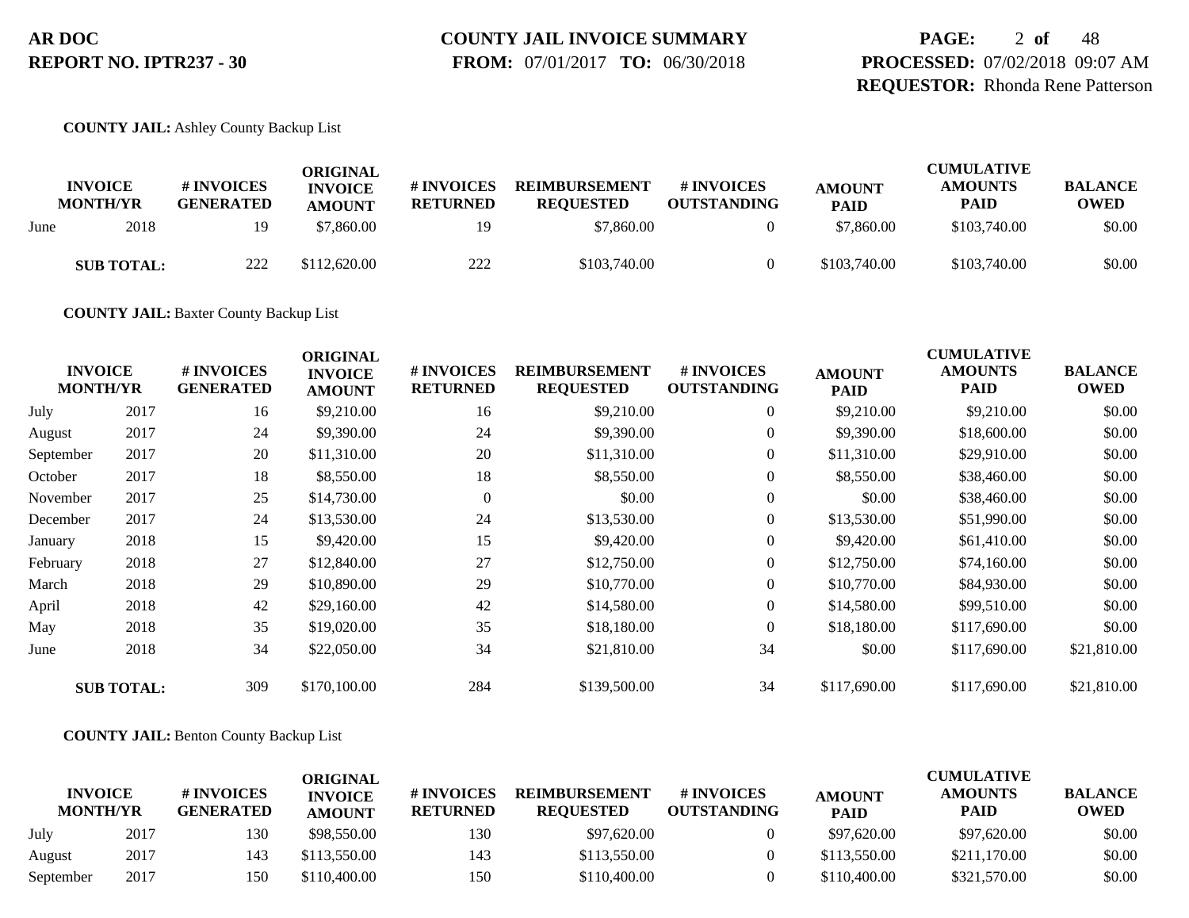**COUNTY JAIL:** Ashley County Backup List

| INVOICE MONTH/YR | | # INVOICES GENERATED | ORIGINAL INVOICE AMOUNT | # INVOICES RETURNED | REIMBURSEMENT REQUESTED | # INVOICES OUTSTANDING | AMOUNT PAID | CUMULATIVE AMOUNTS PAID | BALANCE OWED |
|---|---|---|---|---|---|---|---|---|---|
| June | 2018 | 19 | $7,860.00 | 19 | $7,860.00 | 0 | $7,860.00 | $103,740.00 | $0.00 |
| **SUB TOTAL:** | | 222 | $112,620.00 | 222 | $103,740.00 | 0 | $103,740.00 | $103,740.00 | $0.00 |

**COUNTY JAIL:** Baxter County Backup List

| INVOICE MONTH/YR | | # INVOICES GENERATED | ORIGINAL INVOICE AMOUNT | # INVOICES RETURNED | REIMBURSEMENT REQUESTED | # INVOICES OUTSTANDING | AMOUNT PAID | CUMULATIVE AMOUNTS PAID | BALANCE OWED |
|---|---|---|---|---|---|---|---|---|---|
| July | 2017 | 16 | $9,210.00 | 16 | $9,210.00 | 0 | $9,210.00 | $9,210.00 | $0.00 |
| August | 2017 | 24 | $9,390.00 | 24 | $9,390.00 | 0 | $9,390.00 | $18,600.00 | $0.00 |
| September | 2017 | 20 | $11,310.00 | 20 | $11,310.00 | 0 | $11,310.00 | $29,910.00 | $0.00 |
| October | 2017 | 18 | $8,550.00 | 18 | $8,550.00 | 0 | $8,550.00 | $38,460.00 | $0.00 |
| November | 2017 | 25 | $14,730.00 | 0 | $0.00 | 0 | $0.00 | $38,460.00 | $0.00 |
| December | 2017 | 24 | $13,530.00 | 24 | $13,530.00 | 0 | $13,530.00 | $51,990.00 | $0.00 |
| January | 2018 | 15 | $9,420.00 | 15 | $9,420.00 | 0 | $9,420.00 | $61,410.00 | $0.00 |
| February | 2018 | 27 | $12,840.00 | 27 | $12,750.00 | 0 | $12,750.00 | $74,160.00 | $0.00 |
| March | 2018 | 29 | $10,890.00 | 29 | $10,770.00 | 0 | $10,770.00 | $84,930.00 | $0.00 |
| April | 2018 | 42 | $29,160.00 | 42 | $14,580.00 | 0 | $14,580.00 | $99,510.00 | $0.00 |
| May | 2018 | 35 | $19,020.00 | 35 | $18,180.00 | 0 | $18,180.00 | $117,690.00 | $0.00 |
| June | 2018 | 34 | $22,050.00 | 34 | $21,810.00 | 34 | $0.00 | $117,690.00 | $21,810.00 |
| **SUB TOTAL:** | | 309 | $170,100.00 | 284 | $139,500.00 | 34 | $117,690.00 | $117,690.00 | $21,810.00 |

**COUNTY JAIL:** Benton County Backup List

| INVOICE MONTH/YR | | # INVOICES GENERATED | ORIGINAL INVOICE AMOUNT | # INVOICES RETURNED | REIMBURSEMENT REQUESTED | # INVOICES OUTSTANDING | AMOUNT PAID | CUMULATIVE AMOUNTS PAID | BALANCE OWED |
|---|---|---|---|---|---|---|---|---|---|
| July | 2017 | 130 | $98,550.00 | 130 | $97,620.00 | 0 | $97,620.00 | $97,620.00 | $0.00 |
| August | 2017 | 143 | $113,550.00 | 143 | $113,550.00 | 0 | $113,550.00 | $211,170.00 | $0.00 |
| September | 2017 | 150 | $110,400.00 | 150 | $110,400.00 | 0 | $110,400.00 | $321,570.00 | $0.00 |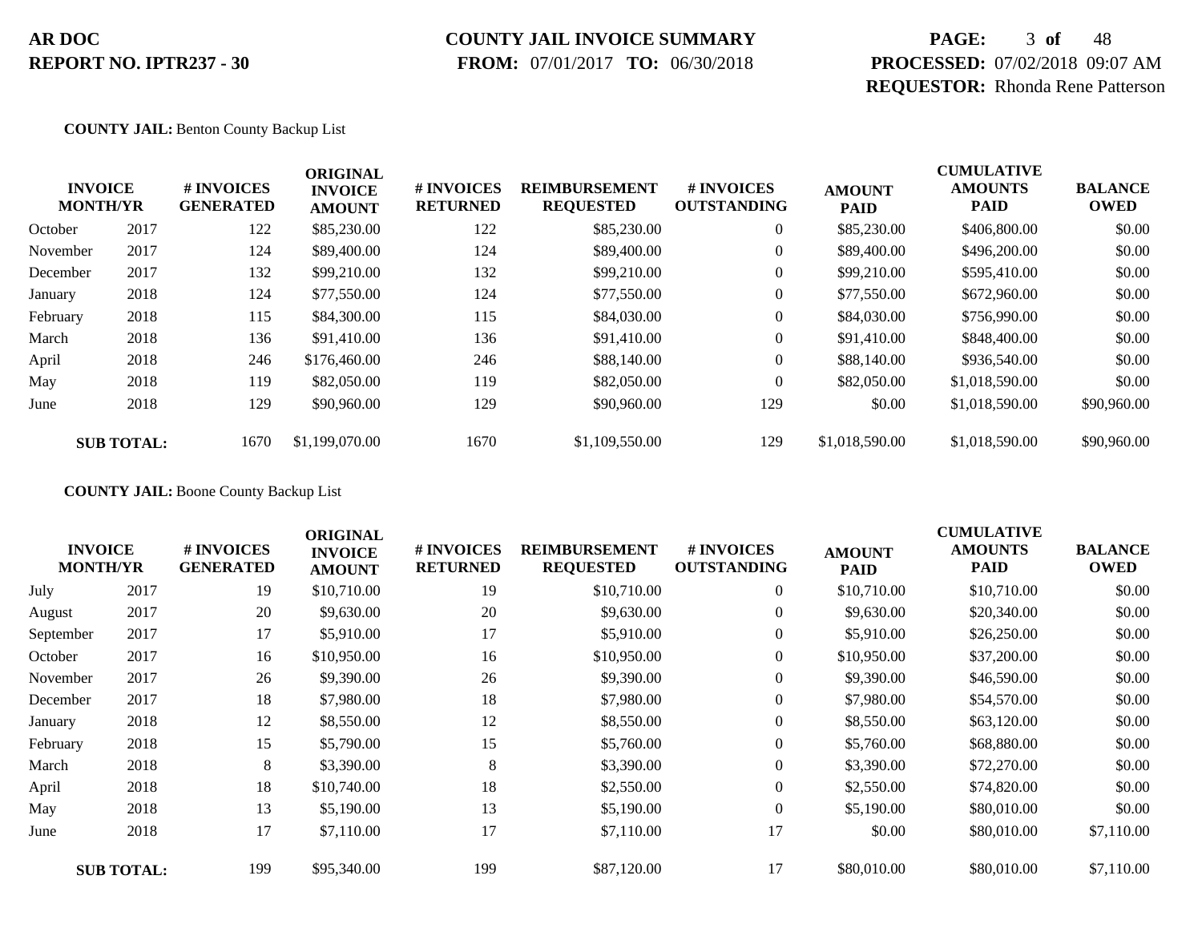**COUNTY JAIL:** Benton County Backup List

| INVOICE MONTH/YR | | # INVOICES GENERATED | ORIGINAL INVOICE AMOUNT | # INVOICES RETURNED | REIMBURSEMENT REQUESTED | # INVOICES OUTSTANDING | AMOUNT PAID | CUMULATIVE AMOUNTS PAID | BALANCE OWED |
|---|---|---|---|---|---|---|---|---|---|
| October | 2017 | 122 | $85,230.00 | 122 | $85,230.00 | 0 | $85,230.00 | $406,800.00 | $0.00 |
| November | 2017 | 124 | $89,400.00 | 124 | $89,400.00 | 0 | $89,400.00 | $496,200.00 | $0.00 |
| December | 2017 | 132 | $99,210.00 | 132 | $99,210.00 | 0 | $99,210.00 | $595,410.00 | $0.00 |
| January | 2018 | 124 | $77,550.00 | 124 | $77,550.00 | 0 | $77,550.00 | $672,960.00 | $0.00 |
| February | 2018 | 115 | $84,300.00 | 115 | $84,030.00 | 0 | $84,030.00 | $756,990.00 | $0.00 |
| March | 2018 | 136 | $91,410.00 | 136 | $91,410.00 | 0 | $91,410.00 | $848,400.00 | $0.00 |
| April | 2018 | 246 | $176,460.00 | 246 | $88,140.00 | 0 | $88,140.00 | $936,540.00 | $0.00 |
| May | 2018 | 119 | $82,050.00 | 119 | $82,050.00 | 0 | $82,050.00 | $1,018,590.00 | $0.00 |
| June | 2018 | 129 | $90,960.00 | 129 | $90,960.00 | 129 | $0.00 | $1,018,590.00 | $90,960.00 |
| **SUB TOTAL:** | | 1670 | $1,199,070.00 | 1670 | $1,109,550.00 | 129 | $1,018,590.00 | $1,018,590.00 | $90,960.00 |

**COUNTY JAIL:** Boone County Backup List

| INVOICE MONTH/YR | | # INVOICES GENERATED | ORIGINAL INVOICE AMOUNT | # INVOICES RETURNED | REIMBURSEMENT REQUESTED | # INVOICES OUTSTANDING | AMOUNT PAID | CUMULATIVE AMOUNTS PAID | BALANCE OWED |
|---|---|---|---|---|---|---|---|---|---|
| July | 2017 | 19 | $10,710.00 | 19 | $10,710.00 | 0 | $10,710.00 | $10,710.00 | $0.00 |
| August | 2017 | 20 | $9,630.00 | 20 | $9,630.00 | 0 | $9,630.00 | $20,340.00 | $0.00 |
| September | 2017 | 17 | $5,910.00 | 17 | $5,910.00 | 0 | $5,910.00 | $26,250.00 | $0.00 |
| October | 2017 | 16 | $10,950.00 | 16 | $10,950.00 | 0 | $10,950.00 | $37,200.00 | $0.00 |
| November | 2017 | 26 | $9,390.00 | 26 | $9,390.00 | 0 | $9,390.00 | $46,590.00 | $0.00 |
| December | 2017 | 18 | $7,980.00 | 18 | $7,980.00 | 0 | $7,980.00 | $54,570.00 | $0.00 |
| January | 2018 | 12 | $8,550.00 | 12 | $8,550.00 | 0 | $8,550.00 | $63,120.00 | $0.00 |
| February | 2018 | 15 | $5,790.00 | 15 | $5,760.00 | 0 | $5,760.00 | $68,880.00 | $0.00 |
| March | 2018 | 8 | $3,390.00 | 8 | $3,390.00 | 0 | $3,390.00 | $72,270.00 | $0.00 |
| April | 2018 | 18 | $10,740.00 | 18 | $2,550.00 | 0 | $2,550.00 | $74,820.00 | $0.00 |
| May | 2018 | 13 | $5,190.00 | 13 | $5,190.00 | 0 | $5,190.00 | $80,010.00 | $0.00 |
| June | 2018 | 17 | $7,110.00 | 17 | $7,110.00 | 17 | $0.00 | $80,010.00 | $7,110.00 |
| **SUB TOTAL:** | | 199 | $95,340.00 | 199 | $87,120.00 | 17 | $80,010.00 | $80,010.00 | $7,110.00 |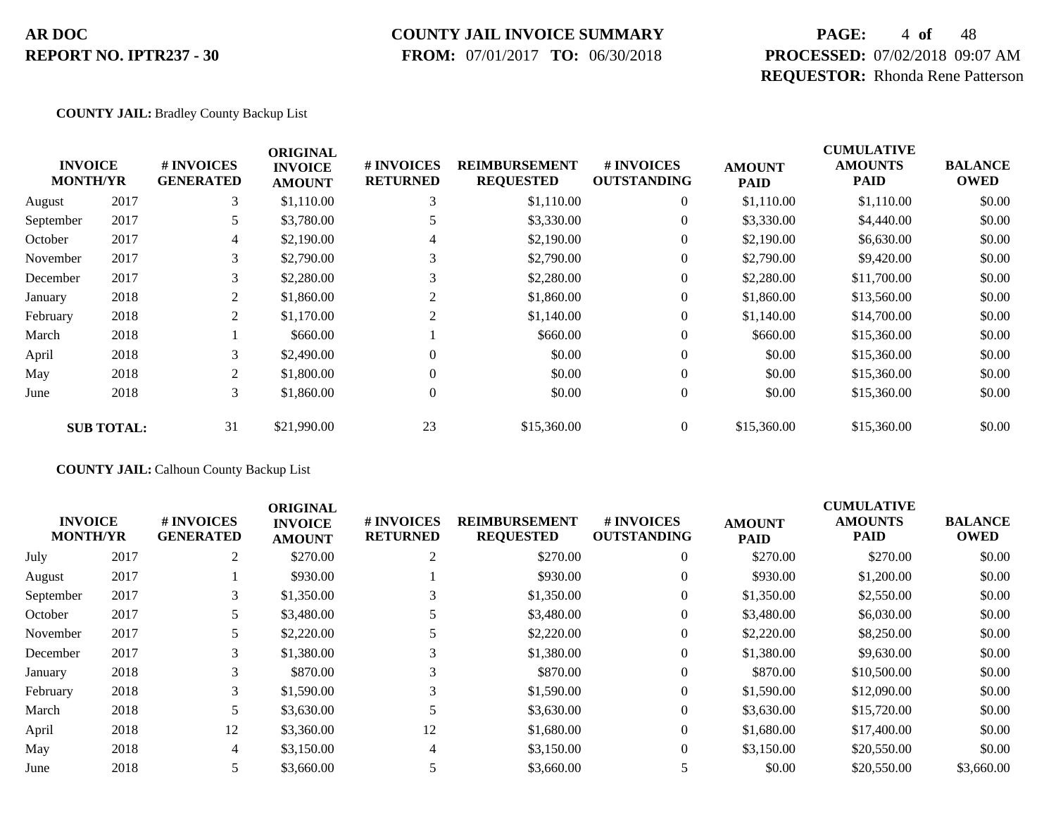**COUNTY JAIL:** Bradley County Backup List

| INVOICE MONTH/YR | | # INVOICES GENERATED | ORIGINAL INVOICE AMOUNT | # INVOICES RETURNED | REIMBURSEMENT REQUESTED | # INVOICES OUTSTANDING | AMOUNT PAID | CUMULATIVE AMOUNTS PAID | BALANCE OWED |
|---|---|---|---|---|---|---|---|---|---|
| August | 2017 | 3 | $1,110.00 | 3 | $1,110.00 | 0 | $1,110.00 | $1,110.00 | $0.00 |
| September | 2017 | 5 | $3,780.00 | 5 | $3,330.00 | 0 | $3,330.00 | $4,440.00 | $0.00 |
| October | 2017 | 4 | $2,190.00 | 4 | $2,190.00 | 0 | $2,190.00 | $6,630.00 | $0.00 |
| November | 2017 | 3 | $2,790.00 | 3 | $2,790.00 | 0 | $2,790.00 | $9,420.00 | $0.00 |
| December | 2017 | 3 | $2,280.00 | 3 | $2,280.00 | 0 | $2,280.00 | $11,700.00 | $0.00 |
| January | 2018 | 2 | $1,860.00 | 2 | $1,860.00 | 0 | $1,860.00 | $13,560.00 | $0.00 |
| February | 2018 | 2 | $1,170.00 | 2 | $1,140.00 | 0 | $1,140.00 | $14,700.00 | $0.00 |
| March | 2018 | 1 | $660.00 | 1 | $660.00 | 0 | $660.00 | $15,360.00 | $0.00 |
| April | 2018 | 3 | $2,490.00 | 0 | $0.00 | 0 | $0.00 | $15,360.00 | $0.00 |
| May | 2018 | 2 | $1,800.00 | 0 | $0.00 | 0 | $0.00 | $15,360.00 | $0.00 |
| June | 2018 | 3 | $1,860.00 | 0 | $0.00 | 0 | $0.00 | $15,360.00 | $0.00 |
| **SUB TOTAL:** | | 31 | $21,990.00 | 23 | $15,360.00 | 0 | $15,360.00 | $15,360.00 | $0.00 |

**COUNTY JAIL:** Calhoun County Backup List

| INVOICE MONTH/YR | | # INVOICES GENERATED | ORIGINAL INVOICE AMOUNT | # INVOICES RETURNED | REIMBURSEMENT REQUESTED | # INVOICES OUTSTANDING | AMOUNT PAID | CUMULATIVE AMOUNTS PAID | BALANCE OWED |
|---|---|---|---|---|---|---|---|---|---|
| July | 2017 | 2 | $270.00 | 2 | $270.00 | 0 | $270.00 | $270.00 | $0.00 |
| August | 2017 | 1 | $930.00 | 1 | $930.00 | 0 | $930.00 | $1,200.00 | $0.00 |
| September | 2017 | 3 | $1,350.00 | 3 | $1,350.00 | 0 | $1,350.00 | $2,550.00 | $0.00 |
| October | 2017 | 5 | $3,480.00 | 5 | $3,480.00 | 0 | $3,480.00 | $6,030.00 | $0.00 |
| November | 2017 | 5 | $2,220.00 | 5 | $2,220.00 | 0 | $2,220.00 | $8,250.00 | $0.00 |
| December | 2017 | 3 | $1,380.00 | 3 | $1,380.00 | 0 | $1,380.00 | $9,630.00 | $0.00 |
| January | 2018 | 3 | $870.00 | 3 | $870.00 | 0 | $870.00 | $10,500.00 | $0.00 |
| February | 2018 | 3 | $1,590.00 | 3 | $1,590.00 | 0 | $1,590.00 | $12,090.00 | $0.00 |
| March | 2018 | 5 | $3,630.00 | 5 | $3,630.00 | 0 | $3,630.00 | $15,720.00 | $0.00 |
| April | 2018 | 12 | $3,360.00 | 12 | $1,680.00 | 0 | $1,680.00 | $17,400.00 | $0.00 |
| May | 2018 | 4 | $3,150.00 | 4 | $3,150.00 | 0 | $3,150.00 | $20,550.00 | $0.00 |
| June | 2018 | 5 | $3,660.00 | 5 | $3,660.00 | 5 | $0.00 | $20,550.00 | $3,660.00 |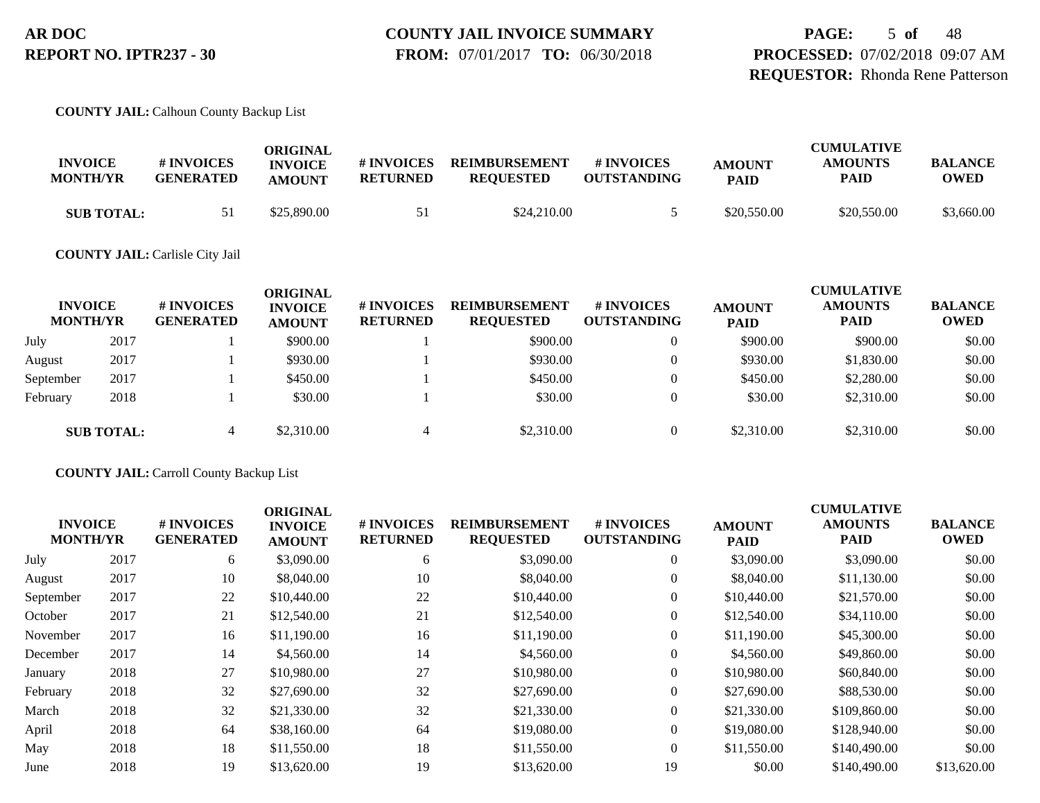**COUNTY JAIL:** Calhoun County Backup List

| INVOICE MONTH/YR | | # INVOICES GENERATED | ORIGINAL INVOICE AMOUNT | # INVOICES RETURNED | REIMBURSEMENT REQUESTED | # INVOICES OUTSTANDING | AMOUNT PAID | CUMULATIVE AMOUNTS PAID | BALANCE OWED |
|---|---|---|---|---|---|---|---|---|---|
| **SUB TOTAL:** | | 51 | $25,890.00 | 51 | $24,210.00 | 5 | $20,550.00 | $20,550.00 | $3,660.00 |

**COUNTY JAIL:** Carlisle City Jail

| INVOICE MONTH/YR | | # INVOICES GENERATED | ORIGINAL INVOICE AMOUNT | # INVOICES RETURNED | REIMBURSEMENT REQUESTED | # INVOICES OUTSTANDING | AMOUNT PAID | CUMULATIVE AMOUNTS PAID | BALANCE OWED |
|---|---|---|---|---|---|---|---|---|---|
| July | 2017 | 1 | $900.00 | 1 | $900.00 | 0 | $900.00 | $900.00 | $0.00 |
| August | 2017 | 1 | $930.00 | 1 | $930.00 | 0 | $930.00 | $1,830.00 | $0.00 |
| September | 2017 | 1 | $450.00 | 1 | $450.00 | 0 | $450.00 | $2,280.00 | $0.00 |
| February | 2018 | 1 | $30.00 | 1 | $30.00 | 0 | $30.00 | $2,310.00 | $0.00 |
| **SUB TOTAL:** | | 4 | $2,310.00 | 4 | $2,310.00 | 0 | $2,310.00 | $2,310.00 | $0.00 |

**COUNTY JAIL:** Carroll County Backup List

| INVOICE MONTH/YR | | # INVOICES GENERATED | ORIGINAL INVOICE AMOUNT | # INVOICES RETURNED | REIMBURSEMENT REQUESTED | # INVOICES OUTSTANDING | AMOUNT PAID | CUMULATIVE AMOUNTS PAID | BALANCE OWED |
|---|---|---|---|---|---|---|---|---|---|
| July | 2017 | 6 | $3,090.00 | 6 | $3,090.00 | 0 | $3,090.00 | $3,090.00 | $0.00 |
| August | 2017 | 10 | $8,040.00 | 10 | $8,040.00 | 0 | $8,040.00 | $11,130.00 | $0.00 |
| September | 2017 | 22 | $10,440.00 | 22 | $10,440.00 | 0 | $10,440.00 | $21,570.00 | $0.00 |
| October | 2017 | 21 | $12,540.00 | 21 | $12,540.00 | 0 | $12,540.00 | $34,110.00 | $0.00 |
| November | 2017 | 16 | $11,190.00 | 16 | $11,190.00 | 0 | $11,190.00 | $45,300.00 | $0.00 |
| December | 2017 | 14 | $4,560.00 | 14 | $4,560.00 | 0 | $4,560.00 | $49,860.00 | $0.00 |
| January | 2018 | 27 | $10,980.00 | 27 | $10,980.00 | 0 | $10,980.00 | $60,840.00 | $0.00 |
| February | 2018 | 32 | $27,690.00 | 32 | $27,690.00 | 0 | $27,690.00 | $88,530.00 | $0.00 |
| March | 2018 | 32 | $21,330.00 | 32 | $21,330.00 | 0 | $21,330.00 | $109,860.00 | $0.00 |
| April | 2018 | 64 | $38,160.00 | 64 | $19,080.00 | 0 | $19,080.00 | $128,940.00 | $0.00 |
| May | 2018 | 18 | $11,550.00 | 18 | $11,550.00 | 0 | $11,550.00 | $140,490.00 | $0.00 |
| June | 2018 | 19 | $13,620.00 | 19 | $13,620.00 | 19 | $0.00 | $140,490.00 | $13,620.00 |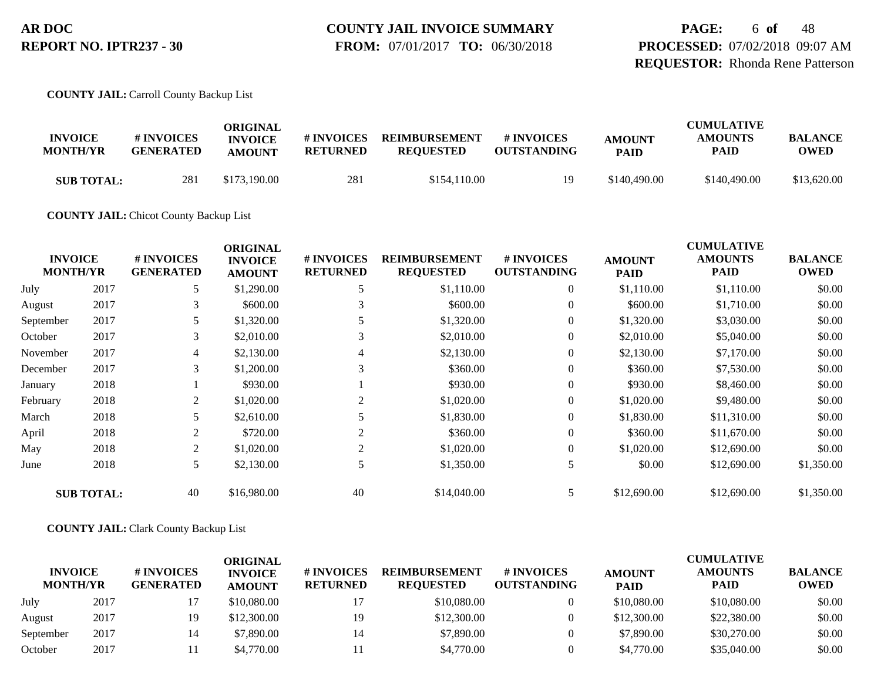**AR DOC**
**REPORT NO. IPTR237 - 30**

**COUNTY JAIL INVOICE SUMMARY**
**FROM:** 07/01/2017 **TO:** 06/30/2018

**PROCESSED:** 07/02/2018 09:07 AM
**REQUESTOR:** Rhonda Rene Patterson

**COUNTY JAIL:** Carroll County Backup List

| INVOICE MONTH/YR | | # INVOICES GENERATED | ORIGINAL INVOICE AMOUNT | # INVOICES RETURNED | REIMBURSEMENT REQUESTED | # INVOICES OUTSTANDING | AMOUNT PAID | CUMULATIVE AMOUNTS PAID | BALANCE OWED |
|---|---|---|---|---|---|---|---|---|---|
| **SUB TOTAL:** | | 281 | $173,190.00 | 281 | $154,110.00 | 19 | $140,490.00 | $140,490.00 | $13,620.00 |

**COUNTY JAIL:** Chicot County Backup List

| INVOICE MONTH/YR | | # INVOICES GENERATED | ORIGINAL INVOICE AMOUNT | # INVOICES RETURNED | REIMBURSEMENT REQUESTED | # INVOICES OUTSTANDING | AMOUNT PAID | CUMULATIVE AMOUNTS PAID | BALANCE OWED |
|---|---|---|---|---|---|---|---|---|---|
| July | 2017 | 5 | $1,290.00 | 5 | $1,110.00 | 0 | $1,110.00 | $1,110.00 | $0.00 |
| August | 2017 | 3 | $600.00 | 3 | $600.00 | 0 | $600.00 | $1,710.00 | $0.00 |
| September | 2017 | 5 | $1,320.00 | 5 | $1,320.00 | 0 | $1,320.00 | $3,030.00 | $0.00 |
| October | 2017 | 3 | $2,010.00 | 3 | $2,010.00 | 0 | $2,010.00 | $5,040.00 | $0.00 |
| November | 2017 | 4 | $2,130.00 | 4 | $2,130.00 | 0 | $2,130.00 | $7,170.00 | $0.00 |
| December | 2017 | 3 | $1,200.00 | 3 | $360.00 | 0 | $360.00 | $7,530.00 | $0.00 |
| January | 2018 | 1 | $930.00 | 1 | $930.00 | 0 | $930.00 | $8,460.00 | $0.00 |
| February | 2018 | 2 | $1,020.00 | 2 | $1,020.00 | 0 | $1,020.00 | $9,480.00 | $0.00 |
| March | 2018 | 5 | $2,610.00 | 5 | $1,830.00 | 0 | $1,830.00 | $11,310.00 | $0.00 |
| April | 2018 | 2 | $720.00 | 2 | $360.00 | 0 | $360.00 | $11,670.00 | $0.00 |
| May | 2018 | 2 | $1,020.00 | 2 | $1,020.00 | 0 | $1,020.00 | $12,690.00 | $0.00 |
| June | 2018 | 5 | $2,130.00 | 5 | $1,350.00 | 5 | $0.00 | $12,690.00 | $1,350.00 |
| **SUB TOTAL:** | | 40 | $16,980.00 | 40 | $14,040.00 | 5 | $12,690.00 | $12,690.00 | $1,350.00 |

**COUNTY JAIL:** Clark County Backup List

| INVOICE MONTH/YR | | # INVOICES GENERATED | ORIGINAL INVOICE AMOUNT | # INVOICES RETURNED | REIMBURSEMENT REQUESTED | # INVOICES OUTSTANDING | AMOUNT PAID | CUMULATIVE AMOUNTS PAID | BALANCE OWED |
|---|---|---|---|---|---|---|---|---|---|
| July | 2017 | 17 | $10,080.00 | 17 | $10,080.00 | 0 | $10,080.00 | $10,080.00 | $0.00 |
| August | 2017 | 19 | $12,300.00 | 19 | $12,300.00 | 0 | $12,300.00 | $22,380.00 | $0.00 |
| September | 2017 | 14 | $7,890.00 | 14 | $7,890.00 | 0 | $7,890.00 | $30,270.00 | $0.00 |
| October | 2017 | 11 | $4,770.00 | 11 | $4,770.00 | 0 | $4,770.00 | $35,040.00 | $0.00 |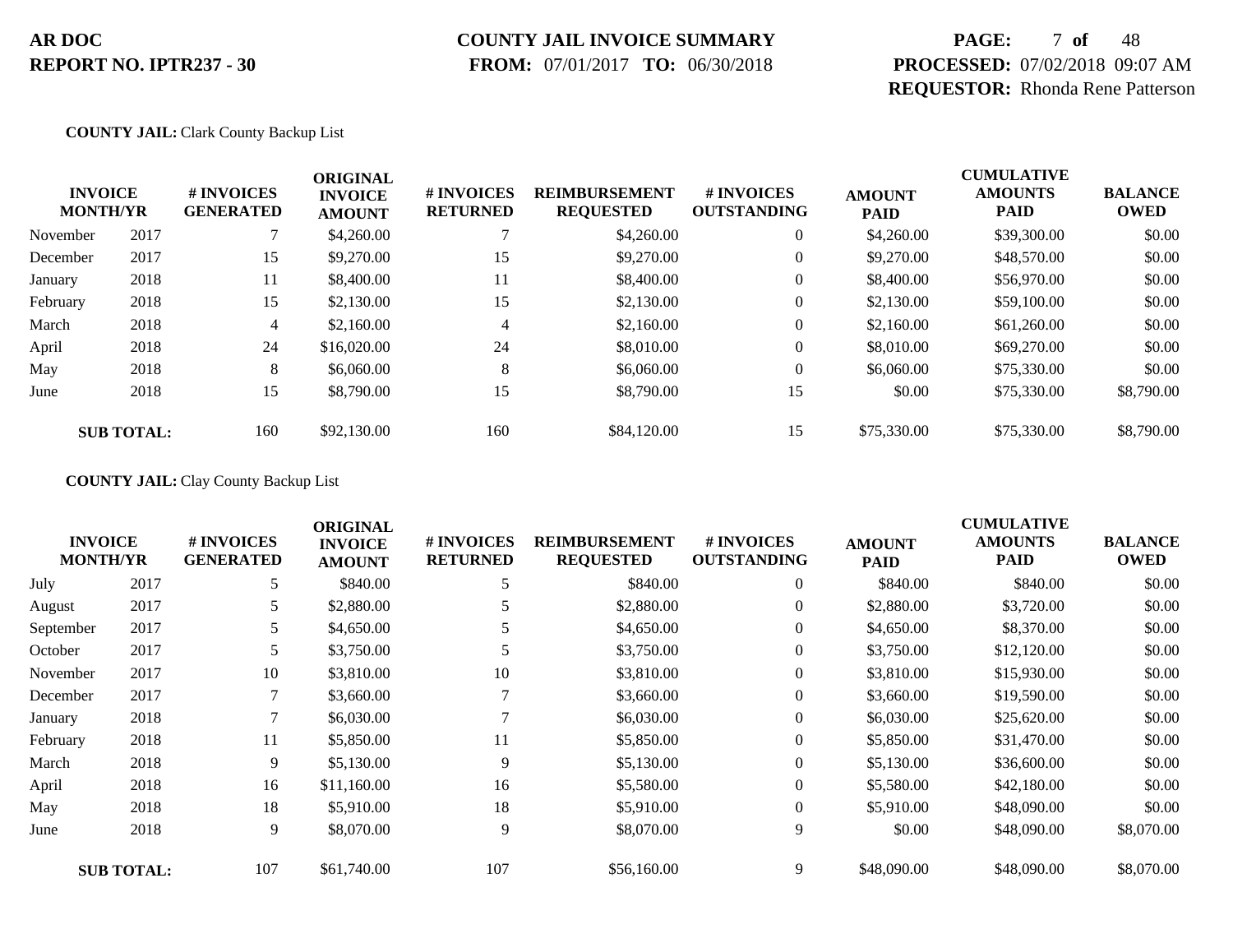**COUNTY JAIL:** Clark County Backup List

| INVOICE MONTH/YR | | # INVOICES GENERATED | ORIGINAL INVOICE AMOUNT | # INVOICES RETURNED | REIMBURSEMENT REQUESTED | # INVOICES OUTSTANDING | AMOUNT PAID | CUMULATIVE AMOUNTS PAID | BALANCE OWED |
|---|---|---|---|---|---|---|---|---|---|
| November | 2017 | 7 | $4,260.00 | 7 | $4,260.00 | 0 | $4,260.00 | $39,300.00 | $0.00 |
| December | 2017 | 15 | $9,270.00 | 15 | $9,270.00 | 0 | $9,270.00 | $48,570.00 | $0.00 |
| January | 2018 | 11 | $8,400.00 | 11 | $8,400.00 | 0 | $8,400.00 | $56,970.00 | $0.00 |
| February | 2018 | 15 | $2,130.00 | 15 | $2,130.00 | 0 | $2,130.00 | $59,100.00 | $0.00 |
| March | 2018 | 4 | $2,160.00 | 4 | $2,160.00 | 0 | $2,160.00 | $61,260.00 | $0.00 |
| April | 2018 | 24 | $16,020.00 | 24 | $8,010.00 | 0 | $8,010.00 | $69,270.00 | $0.00 |
| May | 2018 | 8 | $6,060.00 | 8 | $6,060.00 | 0 | $6,060.00 | $75,330.00 | $0.00 |
| June | 2018 | 15 | $8,790.00 | 15 | $8,790.00 | 15 | $0.00 | $75,330.00 | $8,790.00 |
| **SUB TOTAL:** | | 160 | $92,130.00 | 160 | $84,120.00 | 15 | $75,330.00 | $75,330.00 | $8,790.00 |

**COUNTY JAIL:** Clay County Backup List

| INVOICE MONTH/YR | | # INVOICES GENERATED | ORIGINAL INVOICE AMOUNT | # INVOICES RETURNED | REIMBURSEMENT REQUESTED | # INVOICES OUTSTANDING | AMOUNT PAID | CUMULATIVE AMOUNTS PAID | BALANCE OWED |
|---|---|---|---|---|---|---|---|---|---|
| July | 2017 | 5 | $840.00 | 5 | $840.00 | 0 | $840.00 | $840.00 | $0.00 |
| August | 2017 | 5 | $2,880.00 | 5 | $2,880.00 | 0 | $2,880.00 | $3,720.00 | $0.00 |
| September | 2017 | 5 | $4,650.00 | 5 | $4,650.00 | 0 | $4,650.00 | $8,370.00 | $0.00 |
| October | 2017 | 5 | $3,750.00 | 5 | $3,750.00 | 0 | $3,750.00 | $12,120.00 | $0.00 |
| November | 2017 | 10 | $3,810.00 | 10 | $3,810.00 | 0 | $3,810.00 | $15,930.00 | $0.00 |
| December | 2017 | 7 | $3,660.00 | 7 | $3,660.00 | 0 | $3,660.00 | $19,590.00 | $0.00 |
| January | 2018 | 7 | $6,030.00 | 7 | $6,030.00 | 0 | $6,030.00 | $25,620.00 | $0.00 |
| February | 2018 | 11 | $5,850.00 | 11 | $5,850.00 | 0 | $5,850.00 | $31,470.00 | $0.00 |
| March | 2018 | 9 | $5,130.00 | 9 | $5,130.00 | 0 | $5,130.00 | $36,600.00 | $0.00 |
| April | 2018 | 16 | $11,160.00 | 16 | $5,580.00 | 0 | $5,580.00 | $42,180.00 | $0.00 |
| May | 2018 | 18 | $5,910.00 | 18 | $5,910.00 | 0 | $5,910.00 | $48,090.00 | $0.00 |
| June | 2018 | 9 | $8,070.00 | 9 | $8,070.00 | 9 | $0.00 | $48,090.00 | $8,070.00 |
| **SUB TOTAL:** | | 107 | $61,740.00 | 107 | $56,160.00 | 9 | $48,090.00 | $48,090.00 | $8,070.00 |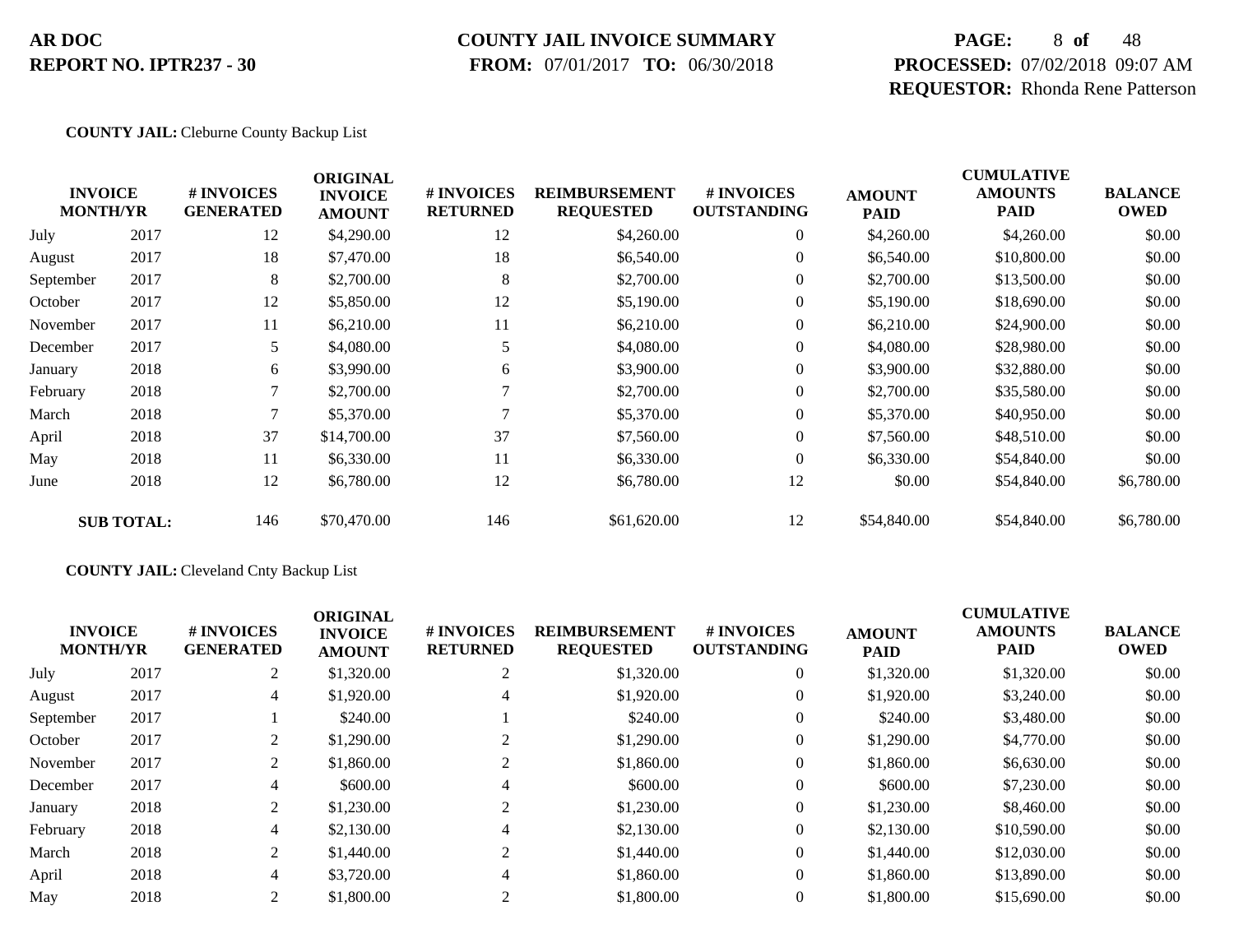**COUNTY JAIL:** Cleburne County Backup List

| INVOICE MONTH/YR | | # INVOICES GENERATED | ORIGINAL INVOICE AMOUNT | # INVOICES RETURNED | REIMBURSEMENT REQUESTED | # INVOICES OUTSTANDING | AMOUNT PAID | CUMULATIVE AMOUNTS PAID | BALANCE OWED |
|---|---|---|---|---|---|---|---|---|---|
| July | 2017 | 12 | $4,290.00 | 12 | $4,260.00 | 0 | $4,260.00 | $4,260.00 | $0.00 |
| August | 2017 | 18 | $7,470.00 | 18 | $6,540.00 | 0 | $6,540.00 | $10,800.00 | $0.00 |
| September | 2017 | 8 | $2,700.00 | 8 | $2,700.00 | 0 | $2,700.00 | $13,500.00 | $0.00 |
| October | 2017 | 12 | $5,850.00 | 12 | $5,190.00 | 0 | $5,190.00 | $18,690.00 | $0.00 |
| November | 2017 | 11 | $6,210.00 | 11 | $6,210.00 | 0 | $6,210.00 | $24,900.00 | $0.00 |
| December | 2017 | 5 | $4,080.00 | 5 | $4,080.00 | 0 | $4,080.00 | $28,980.00 | $0.00 |
| January | 2018 | 6 | $3,990.00 | 6 | $3,900.00 | 0 | $3,900.00 | $32,880.00 | $0.00 |
| February | 2018 | 7 | $2,700.00 | 7 | $2,700.00 | 0 | $2,700.00 | $35,580.00 | $0.00 |
| March | 2018 | 7 | $5,370.00 | 7 | $5,370.00 | 0 | $5,370.00 | $40,950.00 | $0.00 |
| April | 2018 | 37 | $14,700.00 | 37 | $7,560.00 | 0 | $7,560.00 | $48,510.00 | $0.00 |
| May | 2018 | 11 | $6,330.00 | 11 | $6,330.00 | 0 | $6,330.00 | $54,840.00 | $0.00 |
| June | 2018 | 12 | $6,780.00 | 12 | $6,780.00 | 12 | $0.00 | $54,840.00 | $6,780.00 |
| **SUB TOTAL:** | | 146 | $70,470.00 | 146 | $61,620.00 | 12 | $54,840.00 | $54,840.00 | $6,780.00 |

**COUNTY JAIL:** Cleveland Cnty Backup List

| INVOICE MONTH/YR | | # INVOICES GENERATED | ORIGINAL INVOICE AMOUNT | # INVOICES RETURNED | REIMBURSEMENT REQUESTED | # INVOICES OUTSTANDING | AMOUNT PAID | CUMULATIVE AMOUNTS PAID | BALANCE OWED |
|---|---|---|---|---|---|---|---|---|---|
| July | 2017 | 2 | $1,320.00 | 2 | $1,320.00 | 0 | $1,320.00 | $1,320.00 | $0.00 |
| August | 2017 | 4 | $1,920.00 | 4 | $1,920.00 | 0 | $1,920.00 | $3,240.00 | $0.00 |
| September | 2017 | 1 | $240.00 | 1 | $240.00 | 0 | $240.00 | $3,480.00 | $0.00 |
| October | 2017 | 2 | $1,290.00 | 2 | $1,290.00 | 0 | $1,290.00 | $4,770.00 | $0.00 |
| November | 2017 | 2 | $1,860.00 | 2 | $1,860.00 | 0 | $1,860.00 | $6,630.00 | $0.00 |
| December | 2017 | 4 | $600.00 | 4 | $600.00 | 0 | $600.00 | $7,230.00 | $0.00 |
| January | 2018 | 2 | $1,230.00 | 2 | $1,230.00 | 0 | $1,230.00 | $8,460.00 | $0.00 |
| February | 2018 | 4 | $2,130.00 | 4 | $2,130.00 | 0 | $2,130.00 | $10,590.00 | $0.00 |
| March | 2018 | 2 | $1,440.00 | 2 | $1,440.00 | 0 | $1,440.00 | $12,030.00 | $0.00 |
| April | 2018 | 4 | $3,720.00 | 4 | $1,860.00 | 0 | $1,860.00 | $13,890.00 | $0.00 |
| May | 2018 | 2 | $1,800.00 | 2 | $1,800.00 | 0 | $1,800.00 | $15,690.00 | $0.00 |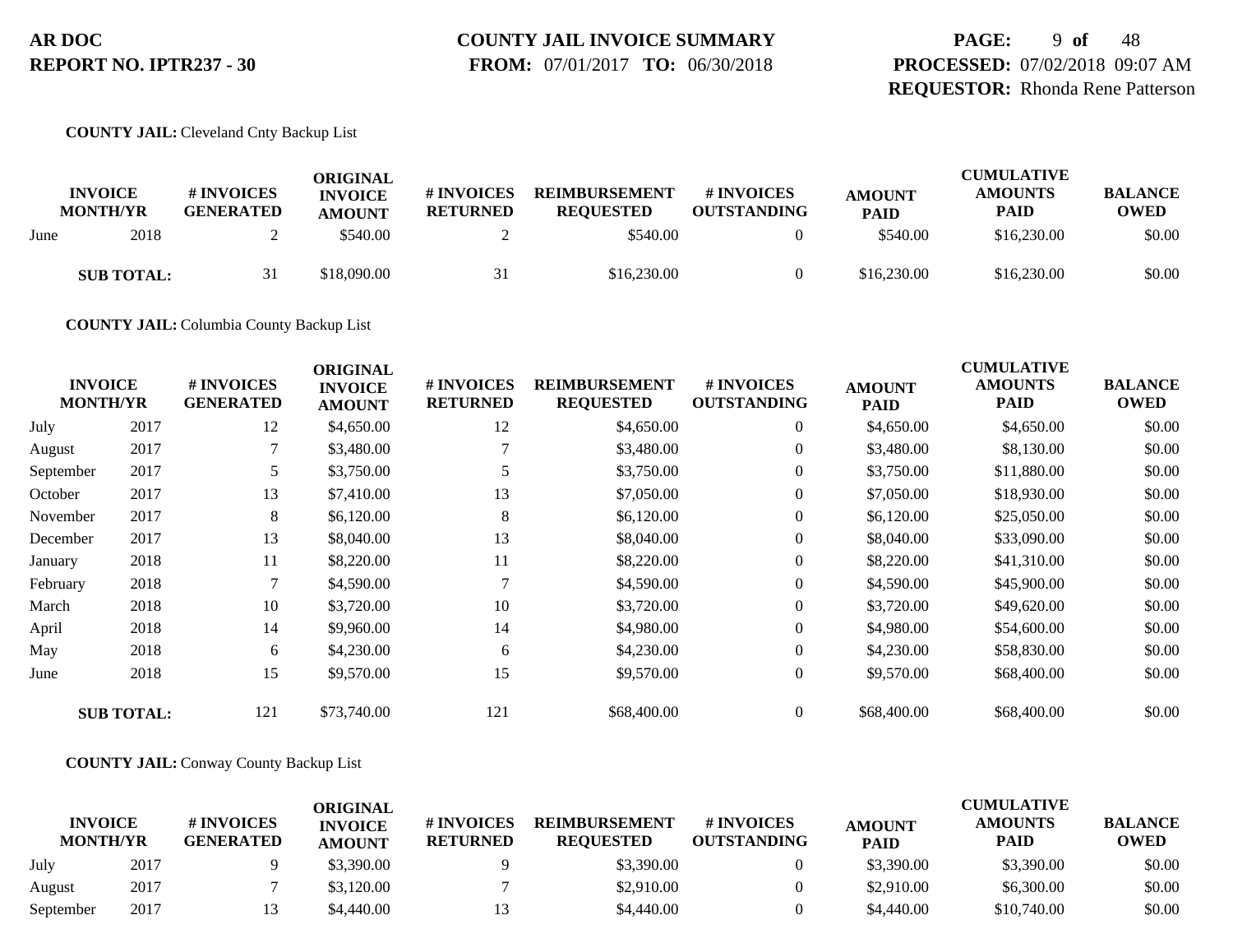**COUNTY JAIL:** Cleveland Cnty Backup List

| INVOICE MONTH/YR | | # INVOICES GENERATED | ORIGINAL INVOICE AMOUNT | # INVOICES RETURNED | REIMBURSEMENT REQUESTED | # INVOICES OUTSTANDING | AMOUNT PAID | CUMULATIVE AMOUNTS PAID | BALANCE OWED |
|---|---|---|---|---|---|---|---|---|---|
| June | 2018 | 2 | $540.00 | 2 | $540.00 | 0 | $540.00 | $16,230.00 | $0.00 |
| **SUB TOTAL:** | | 31 | $18,090.00 | 31 | $16,230.00 | 0 | $16,230.00 | $16,230.00 | $0.00 |

**COUNTY JAIL:** Columbia County Backup List

| INVOICE MONTH/YR | | # INVOICES GENERATED | ORIGINAL INVOICE AMOUNT | # INVOICES RETURNED | REIMBURSEMENT REQUESTED | # INVOICES OUTSTANDING | AMOUNT PAID | CUMULATIVE AMOUNTS PAID | BALANCE OWED |
|---|---|---|---|---|---|---|---|---|---|
| July | 2017 | 12 | $4,650.00 | 12 | $4,650.00 | 0 | $4,650.00 | $4,650.00 | $0.00 |
| August | 2017 | 7 | $3,480.00 | 7 | $3,480.00 | 0 | $3,480.00 | $8,130.00 | $0.00 |
| September | 2017 | 5 | $3,750.00 | 5 | $3,750.00 | 0 | $3,750.00 | $11,880.00 | $0.00 |
| October | 2017 | 13 | $7,410.00 | 13 | $7,050.00 | 0 | $7,050.00 | $18,930.00 | $0.00 |
| November | 2017 | 8 | $6,120.00 | 8 | $6,120.00 | 0 | $6,120.00 | $25,050.00 | $0.00 |
| December | 2017 | 13 | $8,040.00 | 13 | $8,040.00 | 0 | $8,040.00 | $33,090.00 | $0.00 |
| January | 2018 | 11 | $8,220.00 | 11 | $8,220.00 | 0 | $8,220.00 | $41,310.00 | $0.00 |
| February | 2018 | 7 | $4,590.00 | 7 | $4,590.00 | 0 | $4,590.00 | $45,900.00 | $0.00 |
| March | 2018 | 10 | $3,720.00 | 10 | $3,720.00 | 0 | $3,720.00 | $49,620.00 | $0.00 |
| April | 2018 | 14 | $9,960.00 | 14 | $4,980.00 | 0 | $4,980.00 | $54,600.00 | $0.00 |
| May | 2018 | 6 | $4,230.00 | 6 | $4,230.00 | 0 | $4,230.00 | $58,830.00 | $0.00 |
| June | 2018 | 15 | $9,570.00 | 15 | $9,570.00 | 0 | $9,570.00 | $68,400.00 | $0.00 |
| **SUB TOTAL:** | | 121 | $73,740.00 | 121 | $68,400.00 | 0 | $68,400.00 | $68,400.00 | $0.00 |

**COUNTY JAIL:** Conway County Backup List

| INVOICE MONTH/YR | | # INVOICES GENERATED | ORIGINAL INVOICE AMOUNT | # INVOICES RETURNED | REIMBURSEMENT REQUESTED | # INVOICES OUTSTANDING | AMOUNT PAID | CUMULATIVE AMOUNTS PAID | BALANCE OWED |
|---|---|---|---|---|---|---|---|---|---|
| July | 2017 | 9 | $3,390.00 | 9 | $3,390.00 | 0 | $3,390.00 | $3,390.00 | $0.00 |
| August | 2017 | 7 | $3,120.00 | 7 | $2,910.00 | 0 | $2,910.00 | $6,300.00 | $0.00 |
| September | 2017 | 13 | $4,440.00 | 13 | $4,440.00 | 0 | $4,440.00 | $10,740.00 | $0.00 |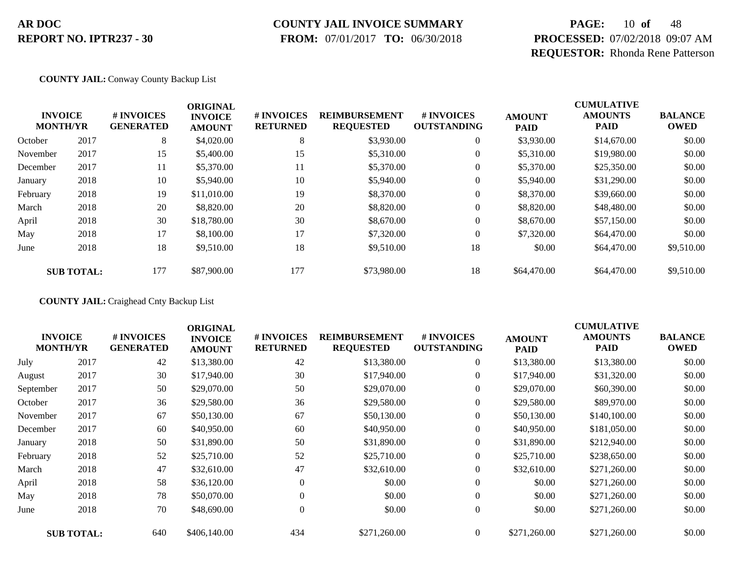**AR DOC**
**REPORT NO. IPTR237 - 30**

**COUNTY JAIL INVOICE SUMMARY**
**FROM:** 07/01/2017 **TO:** 06/30/2018

**PROCESSED:** 07/02/2018 09:07 AM
**REQUESTOR:** Rhonda Rene Patterson

**COUNTY JAIL:** Conway County Backup List

| INVOICE MONTH/YR | | # INVOICES GENERATED | ORIGINAL INVOICE AMOUNT | # INVOICES RETURNED | REIMBURSEMENT REQUESTED | # INVOICES OUTSTANDING | AMOUNT PAID | CUMULATIVE AMOUNTS PAID | BALANCE OWED |
|---|---|---|---|---|---|---|---|---|---|
| October | 2017 | 8 | $4,020.00 | 8 | $3,930.00 | 0 | $3,930.00 | $14,670.00 | $0.00 |
| November | 2017 | 15 | $5,400.00 | 15 | $5,310.00 | 0 | $5,310.00 | $19,980.00 | $0.00 |
| December | 2017 | 11 | $5,370.00 | 11 | $5,370.00 | 0 | $5,370.00 | $25,350.00 | $0.00 |
| January | 2018 | 10 | $5,940.00 | 10 | $5,940.00 | 0 | $5,940.00 | $31,290.00 | $0.00 |
| February | 2018 | 19 | $11,010.00 | 19 | $8,370.00 | 0 | $8,370.00 | $39,660.00 | $0.00 |
| March | 2018 | 20 | $8,820.00 | 20 | $8,820.00 | 0 | $8,820.00 | $48,480.00 | $0.00 |
| April | 2018 | 30 | $18,780.00 | 30 | $8,670.00 | 0 | $8,670.00 | $57,150.00 | $0.00 |
| May | 2018 | 17 | $8,100.00 | 17 | $7,320.00 | 0 | $7,320.00 | $64,470.00 | $0.00 |
| June | 2018 | 18 | $9,510.00 | 18 | $9,510.00 | 18 | $0.00 | $64,470.00 | $9,510.00 |
| **SUB TOTAL:** | | 177 | $87,900.00 | 177 | $73,980.00 | 18 | $64,470.00 | $64,470.00 | $9,510.00 |

**COUNTY JAIL:** Craighead Cnty Backup List

| INVOICE MONTH/YR | | # INVOICES GENERATED | ORIGINAL INVOICE AMOUNT | # INVOICES RETURNED | REIMBURSEMENT REQUESTED | # INVOICES OUTSTANDING | AMOUNT PAID | CUMULATIVE AMOUNTS PAID | BALANCE OWED |
|---|---|---|---|---|---|---|---|---|---|
| July | 2017 | 42 | $13,380.00 | 42 | $13,380.00 | 0 | $13,380.00 | $13,380.00 | $0.00 |
| August | 2017 | 30 | $17,940.00 | 30 | $17,940.00 | 0 | $17,940.00 | $31,320.00 | $0.00 |
| September | 2017 | 50 | $29,070.00 | 50 | $29,070.00 | 0 | $29,070.00 | $60,390.00 | $0.00 |
| October | 2017 | 36 | $29,580.00 | 36 | $29,580.00 | 0 | $29,580.00 | $89,970.00 | $0.00 |
| November | 2017 | 67 | $50,130.00 | 67 | $50,130.00 | 0 | $50,130.00 | $140,100.00 | $0.00 |
| December | 2017 | 60 | $40,950.00 | 60 | $40,950.00 | 0 | $40,950.00 | $181,050.00 | $0.00 |
| January | 2018 | 50 | $31,890.00 | 50 | $31,890.00 | 0 | $31,890.00 | $212,940.00 | $0.00 |
| February | 2018 | 52 | $25,710.00 | 52 | $25,710.00 | 0 | $25,710.00 | $238,650.00 | $0.00 |
| March | 2018 | 47 | $32,610.00 | 47 | $32,610.00 | 0 | $32,610.00 | $271,260.00 | $0.00 |
| April | 2018 | 58 | $36,120.00 | 0 | $0.00 | 0 | $0.00 | $271,260.00 | $0.00 |
| May | 2018 | 78 | $50,070.00 | 0 | $0.00 | 0 | $0.00 | $271,260.00 | $0.00 |
| June | 2018 | 70 | $48,690.00 | 0 | $0.00 | 0 | $0.00 | $271,260.00 | $0.00 |
| **SUB TOTAL:** | | 640 | $406,140.00 | 434 | $271,260.00 | 0 | $271,260.00 | $271,260.00 | $0.00 |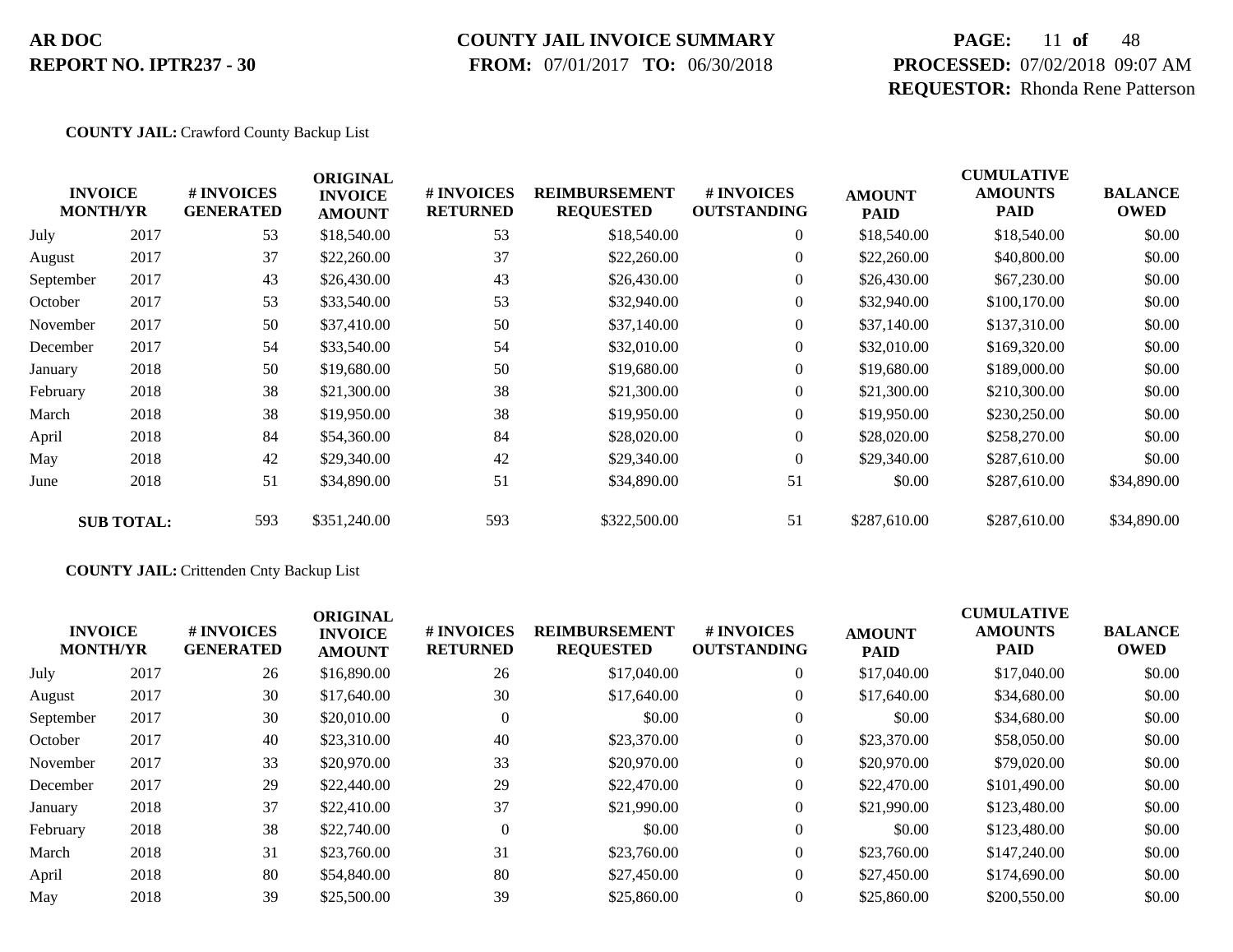**AR DOC**
**REPORT NO. IPTR237 - 30**

**COUNTY JAIL INVOICE SUMMARY**
**FROM:** 07/01/2017 **TO:** 06/30/2018

**PROCESSED:** 07/02/2018 09:07 AM
**REQUESTOR:** Rhonda Rene Patterson

**COUNTY JAIL:** Crawford County Backup List

| INVOICE MONTH/YR | | # INVOICES GENERATED | ORIGINAL INVOICE AMOUNT | # INVOICES RETURNED | REIMBURSEMENT REQUESTED | # INVOICES OUTSTANDING | AMOUNT PAID | CUMULATIVE AMOUNTS PAID | BALANCE OWED |
|---|---|---|---|---|---|---|---|---|---|
| July | 2017 | 53 | $18,540.00 | 53 | $18,540.00 | 0 | $18,540.00 | $18,540.00 | $0.00 |
| August | 2017 | 37 | $22,260.00 | 37 | $22,260.00 | 0 | $22,260.00 | $40,800.00 | $0.00 |
| September | 2017 | 43 | $26,430.00 | 43 | $26,430.00 | 0 | $26,430.00 | $67,230.00 | $0.00 |
| October | 2017 | 53 | $33,540.00 | 53 | $32,940.00 | 0 | $32,940.00 | $100,170.00 | $0.00 |
| November | 2017 | 50 | $37,410.00 | 50 | $37,140.00 | 0 | $37,140.00 | $137,310.00 | $0.00 |
| December | 2017 | 54 | $33,540.00 | 54 | $32,010.00 | 0 | $32,010.00 | $169,320.00 | $0.00 |
| January | 2018 | 50 | $19,680.00 | 50 | $19,680.00 | 0 | $19,680.00 | $189,000.00 | $0.00 |
| February | 2018 | 38 | $21,300.00 | 38 | $21,300.00 | 0 | $21,300.00 | $210,300.00 | $0.00 |
| March | 2018 | 38 | $19,950.00 | 38 | $19,950.00 | 0 | $19,950.00 | $230,250.00 | $0.00 |
| April | 2018 | 84 | $54,360.00 | 84 | $28,020.00 | 0 | $28,020.00 | $258,270.00 | $0.00 |
| May | 2018 | 42 | $29,340.00 | 42 | $29,340.00 | 0 | $29,340.00 | $287,610.00 | $0.00 |
| June | 2018 | 51 | $34,890.00 | 51 | $34,890.00 | 51 | $0.00 | $287,610.00 | $34,890.00 |
| **SUB TOTAL:** | | 593 | $351,240.00 | 593 | $322,500.00 | 51 | $287,610.00 | $287,610.00 | $34,890.00 |

**COUNTY JAIL:** Crittenden Cnty Backup List

| INVOICE MONTH/YR | | # INVOICES GENERATED | ORIGINAL INVOICE AMOUNT | # INVOICES RETURNED | REIMBURSEMENT REQUESTED | # INVOICES OUTSTANDING | AMOUNT PAID | CUMULATIVE AMOUNTS PAID | BALANCE OWED |
|---|---|---|---|---|---|---|---|---|---|
| July | 2017 | 26 | $16,890.00 | 26 | $17,040.00 | 0 | $17,040.00 | $17,040.00 | $0.00 |
| August | 2017 | 30 | $17,640.00 | 30 | $17,640.00 | 0 | $17,640.00 | $34,680.00 | $0.00 |
| September | 2017 | 30 | $20,010.00 | 0 | $0.00 | 0 | $0.00 | $34,680.00 | $0.00 |
| October | 2017 | 40 | $23,310.00 | 40 | $23,370.00 | 0 | $23,370.00 | $58,050.00 | $0.00 |
| November | 2017 | 33 | $20,970.00 | 33 | $20,970.00 | 0 | $20,970.00 | $79,020.00 | $0.00 |
| December | 2017 | 29 | $22,440.00 | 29 | $22,470.00 | 0 | $22,470.00 | $101,490.00 | $0.00 |
| January | 2018 | 37 | $22,410.00 | 37 | $21,990.00 | 0 | $21,990.00 | $123,480.00 | $0.00 |
| February | 2018 | 38 | $22,740.00 | 0 | $0.00 | 0 | $0.00 | $123,480.00 | $0.00 |
| March | 2018 | 31 | $23,760.00 | 31 | $23,760.00 | 0 | $23,760.00 | $147,240.00 | $0.00 |
| April | 2018 | 80 | $54,840.00 | 80 | $27,450.00 | 0 | $27,450.00 | $174,690.00 | $0.00 |
| May | 2018 | 39 | $25,500.00 | 39 | $25,860.00 | 0 | $25,860.00 | $200,550.00 | $0.00 |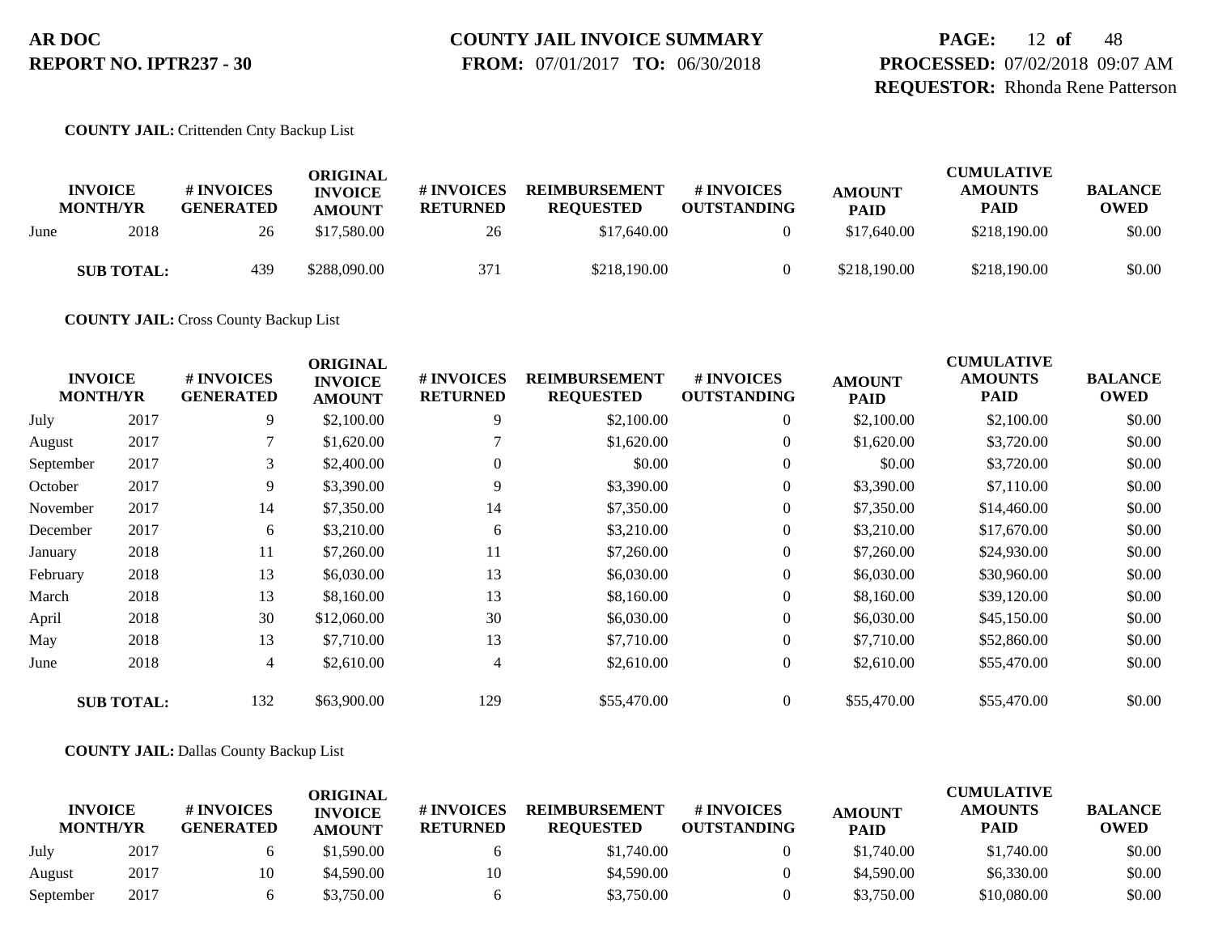**COUNTY JAIL:** Crittenden Cnty Backup List

| INVOICE MONTH/YR | | # INVOICES GENERATED | ORIGINAL INVOICE AMOUNT | # INVOICES RETURNED | REIMBURSEMENT REQUESTED | # INVOICES OUTSTANDING | AMOUNT PAID | CUMULATIVE AMOUNTS PAID | BALANCE OWED |
|---|---|---|---|---|---|---|---|---|---|
| June | 2018 | 26 | $17,580.00 | 26 | $17,640.00 | 0 | $17,640.00 | $218,190.00 | $0.00 |
| **SUB TOTAL:** | | 439 | $288,090.00 | 371 | $218,190.00 | 0 | $218,190.00 | $218,190.00 | $0.00 |

**COUNTY JAIL:** Cross County Backup List

| INVOICE MONTH/YR | | # INVOICES GENERATED | ORIGINAL INVOICE AMOUNT | # INVOICES RETURNED | REIMBURSEMENT REQUESTED | # INVOICES OUTSTANDING | AMOUNT PAID | CUMULATIVE AMOUNTS PAID | BALANCE OWED |
|---|---|---|---|---|---|---|---|---|---|
| July | 2017 | 9 | $2,100.00 | 9 | $2,100.00 | 0 | $2,100.00 | $2,100.00 | $0.00 |
| August | 2017 | 7 | $1,620.00 | 7 | $1,620.00 | 0 | $1,620.00 | $3,720.00 | $0.00 |
| September | 2017 | 3 | $2,400.00 | 0 | $0.00 | 0 | $0.00 | $3,720.00 | $0.00 |
| October | 2017 | 9 | $3,390.00 | 9 | $3,390.00 | 0 | $3,390.00 | $7,110.00 | $0.00 |
| November | 2017 | 14 | $7,350.00 | 14 | $7,350.00 | 0 | $7,350.00 | $14,460.00 | $0.00 |
| December | 2017 | 6 | $3,210.00 | 6 | $3,210.00 | 0 | $3,210.00 | $17,670.00 | $0.00 |
| January | 2018 | 11 | $7,260.00 | 11 | $7,260.00 | 0 | $7,260.00 | $24,930.00 | $0.00 |
| February | 2018 | 13 | $6,030.00 | 13 | $6,030.00 | 0 | $6,030.00 | $30,960.00 | $0.00 |
| March | 2018 | 13 | $8,160.00 | 13 | $8,160.00 | 0 | $8,160.00 | $39,120.00 | $0.00 |
| April | 2018 | 30 | $12,060.00 | 30 | $6,030.00 | 0 | $6,030.00 | $45,150.00 | $0.00 |
| May | 2018 | 13 | $7,710.00 | 13 | $7,710.00 | 0 | $7,710.00 | $52,860.00 | $0.00 |
| June | 2018 | 4 | $2,610.00 | 4 | $2,610.00 | 0 | $2,610.00 | $55,470.00 | $0.00 |
| **SUB TOTAL:** | | 132 | $63,900.00 | 129 | $55,470.00 | 0 | $55,470.00 | $55,470.00 | $0.00 |

**COUNTY JAIL:** Dallas County Backup List

| INVOICE MONTH/YR | | # INVOICES GENERATED | ORIGINAL INVOICE AMOUNT | # INVOICES RETURNED | REIMBURSEMENT REQUESTED | # INVOICES OUTSTANDING | AMOUNT PAID | CUMULATIVE AMOUNTS PAID | BALANCE OWED |
|---|---|---|---|---|---|---|---|---|---|
| July | 2017 | 6 | $1,590.00 | 6 | $1,740.00 | 0 | $1,740.00 | $1,740.00 | $0.00 |
| August | 2017 | 10 | $4,590.00 | 10 | $4,590.00 | 0 | $4,590.00 | $6,330.00 | $0.00 |
| September | 2017 | 6 | $3,750.00 | 6 | $3,750.00 | 0 | $3,750.00 | $10,080.00 | $0.00 |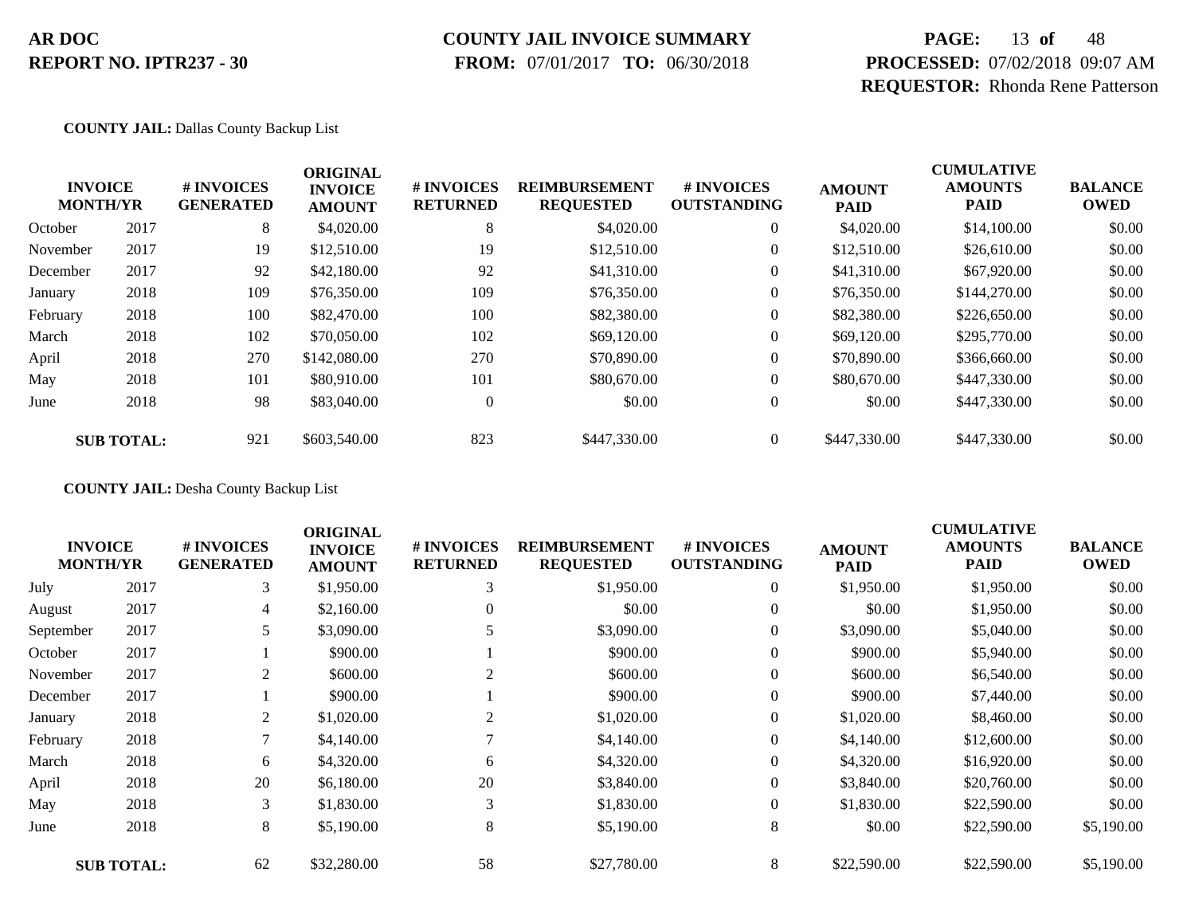**AR DOC**
**REPORT NO. IPTR237 - 30**

**COUNTY JAIL INVOICE SUMMARY**
**FROM:** 07/01/2017 **TO:** 06/30/2018

**PROCESSED:** 07/02/2018 09:07 AM
**REQUESTOR:** Rhonda Rene Patterson

**COUNTY JAIL:** Dallas County Backup List

| INVOICE MONTH/YR | | # INVOICES GENERATED | ORIGINAL INVOICE AMOUNT | # INVOICES RETURNED | REIMBURSEMENT REQUESTED | # INVOICES OUTSTANDING | AMOUNT PAID | CUMULATIVE AMOUNTS PAID | BALANCE OWED |
|---|---|---|---|---|---|---|---|---|---|
| October | 2017 | 8 | $4,020.00 | 8 | $4,020.00 | 0 | $4,020.00 | $14,100.00 | $0.00 |
| November | 2017 | 19 | $12,510.00 | 19 | $12,510.00 | 0 | $12,510.00 | $26,610.00 | $0.00 |
| December | 2017 | 92 | $42,180.00 | 92 | $41,310.00 | 0 | $41,310.00 | $67,920.00 | $0.00 |
| January | 2018 | 109 | $76,350.00 | 109 | $76,350.00 | 0 | $76,350.00 | $144,270.00 | $0.00 |
| February | 2018 | 100 | $82,470.00 | 100 | $82,380.00 | 0 | $82,380.00 | $226,650.00 | $0.00 |
| March | 2018 | 102 | $70,050.00 | 102 | $69,120.00 | 0 | $69,120.00 | $295,770.00 | $0.00 |
| April | 2018 | 270 | $142,080.00 | 270 | $70,890.00 | 0 | $70,890.00 | $366,660.00 | $0.00 |
| May | 2018 | 101 | $80,910.00 | 101 | $80,670.00 | 0 | $80,670.00 | $447,330.00 | $0.00 |
| June | 2018 | 98 | $83,040.00 | 0 | $0.00 | 0 | $0.00 | $447,330.00 | $0.00 |
| **SUB TOTAL:** | | 921 | $603,540.00 | 823 | $447,330.00 | 0 | $447,330.00 | $447,330.00 | $0.00 |

**COUNTY JAIL:** Desha County Backup List

| INVOICE MONTH/YR | | # INVOICES GENERATED | ORIGINAL INVOICE AMOUNT | # INVOICES RETURNED | REIMBURSEMENT REQUESTED | # INVOICES OUTSTANDING | AMOUNT PAID | CUMULATIVE AMOUNTS PAID | BALANCE OWED |
|---|---|---|---|---|---|---|---|---|---|
| July | 2017 | 3 | $1,950.00 | 3 | $1,950.00 | 0 | $1,950.00 | $1,950.00 | $0.00 |
| August | 2017 | 4 | $2,160.00 | 0 | $0.00 | 0 | $0.00 | $1,950.00 | $0.00 |
| September | 2017 | 5 | $3,090.00 | 5 | $3,090.00 | 0 | $3,090.00 | $5,040.00 | $0.00 |
| October | 2017 | 1 | $900.00 | 1 | $900.00 | 0 | $900.00 | $5,940.00 | $0.00 |
| November | 2017 | 2 | $600.00 | 2 | $600.00 | 0 | $600.00 | $6,540.00 | $0.00 |
| December | 2017 | 1 | $900.00 | 1 | $900.00 | 0 | $900.00 | $7,440.00 | $0.00 |
| January | 2018 | 2 | $1,020.00 | 2 | $1,020.00 | 0 | $1,020.00 | $8,460.00 | $0.00 |
| February | 2018 | 7 | $4,140.00 | 7 | $4,140.00 | 0 | $4,140.00 | $12,600.00 | $0.00 |
| March | 2018 | 6 | $4,320.00 | 6 | $4,320.00 | 0 | $4,320.00 | $16,920.00 | $0.00 |
| April | 2018 | 20 | $6,180.00 | 20 | $3,840.00 | 0 | $3,840.00 | $20,760.00 | $0.00 |
| May | 2018 | 3 | $1,830.00 | 3 | $1,830.00 | 0 | $1,830.00 | $22,590.00 | $0.00 |
| June | 2018 | 8 | $5,190.00 | 8 | $5,190.00 | 8 | $0.00 | $22,590.00 | $5,190.00 |
| **SUB TOTAL:** | | 62 | $32,280.00 | 58 | $27,780.00 | 8 | $22,590.00 | $22,590.00 | $5,190.00 |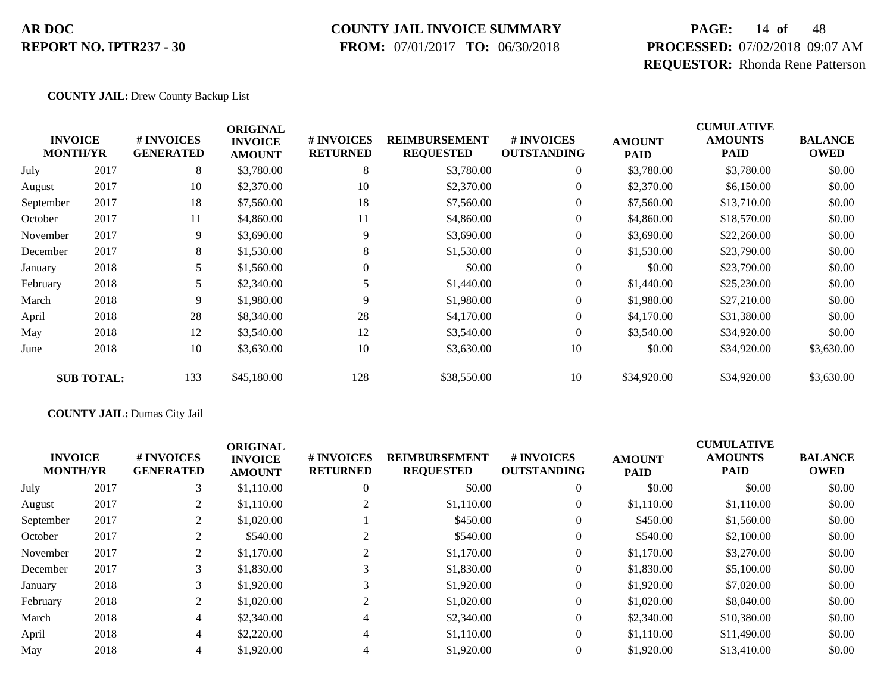**AR DOC**
**REPORT NO. IPTR237 - 30**

**COUNTY JAIL INVOICE SUMMARY**
**FROM:** 07/01/2017 **TO:** 06/30/2018

**PROCESSED:** 07/02/2018 09:07 AM
**REQUESTOR:** Rhonda Rene Patterson

**COUNTY JAIL:** Drew County Backup List

| INVOICE MONTH/YR | | # INVOICES GENERATED | ORIGINAL INVOICE AMOUNT | # INVOICES RETURNED | REIMBURSEMENT REQUESTED | # INVOICES OUTSTANDING | AMOUNT PAID | CUMULATIVE AMOUNTS PAID | BALANCE OWED |
|---|---|---|---|---|---|---|---|---|---|
| July | 2017 | 8 | $3,780.00 | 8 | $3,780.00 | 0 | $3,780.00 | $3,780.00 | $0.00 |
| August | 2017 | 10 | $2,370.00 | 10 | $2,370.00 | 0 | $2,370.00 | $6,150.00 | $0.00 |
| September | 2017 | 18 | $7,560.00 | 18 | $7,560.00 | 0 | $7,560.00 | $13,710.00 | $0.00 |
| October | 2017 | 11 | $4,860.00 | 11 | $4,860.00 | 0 | $4,860.00 | $18,570.00 | $0.00 |
| November | 2017 | 9 | $3,690.00 | 9 | $3,690.00 | 0 | $3,690.00 | $22,260.00 | $0.00 |
| December | 2017 | 8 | $1,530.00 | 8 | $1,530.00 | 0 | $1,530.00 | $23,790.00 | $0.00 |
| January | 2018 | 5 | $1,560.00 | 0 | $0.00 | 0 | $0.00 | $23,790.00 | $0.00 |
| February | 2018 | 5 | $2,340.00 | 5 | $1,440.00 | 0 | $1,440.00 | $25,230.00 | $0.00 |
| March | 2018 | 9 | $1,980.00 | 9 | $1,980.00 | 0 | $1,980.00 | $27,210.00 | $0.00 |
| April | 2018 | 28 | $8,340.00 | 28 | $4,170.00 | 0 | $4,170.00 | $31,380.00 | $0.00 |
| May | 2018 | 12 | $3,540.00 | 12 | $3,540.00 | 0 | $3,540.00 | $34,920.00 | $0.00 |
| June | 2018 | 10 | $3,630.00 | 10 | $3,630.00 | 10 | $0.00 | $34,920.00 | $3,630.00 |
| **SUB TOTAL:** | | 133 | $45,180.00 | 128 | $38,550.00 | 10 | $34,920.00 | $34,920.00 | $3,630.00 |

**COUNTY JAIL:** Dumas City Jail

| INVOICE MONTH/YR | | # INVOICES GENERATED | ORIGINAL INVOICE AMOUNT | # INVOICES RETURNED | REIMBURSEMENT REQUESTED | # INVOICES OUTSTANDING | AMOUNT PAID | CUMULATIVE AMOUNTS PAID | BALANCE OWED |
|---|---|---|---|---|---|---|---|---|---|
| July | 2017 | 3 | $1,110.00 | 0 | $0.00 | 0 | $0.00 | $0.00 | $0.00 |
| August | 2017 | 2 | $1,110.00 | 2 | $1,110.00 | 0 | $1,110.00 | $1,110.00 | $0.00 |
| September | 2017 | 2 | $1,020.00 | 1 | $450.00 | 0 | $450.00 | $1,560.00 | $0.00 |
| October | 2017 | 2 | $540.00 | 2 | $540.00 | 0 | $540.00 | $2,100.00 | $0.00 |
| November | 2017 | 2 | $1,170.00 | 2 | $1,170.00 | 0 | $1,170.00 | $3,270.00 | $0.00 |
| December | 2017 | 3 | $1,830.00 | 3 | $1,830.00 | 0 | $1,830.00 | $5,100.00 | $0.00 |
| January | 2018 | 3 | $1,920.00 | 3 | $1,920.00 | 0 | $1,920.00 | $7,020.00 | $0.00 |
| February | 2018 | 2 | $1,020.00 | 2 | $1,020.00 | 0 | $1,020.00 | $8,040.00 | $0.00 |
| March | 2018 | 4 | $2,340.00 | 4 | $2,340.00 | 0 | $2,340.00 | $10,380.00 | $0.00 |
| April | 2018 | 4 | $2,220.00 | 4 | $1,110.00 | 0 | $1,110.00 | $11,490.00 | $0.00 |
| May | 2018 | 4 | $1,920.00 | 4 | $1,920.00 | 0 | $1,920.00 | $13,410.00 | $0.00 |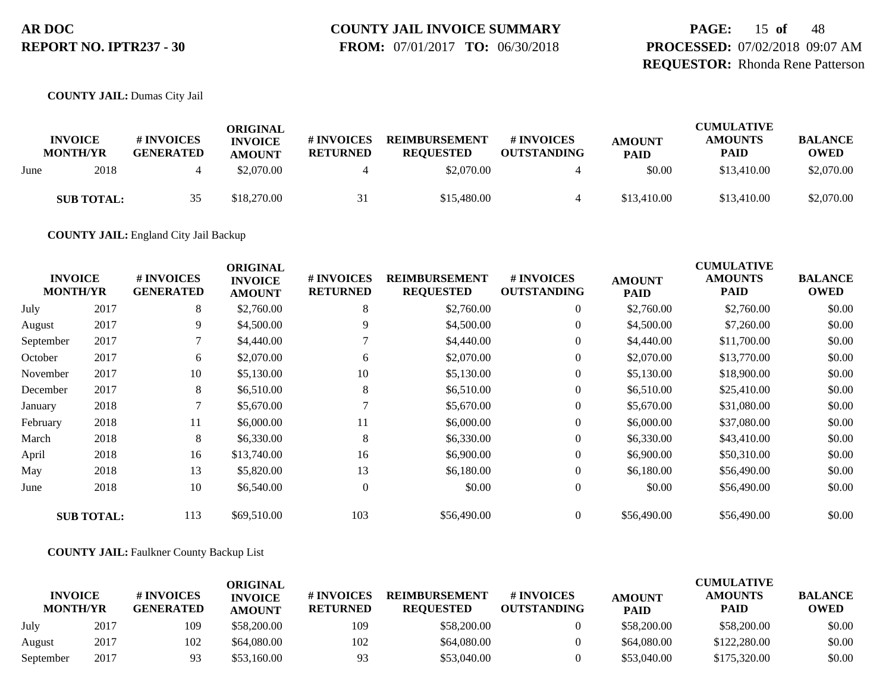**COUNTY JAIL:** Dumas City Jail

| INVOICE MONTH/YR | | # INVOICES GENERATED | ORIGINAL INVOICE AMOUNT | # INVOICES RETURNED | REIMBURSEMENT REQUESTED | # INVOICES OUTSTANDING | AMOUNT PAID | CUMULATIVE AMOUNTS PAID | BALANCE OWED |
|---|---|---|---|---|---|---|---|---|---|
| June | 2018 | 4 | $2,070.00 | 4 | $2,070.00 | 4 | $0.00 | $13,410.00 | $2,070.00 |
| **SUB TOTAL:** | | 35 | $18,270.00 | 31 | $15,480.00 | 4 | $13,410.00 | $13,410.00 | $2,070.00 |

**COUNTY JAIL:** England City Jail Backup

| INVOICE MONTH/YR | | # INVOICES GENERATED | ORIGINAL INVOICE AMOUNT | # INVOICES RETURNED | REIMBURSEMENT REQUESTED | # INVOICES OUTSTANDING | AMOUNT PAID | CUMULATIVE AMOUNTS PAID | BALANCE OWED |
|---|---|---|---|---|---|---|---|---|---|
| July | 2017 | 8 | $2,760.00 | 8 | $2,760.00 | 0 | $2,760.00 | $2,760.00 | $0.00 |
| August | 2017 | 9 | $4,500.00 | 9 | $4,500.00 | 0 | $4,500.00 | $7,260.00 | $0.00 |
| September | 2017 | 7 | $4,440.00 | 7 | $4,440.00 | 0 | $4,440.00 | $11,700.00 | $0.00 |
| October | 2017 | 6 | $2,070.00 | 6 | $2,070.00 | 0 | $2,070.00 | $13,770.00 | $0.00 |
| November | 2017 | 10 | $5,130.00 | 10 | $5,130.00 | 0 | $5,130.00 | $18,900.00 | $0.00 |
| December | 2017 | 8 | $6,510.00 | 8 | $6,510.00 | 0 | $6,510.00 | $25,410.00 | $0.00 |
| January | 2018 | 7 | $5,670.00 | 7 | $5,670.00 | 0 | $5,670.00 | $31,080.00 | $0.00 |
| February | 2018 | 11 | $6,000.00 | 11 | $6,000.00 | 0 | $6,000.00 | $37,080.00 | $0.00 |
| March | 2018 | 8 | $6,330.00 | 8 | $6,330.00 | 0 | $6,330.00 | $43,410.00 | $0.00 |
| April | 2018 | 16 | $13,740.00 | 16 | $6,900.00 | 0 | $6,900.00 | $50,310.00 | $0.00 |
| May | 2018 | 13 | $5,820.00 | 13 | $6,180.00 | 0 | $6,180.00 | $56,490.00 | $0.00 |
| June | 2018 | 10 | $6,540.00 | 0 | $0.00 | 0 | $0.00 | $56,490.00 | $0.00 |
| **SUB TOTAL:** | | 113 | $69,510.00 | 103 | $56,490.00 | 0 | $56,490.00 | $56,490.00 | $0.00 |

**COUNTY JAIL:** Faulkner County Backup List

| INVOICE MONTH/YR | | # INVOICES GENERATED | ORIGINAL INVOICE AMOUNT | # INVOICES RETURNED | REIMBURSEMENT REQUESTED | # INVOICES OUTSTANDING | AMOUNT PAID | CUMULATIVE AMOUNTS PAID | BALANCE OWED |
|---|---|---|---|---|---|---|---|---|---|
| July | 2017 | 109 | $58,200.00 | 109 | $58,200.00 | 0 | $58,200.00 | $58,200.00 | $0.00 |
| August | 2017 | 102 | $64,080.00 | 102 | $64,080.00 | 0 | $64,080.00 | $122,280.00 | $0.00 |
| September | 2017 | 93 | $53,160.00 | 93 | $53,040.00 | 0 | $53,040.00 | $175,320.00 | $0.00 |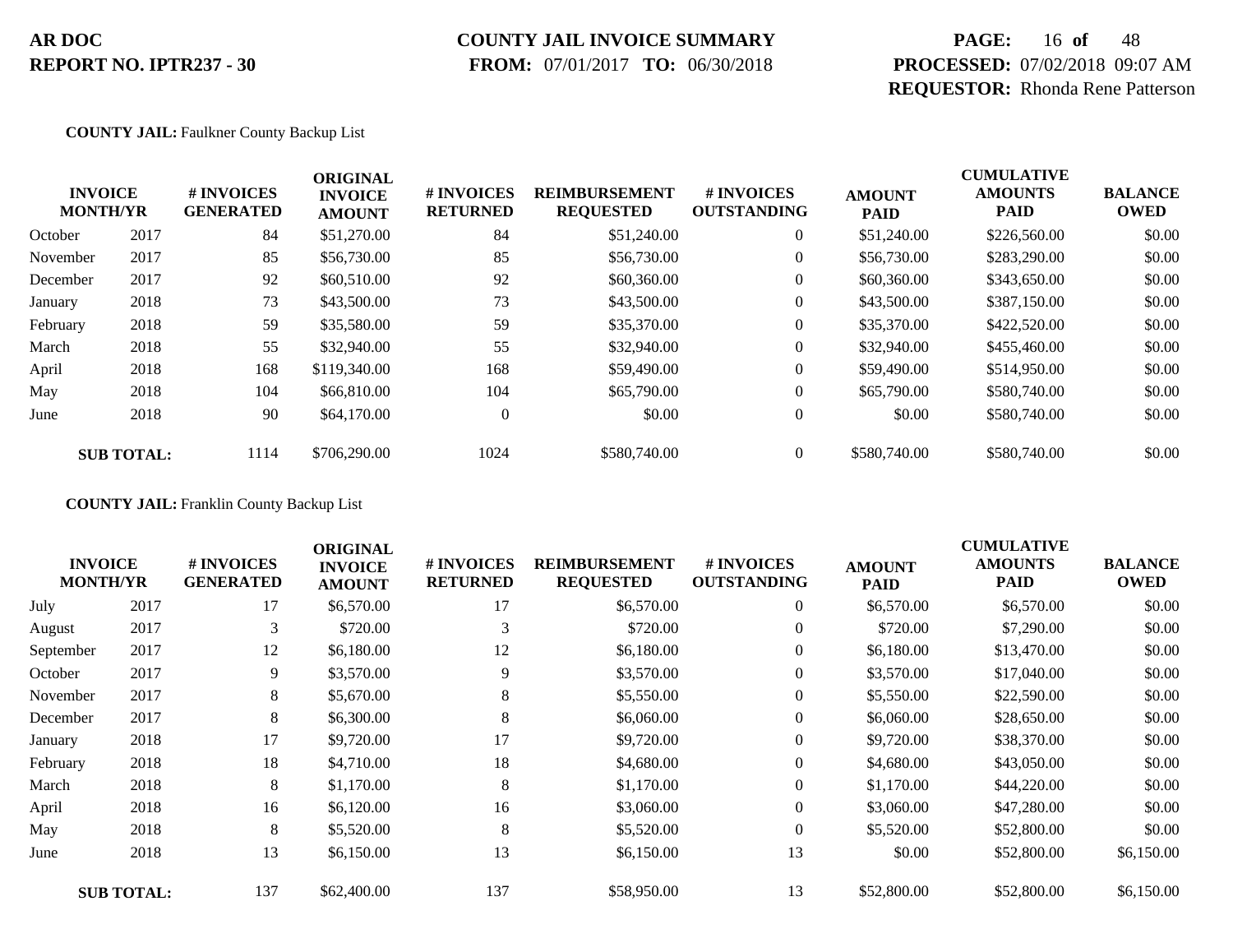**AR DOC**
**REPORT NO. IPTR237 - 30**

**COUNTY JAIL INVOICE SUMMARY**
**FROM:** 07/01/2017 **TO:** 06/30/2018

**PROCESSED:** 07/02/2018 09:07 AM
**REQUESTOR:** Rhonda Rene Patterson

**COUNTY JAIL:** Faulkner County Backup List

| INVOICE MONTH/YR | | # INVOICES GENERATED | ORIGINAL INVOICE AMOUNT | # INVOICES RETURNED | REIMBURSEMENT REQUESTED | # INVOICES OUTSTANDING | AMOUNT PAID | CUMULATIVE AMOUNTS PAID | BALANCE OWED |
|---|---|---|---|---|---|---|---|---|---|
| October | 2017 | 84 | $51,270.00 | 84 | $51,240.00 | 0 | $51,240.00 | $226,560.00 | $0.00 |
| November | 2017 | 85 | $56,730.00 | 85 | $56,730.00 | 0 | $56,730.00 | $283,290.00 | $0.00 |
| December | 2017 | 92 | $60,510.00 | 92 | $60,360.00 | 0 | $60,360.00 | $343,650.00 | $0.00 |
| January | 2018 | 73 | $43,500.00 | 73 | $43,500.00 | 0 | $43,500.00 | $387,150.00 | $0.00 |
| February | 2018 | 59 | $35,580.00 | 59 | $35,370.00 | 0 | $35,370.00 | $422,520.00 | $0.00 |
| March | 2018 | 55 | $32,940.00 | 55 | $32,940.00 | 0 | $32,940.00 | $455,460.00 | $0.00 |
| April | 2018 | 168 | $119,340.00 | 168 | $59,490.00 | 0 | $59,490.00 | $514,950.00 | $0.00 |
| May | 2018 | 104 | $66,810.00 | 104 | $65,790.00 | 0 | $65,790.00 | $580,740.00 | $0.00 |
| June | 2018 | 90 | $64,170.00 | 0 | $0.00 | 0 | $0.00 | $580,740.00 | $0.00 |
| **SUB TOTAL:** | | 1114 | $706,290.00 | 1024 | $580,740.00 | 0 | $580,740.00 | $580,740.00 | $0.00 |

**COUNTY JAIL:** Franklin County Backup List

| INVOICE MONTH/YR | | # INVOICES GENERATED | ORIGINAL INVOICE AMOUNT | # INVOICES RETURNED | REIMBURSEMENT REQUESTED | # INVOICES OUTSTANDING | AMOUNT PAID | CUMULATIVE AMOUNTS PAID | BALANCE OWED |
|---|---|---|---|---|---|---|---|---|---|
| July | 2017 | 17 | $6,570.00 | 17 | $6,570.00 | 0 | $6,570.00 | $6,570.00 | $0.00 |
| August | 2017 | 3 | $720.00 | 3 | $720.00 | 0 | $720.00 | $7,290.00 | $0.00 |
| September | 2017 | 12 | $6,180.00 | 12 | $6,180.00 | 0 | $6,180.00 | $13,470.00 | $0.00 |
| October | 2017 | 9 | $3,570.00 | 9 | $3,570.00 | 0 | $3,570.00 | $17,040.00 | $0.00 |
| November | 2017 | 8 | $5,670.00 | 8 | $5,550.00 | 0 | $5,550.00 | $22,590.00 | $0.00 |
| December | 2017 | 8 | $6,300.00 | 8 | $6,060.00 | 0 | $6,060.00 | $28,650.00 | $0.00 |
| January | 2018 | 17 | $9,720.00 | 17 | $9,720.00 | 0 | $9,720.00 | $38,370.00 | $0.00 |
| February | 2018 | 18 | $4,710.00 | 18 | $4,680.00 | 0 | $4,680.00 | $43,050.00 | $0.00 |
| March | 2018 | 8 | $1,170.00 | 8 | $1,170.00 | 0 | $1,170.00 | $44,220.00 | $0.00 |
| April | 2018 | 16 | $6,120.00 | 16 | $3,060.00 | 0 | $3,060.00 | $47,280.00 | $0.00 |
| May | 2018 | 8 | $5,520.00 | 8 | $5,520.00 | 0 | $5,520.00 | $52,800.00 | $0.00 |
| June | 2018 | 13 | $6,150.00 | 13 | $6,150.00 | 13 | $0.00 | $52,800.00 | $6,150.00 |
| **SUB TOTAL:** | | 137 | $62,400.00 | 137 | $58,950.00 | 13 | $52,800.00 | $52,800.00 | $6,150.00 |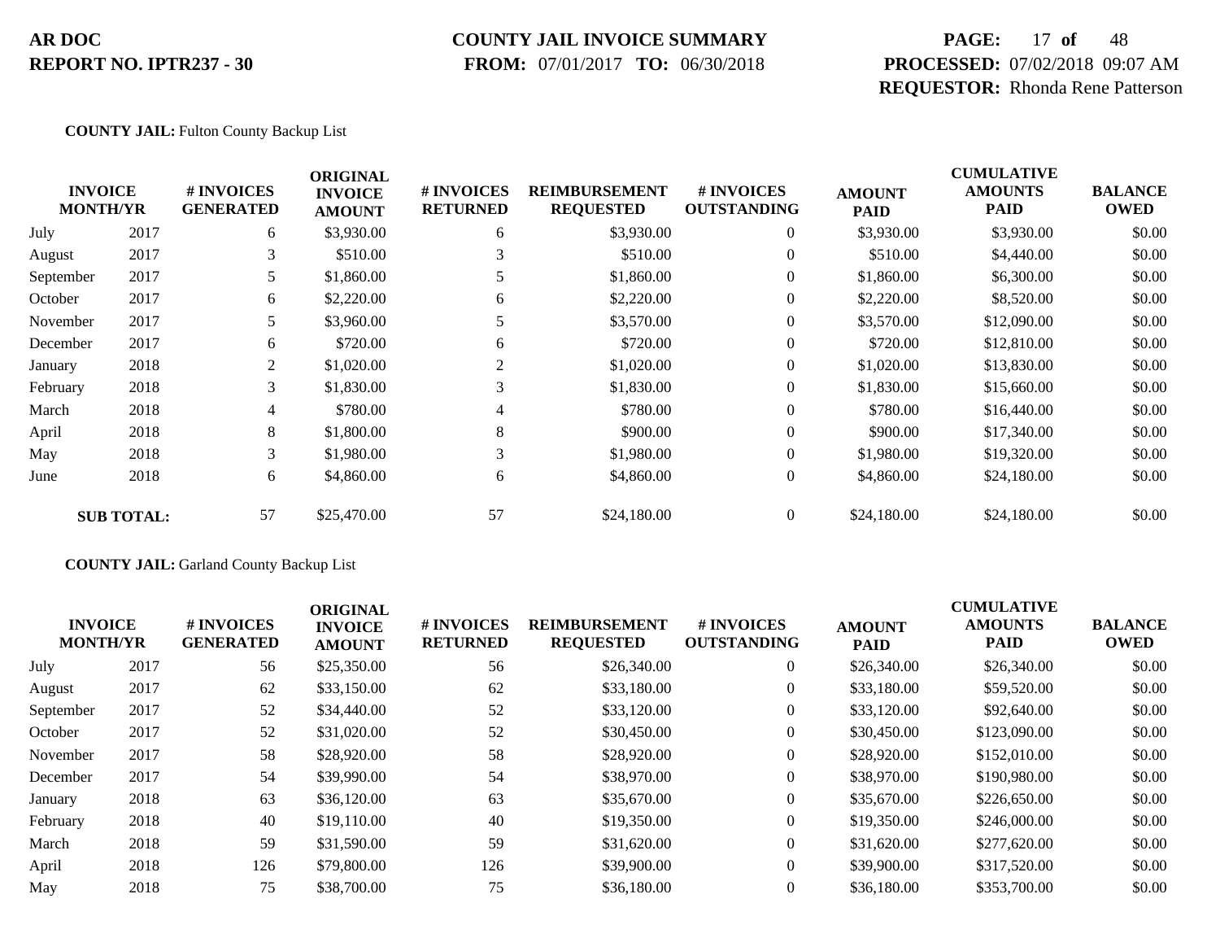**AR DOC**
**REPORT NO. IPTR237 - 30**

**COUNTY JAIL INVOICE SUMMARY**
**FROM:** 07/01/2017 **TO:** 06/30/2018

**PROCESSED:** 07/02/2018 09:07 AM
**REQUESTOR:** Rhonda Rene Patterson

**COUNTY JAIL:** Fulton County Backup List

| INVOICE MONTH/YR | | # INVOICES GENERATED | ORIGINAL INVOICE AMOUNT | # INVOICES RETURNED | REIMBURSEMENT REQUESTED | # INVOICES OUTSTANDING | AMOUNT PAID | CUMULATIVE AMOUNTS PAID | BALANCE OWED |
|---|---|---|---|---|---|---|---|---|---|
| July | 2017 | 6 | $3,930.00 | 6 | $3,930.00 | 0 | $3,930.00 | $3,930.00 | $0.00 |
| August | 2017 | 3 | $510.00 | 3 | $510.00 | 0 | $510.00 | $4,440.00 | $0.00 |
| September | 2017 | 5 | $1,860.00 | 5 | $1,860.00 | 0 | $1,860.00 | $6,300.00 | $0.00 |
| October | 2017 | 6 | $2,220.00 | 6 | $2,220.00 | 0 | $2,220.00 | $8,520.00 | $0.00 |
| November | 2017 | 5 | $3,960.00 | 5 | $3,570.00 | 0 | $3,570.00 | $12,090.00 | $0.00 |
| December | 2017 | 6 | $720.00 | 6 | $720.00 | 0 | $720.00 | $12,810.00 | $0.00 |
| January | 2018 | 2 | $1,020.00 | 2 | $1,020.00 | 0 | $1,020.00 | $13,830.00 | $0.00 |
| February | 2018 | 3 | $1,830.00 | 3 | $1,830.00 | 0 | $1,830.00 | $15,660.00 | $0.00 |
| March | 2018 | 4 | $780.00 | 4 | $780.00 | 0 | $780.00 | $16,440.00 | $0.00 |
| April | 2018 | 8 | $1,800.00 | 8 | $900.00 | 0 | $900.00 | $17,340.00 | $0.00 |
| May | 2018 | 3 | $1,980.00 | 3 | $1,980.00 | 0 | $1,980.00 | $19,320.00 | $0.00 |
| June | 2018 | 6 | $4,860.00 | 6 | $4,860.00 | 0 | $4,860.00 | $24,180.00 | $0.00 |
| **SUB TOTAL:** | | 57 | $25,470.00 | 57 | $24,180.00 | 0 | $24,180.00 | $24,180.00 | $0.00 |

**COUNTY JAIL:** Garland County Backup List

| INVOICE MONTH/YR | | # INVOICES GENERATED | ORIGINAL INVOICE AMOUNT | # INVOICES RETURNED | REIMBURSEMENT REQUESTED | # INVOICES OUTSTANDING | AMOUNT PAID | CUMULATIVE AMOUNTS PAID | BALANCE OWED |
|---|---|---|---|---|---|---|---|---|---|
| July | 2017 | 56 | $25,350.00 | 56 | $26,340.00 | 0 | $26,340.00 | $26,340.00 | $0.00 |
| August | 2017 | 62 | $33,150.00 | 62 | $33,180.00 | 0 | $33,180.00 | $59,520.00 | $0.00 |
| September | 2017 | 52 | $34,440.00 | 52 | $33,120.00 | 0 | $33,120.00 | $92,640.00 | $0.00 |
| October | 2017 | 52 | $31,020.00 | 52 | $30,450.00 | 0 | $30,450.00 | $123,090.00 | $0.00 |
| November | 2017 | 58 | $28,920.00 | 58 | $28,920.00 | 0 | $28,920.00 | $152,010.00 | $0.00 |
| December | 2017 | 54 | $39,990.00 | 54 | $38,970.00 | 0 | $38,970.00 | $190,980.00 | $0.00 |
| January | 2018 | 63 | $36,120.00 | 63 | $35,670.00 | 0 | $35,670.00 | $226,650.00 | $0.00 |
| February | 2018 | 40 | $19,110.00 | 40 | $19,350.00 | 0 | $19,350.00 | $246,000.00 | $0.00 |
| March | 2018 | 59 | $31,590.00 | 59 | $31,620.00 | 0 | $31,620.00 | $277,620.00 | $0.00 |
| April | 2018 | 126 | $79,800.00 | 126 | $39,900.00 | 0 | $39,900.00 | $317,520.00 | $0.00 |
| May | 2018 | 75 | $38,700.00 | 75 | $36,180.00 | 0 | $36,180.00 | $353,700.00 | $0.00 |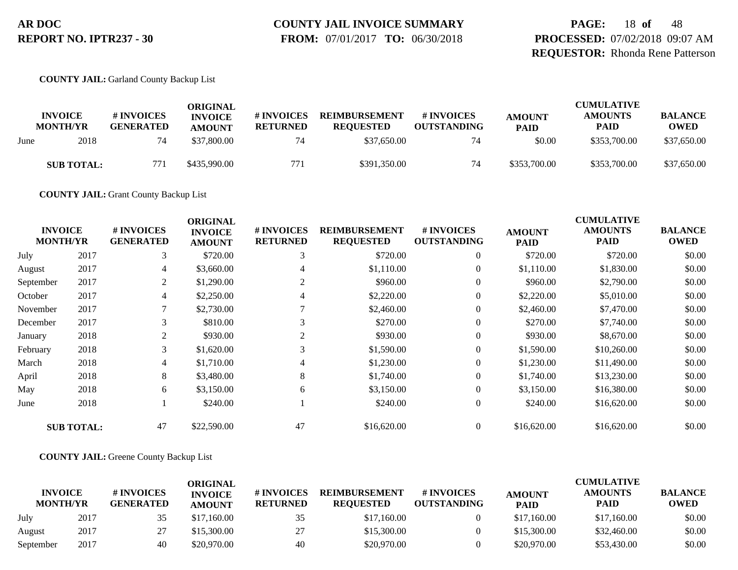**AR DOC**
**REPORT NO. IPTR237 - 30**

**COUNTY JAIL INVOICE SUMMARY**
**FROM:** 07/01/2017 **TO:** 06/30/2018

**PROCESSED:** 07/02/2018 09:07 AM
**REQUESTOR:** Rhonda Rene Patterson

**COUNTY JAIL:** Garland County Backup List

| INVOICE MONTH/YR | | # INVOICES GENERATED | ORIGINAL INVOICE AMOUNT | # INVOICES RETURNED | REIMBURSEMENT REQUESTED | # INVOICES OUTSTANDING | AMOUNT PAID | CUMULATIVE AMOUNTS PAID | BALANCE OWED |
|---|---|---|---|---|---|---|---|---|---|
| June | 2018 | 74 | $37,800.00 | 74 | $37,650.00 | 74 | $0.00 | $353,700.00 | $37,650.00 |
| **SUB TOTAL:** | | 771 | $435,990.00 | 771 | $391,350.00 | 74 | $353,700.00 | $353,700.00 | $37,650.00 |

**COUNTY JAIL:** Grant County Backup List

| INVOICE MONTH/YR | | # INVOICES GENERATED | ORIGINAL INVOICE AMOUNT | # INVOICES RETURNED | REIMBURSEMENT REQUESTED | # INVOICES OUTSTANDING | AMOUNT PAID | CUMULATIVE AMOUNTS PAID | BALANCE OWED |
|---|---|---|---|---|---|---|---|---|---|
| July | 2017 | 3 | $720.00 | 3 | $720.00 | 0 | $720.00 | $720.00 | $0.00 |
| August | 2017 | 4 | $3,660.00 | 4 | $1,110.00 | 0 | $1,110.00 | $1,830.00 | $0.00 |
| September | 2017 | 2 | $1,290.00 | 2 | $960.00 | 0 | $960.00 | $2,790.00 | $0.00 |
| October | 2017 | 4 | $2,250.00 | 4 | $2,220.00 | 0 | $2,220.00 | $5,010.00 | $0.00 |
| November | 2017 | 7 | $2,730.00 | 7 | $2,460.00 | 0 | $2,460.00 | $7,470.00 | $0.00 |
| December | 2017 | 3 | $810.00 | 3 | $270.00 | 0 | $270.00 | $7,740.00 | $0.00 |
| January | 2018 | 2 | $930.00 | 2 | $930.00 | 0 | $930.00 | $8,670.00 | $0.00 |
| February | 2018 | 3 | $1,620.00 | 3 | $1,590.00 | 0 | $1,590.00 | $10,260.00 | $0.00 |
| March | 2018 | 4 | $1,710.00 | 4 | $1,230.00 | 0 | $1,230.00 | $11,490.00 | $0.00 |
| April | 2018 | 8 | $3,480.00 | 8 | $1,740.00 | 0 | $1,740.00 | $13,230.00 | $0.00 |
| May | 2018 | 6 | $3,150.00 | 6 | $3,150.00 | 0 | $3,150.00 | $16,380.00 | $0.00 |
| June | 2018 | 1 | $240.00 | 1 | $240.00 | 0 | $240.00 | $16,620.00 | $0.00 |
| **SUB TOTAL:** | | 47 | $22,590.00 | 47 | $16,620.00 | 0 | $16,620.00 | $16,620.00 | $0.00 |

**COUNTY JAIL:** Greene County Backup List

| INVOICE MONTH/YR | | # INVOICES GENERATED | ORIGINAL INVOICE AMOUNT | # INVOICES RETURNED | REIMBURSEMENT REQUESTED | # INVOICES OUTSTANDING | AMOUNT PAID | CUMULATIVE AMOUNTS PAID | BALANCE OWED |
|---|---|---|---|---|---|---|---|---|---|
| July | 2017 | 35 | $17,160.00 | 35 | $17,160.00 | 0 | $17,160.00 | $17,160.00 | $0.00 |
| August | 2017 | 27 | $15,300.00 | 27 | $15,300.00 | 0 | $15,300.00 | $32,460.00 | $0.00 |
| September | 2017 | 40 | $20,970.00 | 40 | $20,970.00 | 0 | $20,970.00 | $53,430.00 | $0.00 |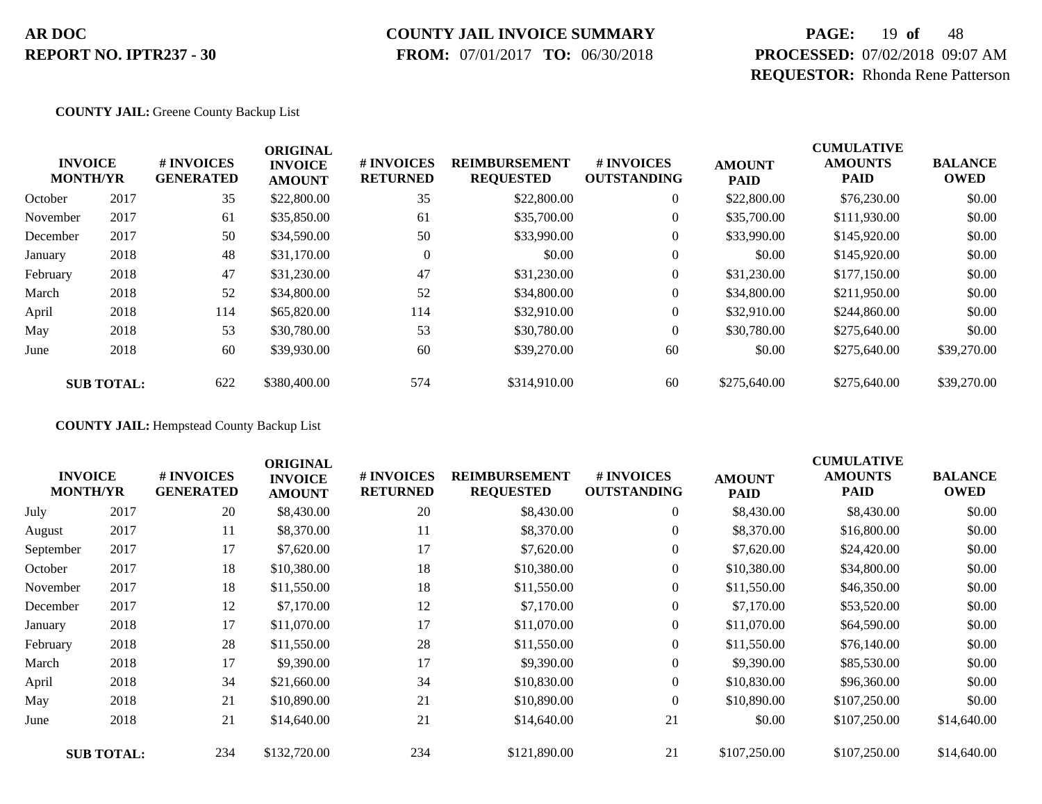**COUNTY JAIL:** Greene County Backup List

| INVOICE MONTH/YR | | # INVOICES GENERATED | ORIGINAL INVOICE AMOUNT | # INVOICES RETURNED | REIMBURSEMENT REQUESTED | # INVOICES OUTSTANDING | AMOUNT PAID | CUMULATIVE AMOUNTS PAID | BALANCE OWED |
|---|---|---|---|---|---|---|---|---|---|
| October | 2017 | 35 | $22,800.00 | 35 | $22,800.00 | 0 | $22,800.00 | $76,230.00 | $0.00 |
| November | 2017 | 61 | $35,850.00 | 61 | $35,700.00 | 0 | $35,700.00 | $111,930.00 | $0.00 |
| December | 2017 | 50 | $34,590.00 | 50 | $33,990.00 | 0 | $33,990.00 | $145,920.00 | $0.00 |
| January | 2018 | 48 | $31,170.00 | 0 | $0.00 | 0 | $0.00 | $145,920.00 | $0.00 |
| February | 2018 | 47 | $31,230.00 | 47 | $31,230.00 | 0 | $31,230.00 | $177,150.00 | $0.00 |
| March | 2018 | 52 | $34,800.00 | 52 | $34,800.00 | 0 | $34,800.00 | $211,950.00 | $0.00 |
| April | 2018 | 114 | $65,820.00 | 114 | $32,910.00 | 0 | $32,910.00 | $244,860.00 | $0.00 |
| May | 2018 | 53 | $30,780.00 | 53 | $30,780.00 | 0 | $30,780.00 | $275,640.00 | $0.00 |
| June | 2018 | 60 | $39,930.00 | 60 | $39,270.00 | 60 | $0.00 | $275,640.00 | $39,270.00 |
| **SUB TOTAL:** | | 622 | $380,400.00 | 574 | $314,910.00 | 60 | $275,640.00 | $275,640.00 | $39,270.00 |

**COUNTY JAIL:** Hempstead County Backup List

| INVOICE MONTH/YR | | # INVOICES GENERATED | ORIGINAL INVOICE AMOUNT | # INVOICES RETURNED | REIMBURSEMENT REQUESTED | # INVOICES OUTSTANDING | AMOUNT PAID | CUMULATIVE AMOUNTS PAID | BALANCE OWED |
|---|---|---|---|---|---|---|---|---|---|
| July | 2017 | 20 | $8,430.00 | 20 | $8,430.00 | 0 | $8,430.00 | $8,430.00 | $0.00 |
| August | 2017 | 11 | $8,370.00 | 11 | $8,370.00 | 0 | $8,370.00 | $16,800.00 | $0.00 |
| September | 2017 | 17 | $7,620.00 | 17 | $7,620.00 | 0 | $7,620.00 | $24,420.00 | $0.00 |
| October | 2017 | 18 | $10,380.00 | 18 | $10,380.00 | 0 | $10,380.00 | $34,800.00 | $0.00 |
| November | 2017 | 18 | $11,550.00 | 18 | $11,550.00 | 0 | $11,550.00 | $46,350.00 | $0.00 |
| December | 2017 | 12 | $7,170.00 | 12 | $7,170.00 | 0 | $7,170.00 | $53,520.00 | $0.00 |
| January | 2018 | 17 | $11,070.00 | 17 | $11,070.00 | 0 | $11,070.00 | $64,590.00 | $0.00 |
| February | 2018 | 28 | $11,550.00 | 28 | $11,550.00 | 0 | $11,550.00 | $76,140.00 | $0.00 |
| March | 2018 | 17 | $9,390.00 | 17 | $9,390.00 | 0 | $9,390.00 | $85,530.00 | $0.00 |
| April | 2018 | 34 | $21,660.00 | 34 | $10,830.00 | 0 | $10,830.00 | $96,360.00 | $0.00 |
| May | 2018 | 21 | $10,890.00 | 21 | $10,890.00 | 0 | $10,890.00 | $107,250.00 | $0.00 |
| June | 2018 | 21 | $14,640.00 | 21 | $14,640.00 | 21 | $0.00 | $107,250.00 | $14,640.00 |
| **SUB TOTAL:** | | 234 | $132,720.00 | 234 | $121,890.00 | 21 | $107,250.00 | $107,250.00 | $14,640.00 |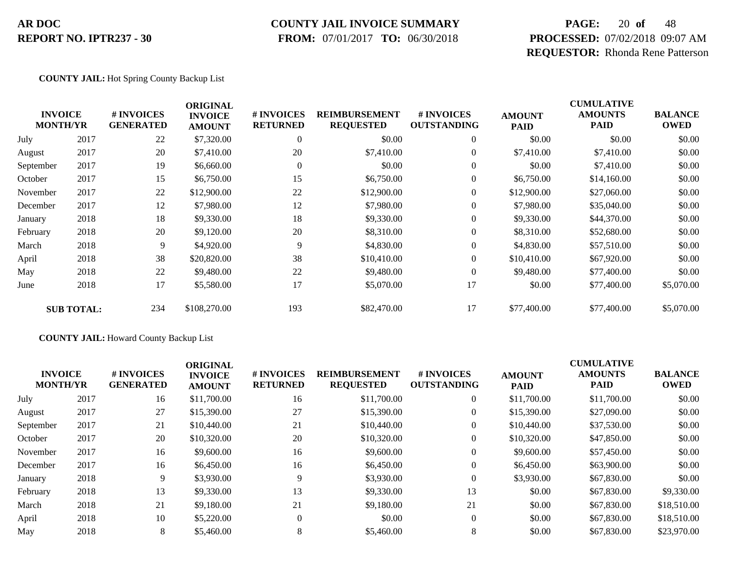**COUNTY JAIL:** Hot Spring County Backup List

| INVOICE MONTH/YR | | # INVOICES GENERATED | ORIGINAL INVOICE AMOUNT | # INVOICES RETURNED | REIMBURSEMENT REQUESTED | # INVOICES OUTSTANDING | AMOUNT PAID | CUMULATIVE AMOUNTS PAID | BALANCE OWED |
|---|---|---|---|---|---|---|---|---|---|
| July | 2017 | 22 | $7,320.00 | 0 | $0.00 | 0 | $0.00 | $0.00 | $0.00 |
| August | 2017 | 20 | $7,410.00 | 20 | $7,410.00 | 0 | $7,410.00 | $7,410.00 | $0.00 |
| September | 2017 | 19 | $6,660.00 | 0 | $0.00 | 0 | $0.00 | $7,410.00 | $0.00 |
| October | 2017 | 15 | $6,750.00 | 15 | $6,750.00 | 0 | $6,750.00 | $14,160.00 | $0.00 |
| November | 2017 | 22 | $12,900.00 | 22 | $12,900.00 | 0 | $12,900.00 | $27,060.00 | $0.00 |
| December | 2017 | 12 | $7,980.00 | 12 | $7,980.00 | 0 | $7,980.00 | $35,040.00 | $0.00 |
| January | 2018 | 18 | $9,330.00 | 18 | $9,330.00 | 0 | $9,330.00 | $44,370.00 | $0.00 |
| February | 2018 | 20 | $9,120.00 | 20 | $8,310.00 | 0 | $8,310.00 | $52,680.00 | $0.00 |
| March | 2018 | 9 | $4,920.00 | 9 | $4,830.00 | 0 | $4,830.00 | $57,510.00 | $0.00 |
| April | 2018 | 38 | $20,820.00 | 38 | $10,410.00 | 0 | $10,410.00 | $67,920.00 | $0.00 |
| May | 2018 | 22 | $9,480.00 | 22 | $9,480.00 | 0 | $9,480.00 | $77,400.00 | $0.00 |
| June | 2018 | 17 | $5,580.00 | 17 | $5,070.00 | 17 | $0.00 | $77,400.00 | $5,070.00 |
| **SUB TOTAL:** | | 234 | $108,270.00 | 193 | $82,470.00 | 17 | $77,400.00 | $77,400.00 | $5,070.00 |

**COUNTY JAIL:** Howard County Backup List

| INVOICE MONTH/YR | | # INVOICES GENERATED | ORIGINAL INVOICE AMOUNT | # INVOICES RETURNED | REIMBURSEMENT REQUESTED | # INVOICES OUTSTANDING | AMOUNT PAID | CUMULATIVE AMOUNTS PAID | BALANCE OWED |
|---|---|---|---|---|---|---|---|---|---|
| July | 2017 | 16 | $11,700.00 | 16 | $11,700.00 | 0 | $11,700.00 | $11,700.00 | $0.00 |
| August | 2017 | 27 | $15,390.00 | 27 | $15,390.00 | 0 | $15,390.00 | $27,090.00 | $0.00 |
| September | 2017 | 21 | $10,440.00 | 21 | $10,440.00 | 0 | $10,440.00 | $37,530.00 | $0.00 |
| October | 2017 | 20 | $10,320.00 | 20 | $10,320.00 | 0 | $10,320.00 | $47,850.00 | $0.00 |
| November | 2017 | 16 | $9,600.00 | 16 | $9,600.00 | 0 | $9,600.00 | $57,450.00 | $0.00 |
| December | 2017 | 16 | $6,450.00 | 16 | $6,450.00 | 0 | $6,450.00 | $63,900.00 | $0.00 |
| January | 2018 | 9 | $3,930.00 | 9 | $3,930.00 | 0 | $3,930.00 | $67,830.00 | $0.00 |
| February | 2018 | 13 | $9,330.00 | 13 | $9,330.00 | 13 | $0.00 | $67,830.00 | $9,330.00 |
| March | 2018 | 21 | $9,180.00 | 21 | $9,180.00 | 21 | $0.00 | $67,830.00 | $18,510.00 |
| April | 2018 | 10 | $5,220.00 | 0 | $0.00 | 0 | $0.00 | $67,830.00 | $18,510.00 |
| May | 2018 | 8 | $5,460.00 | 8 | $5,460.00 | 8 | $0.00 | $67,830.00 | $23,970.00 |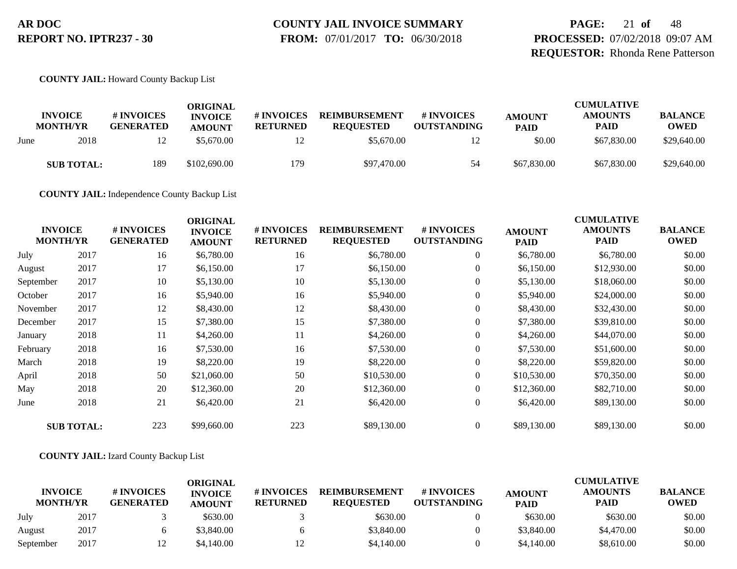**COUNTY JAIL:** Howard County Backup List

| INVOICE MONTH/YR | | # INVOICES GENERATED | ORIGINAL INVOICE AMOUNT | # INVOICES RETURNED | REIMBURSEMENT REQUESTED | # INVOICES OUTSTANDING | AMOUNT PAID | CUMULATIVE AMOUNTS PAID | BALANCE OWED |
|---|---|---|---|---|---|---|---|---|---|
| June | 2018 | 12 | $5,670.00 | 12 | $5,670.00 | 12 | $0.00 | $67,830.00 | $29,640.00 |
| **SUB TOTAL:** | | 189 | $102,690.00 | 179 | $97,470.00 | 54 | $67,830.00 | $67,830.00 | $29,640.00 |

**COUNTY JAIL:** Independence County Backup List

| INVOICE MONTH/YR | | # INVOICES GENERATED | ORIGINAL INVOICE AMOUNT | # INVOICES RETURNED | REIMBURSEMENT REQUESTED | # INVOICES OUTSTANDING | AMOUNT PAID | CUMULATIVE AMOUNTS PAID | BALANCE OWED |
|---|---|---|---|---|---|---|---|---|---|
| July | 2017 | 16 | $6,780.00 | 16 | $6,780.00 | 0 | $6,780.00 | $6,780.00 | $0.00 |
| August | 2017 | 17 | $6,150.00 | 17 | $6,150.00 | 0 | $6,150.00 | $12,930.00 | $0.00 |
| September | 2017 | 10 | $5,130.00 | 10 | $5,130.00 | 0 | $5,130.00 | $18,060.00 | $0.00 |
| October | 2017 | 16 | $5,940.00 | 16 | $5,940.00 | 0 | $5,940.00 | $24,000.00 | $0.00 |
| November | 2017 | 12 | $8,430.00 | 12 | $8,430.00 | 0 | $8,430.00 | $32,430.00 | $0.00 |
| December | 2017 | 15 | $7,380.00 | 15 | $7,380.00 | 0 | $7,380.00 | $39,810.00 | $0.00 |
| January | 2018 | 11 | $4,260.00 | 11 | $4,260.00 | 0 | $4,260.00 | $44,070.00 | $0.00 |
| February | 2018 | 16 | $7,530.00 | 16 | $7,530.00 | 0 | $7,530.00 | $51,600.00 | $0.00 |
| March | 2018 | 19 | $8,220.00 | 19 | $8,220.00 | 0 | $8,220.00 | $59,820.00 | $0.00 |
| April | 2018 | 50 | $21,060.00 | 50 | $10,530.00 | 0 | $10,530.00 | $70,350.00 | $0.00 |
| May | 2018 | 20 | $12,360.00 | 20 | $12,360.00 | 0 | $12,360.00 | $82,710.00 | $0.00 |
| June | 2018 | 21 | $6,420.00 | 21 | $6,420.00 | 0 | $6,420.00 | $89,130.00 | $0.00 |
| **SUB TOTAL:** | | 223 | $99,660.00 | 223 | $89,130.00 | 0 | $89,130.00 | $89,130.00 | $0.00 |

**COUNTY JAIL:** Izard County Backup List

| INVOICE MONTH/YR | | # INVOICES GENERATED | ORIGINAL INVOICE AMOUNT | # INVOICES RETURNED | REIMBURSEMENT REQUESTED | # INVOICES OUTSTANDING | AMOUNT PAID | CUMULATIVE AMOUNTS PAID | BALANCE OWED |
|---|---|---|---|---|---|---|---|---|---|
| July | 2017 | 3 | $630.00 | 3 | $630.00 | 0 | $630.00 | $630.00 | $0.00 |
| August | 2017 | 6 | $3,840.00 | 6 | $3,840.00 | 0 | $3,840.00 | $4,470.00 | $0.00 |
| September | 2017 | 12 | $4,140.00 | 12 | $4,140.00 | 0 | $4,140.00 | $8,610.00 | $0.00 |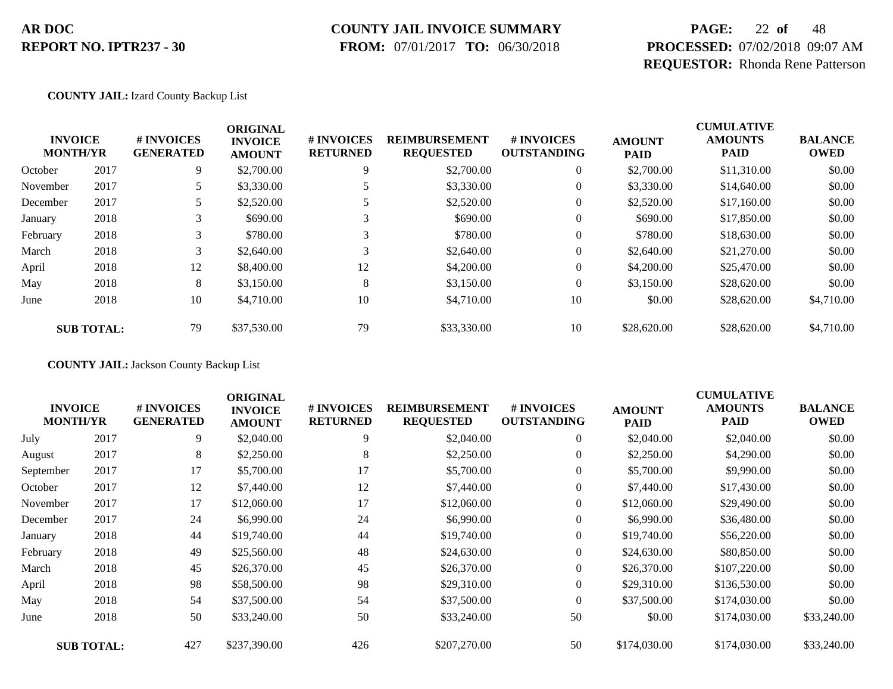**AR DOC**
**REPORT NO. IPTR237 - 30**

**COUNTY JAIL INVOICE SUMMARY**
**FROM:** 07/01/2017 **TO:** 06/30/2018

**PROCESSED:** 07/02/2018 09:07 AM
**REQUESTOR:** Rhonda Rene Patterson

**COUNTY JAIL:** Izard County Backup List

| INVOICE MONTH/YR | | # INVOICES GENERATED | ORIGINAL INVOICE AMOUNT | # INVOICES RETURNED | REIMBURSEMENT REQUESTED | # INVOICES OUTSTANDING | AMOUNT PAID | CUMULATIVE AMOUNTS PAID | BALANCE OWED |
|---|---|---|---|---|---|---|---|---|---|
| October | 2017 | 9 | $2,700.00 | 9 | $2,700.00 | 0 | $2,700.00 | $11,310.00 | $0.00 |
| November | 2017 | 5 | $3,330.00 | 5 | $3,330.00 | 0 | $3,330.00 | $14,640.00 | $0.00 |
| December | 2017 | 5 | $2,520.00 | 5 | $2,520.00 | 0 | $2,520.00 | $17,160.00 | $0.00 |
| January | 2018 | 3 | $690.00 | 3 | $690.00 | 0 | $690.00 | $17,850.00 | $0.00 |
| February | 2018 | 3 | $780.00 | 3 | $780.00 | 0 | $780.00 | $18,630.00 | $0.00 |
| March | 2018 | 3 | $2,640.00 | 3 | $2,640.00 | 0 | $2,640.00 | $21,270.00 | $0.00 |
| April | 2018 | 12 | $8,400.00 | 12 | $4,200.00 | 0 | $4,200.00 | $25,470.00 | $0.00 |
| May | 2018 | 8 | $3,150.00 | 8 | $3,150.00 | 0 | $3,150.00 | $28,620.00 | $0.00 |
| June | 2018 | 10 | $4,710.00 | 10 | $4,710.00 | 10 | $0.00 | $28,620.00 | $4,710.00 |
| **SUB TOTAL:** | | 79 | $37,530.00 | 79 | $33,330.00 | 10 | $28,620.00 | $28,620.00 | $4,710.00 |

**COUNTY JAIL:** Jackson County Backup List

| INVOICE MONTH/YR | | # INVOICES GENERATED | ORIGINAL INVOICE AMOUNT | # INVOICES RETURNED | REIMBURSEMENT REQUESTED | # INVOICES OUTSTANDING | AMOUNT PAID | CUMULATIVE AMOUNTS PAID | BALANCE OWED |
|---|---|---|---|---|---|---|---|---|---|
| July | 2017 | 9 | $2,040.00 | 9 | $2,040.00 | 0 | $2,040.00 | $2,040.00 | $0.00 |
| August | 2017 | 8 | $2,250.00 | 8 | $2,250.00 | 0 | $2,250.00 | $4,290.00 | $0.00 |
| September | 2017 | 17 | $5,700.00 | 17 | $5,700.00 | 0 | $5,700.00 | $9,990.00 | $0.00 |
| October | 2017 | 12 | $7,440.00 | 12 | $7,440.00 | 0 | $7,440.00 | $17,430.00 | $0.00 |
| November | 2017 | 17 | $12,060.00 | 17 | $12,060.00 | 0 | $12,060.00 | $29,490.00 | $0.00 |
| December | 2017 | 24 | $6,990.00 | 24 | $6,990.00 | 0 | $6,990.00 | $36,480.00 | $0.00 |
| January | 2018 | 44 | $19,740.00 | 44 | $19,740.00 | 0 | $19,740.00 | $56,220.00 | $0.00 |
| February | 2018 | 49 | $25,560.00 | 48 | $24,630.00 | 0 | $24,630.00 | $80,850.00 | $0.00 |
| March | 2018 | 45 | $26,370.00 | 45 | $26,370.00 | 0 | $26,370.00 | $107,220.00 | $0.00 |
| April | 2018 | 98 | $58,500.00 | 98 | $29,310.00 | 0 | $29,310.00 | $136,530.00 | $0.00 |
| May | 2018 | 54 | $37,500.00 | 54 | $37,500.00 | 0 | $37,500.00 | $174,030.00 | $0.00 |
| June | 2018 | 50 | $33,240.00 | 50 | $33,240.00 | 50 | $0.00 | $174,030.00 | $33,240.00 |
| **SUB TOTAL:** | | 427 | $237,390.00 | 426 | $207,270.00 | 50 | $174,030.00 | $174,030.00 | $33,240.00 |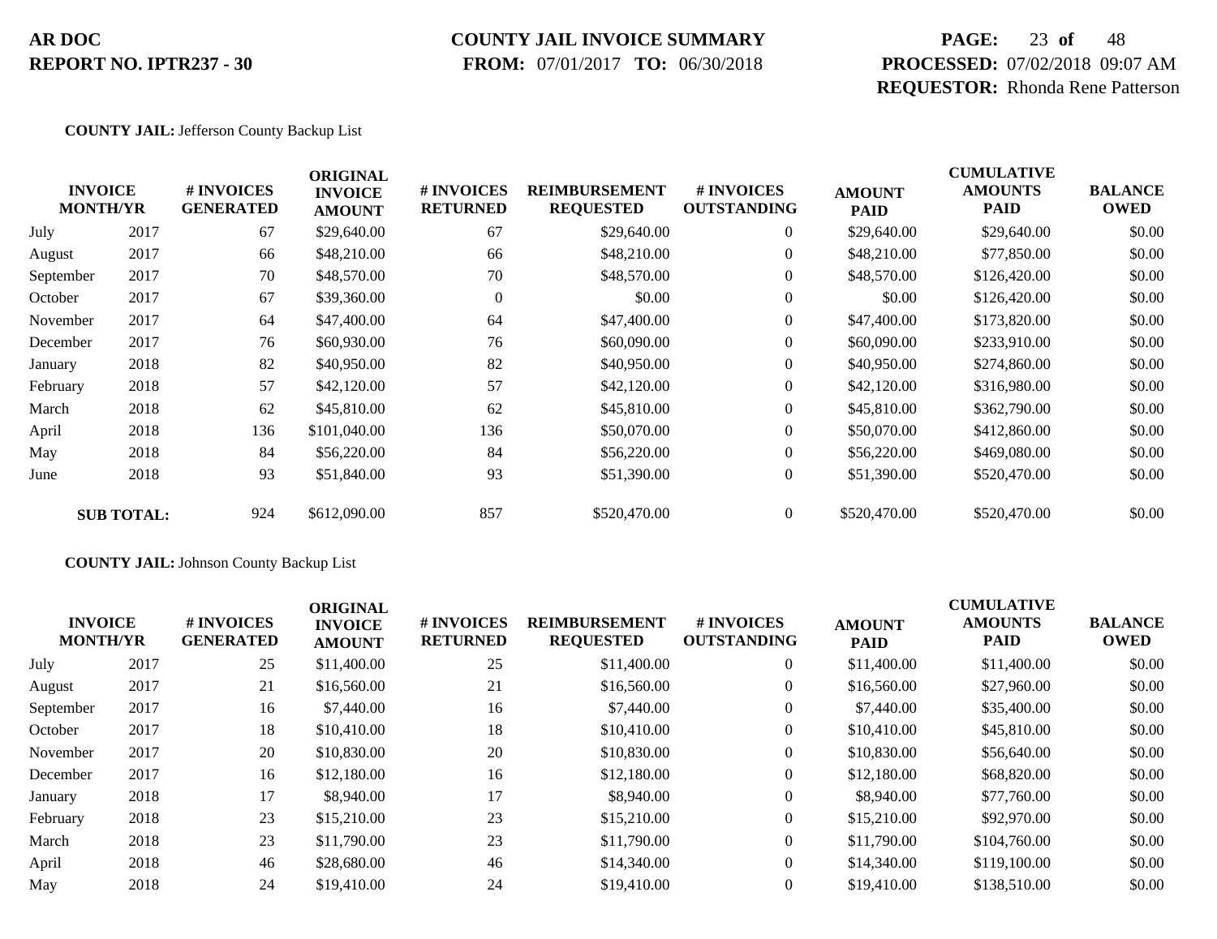**AR DOC**
**REPORT NO. IPTR237 - 30**

**COUNTY JAIL INVOICE SUMMARY**
**FROM:** 07/01/2017 **TO:** 06/30/2018

**PROCESSED:** 07/02/2018 09:07 AM
**REQUESTOR:** Rhonda Rene Patterson

**COUNTY JAIL:** Jefferson County Backup List

| INVOICE MONTH/YR | | # INVOICES GENERATED | ORIGINAL INVOICE AMOUNT | # INVOICES RETURNED | REIMBURSEMENT REQUESTED | # INVOICES OUTSTANDING | AMOUNT PAID | CUMULATIVE AMOUNTS PAID | BALANCE OWED |
|---|---|---|---|---|---|---|---|---|---|
| July | 2017 | 67 | $29,640.00 | 67 | $29,640.00 | 0 | $29,640.00 | $29,640.00 | $0.00 |
| August | 2017 | 66 | $48,210.00 | 66 | $48,210.00 | 0 | $48,210.00 | $77,850.00 | $0.00 |
| September | 2017 | 70 | $48,570.00 | 70 | $48,570.00 | 0 | $48,570.00 | $126,420.00 | $0.00 |
| October | 2017 | 67 | $39,360.00 | 0 | $0.00 | 0 | $0.00 | $126,420.00 | $0.00 |
| November | 2017 | 64 | $47,400.00 | 64 | $47,400.00 | 0 | $47,400.00 | $173,820.00 | $0.00 |
| December | 2017 | 76 | $60,930.00 | 76 | $60,090.00 | 0 | $60,090.00 | $233,910.00 | $0.00 |
| January | 2018 | 82 | $40,950.00 | 82 | $40,950.00 | 0 | $40,950.00 | $274,860.00 | $0.00 |
| February | 2018 | 57 | $42,120.00 | 57 | $42,120.00 | 0 | $42,120.00 | $316,980.00 | $0.00 |
| March | 2018 | 62 | $45,810.00 | 62 | $45,810.00 | 0 | $45,810.00 | $362,790.00 | $0.00 |
| April | 2018 | 136 | $101,040.00 | 136 | $50,070.00 | 0 | $50,070.00 | $412,860.00 | $0.00 |
| May | 2018 | 84 | $56,220.00 | 84 | $56,220.00 | 0 | $56,220.00 | $469,080.00 | $0.00 |
| June | 2018 | 93 | $51,840.00 | 93 | $51,390.00 | 0 | $51,390.00 | $520,470.00 | $0.00 |
| **SUB TOTAL:** | | 924 | $612,090.00 | 857 | $520,470.00 | 0 | $520,470.00 | $520,470.00 | $0.00 |

**COUNTY JAIL:** Johnson County Backup List

| INVOICE MONTH/YR | | # INVOICES GENERATED | ORIGINAL INVOICE AMOUNT | # INVOICES RETURNED | REIMBURSEMENT REQUESTED | # INVOICES OUTSTANDING | AMOUNT PAID | CUMULATIVE AMOUNTS PAID | BALANCE OWED |
|---|---|---|---|---|---|---|---|---|---|
| July | 2017 | 25 | $11,400.00 | 25 | $11,400.00 | 0 | $11,400.00 | $11,400.00 | $0.00 |
| August | 2017 | 21 | $16,560.00 | 21 | $16,560.00 | 0 | $16,560.00 | $27,960.00 | $0.00 |
| September | 2017 | 16 | $7,440.00 | 16 | $7,440.00 | 0 | $7,440.00 | $35,400.00 | $0.00 |
| October | 2017 | 18 | $10,410.00 | 18 | $10,410.00 | 0 | $10,410.00 | $45,810.00 | $0.00 |
| November | 2017 | 20 | $10,830.00 | 20 | $10,830.00 | 0 | $10,830.00 | $56,640.00 | $0.00 |
| December | 2017 | 16 | $12,180.00 | 16 | $12,180.00 | 0 | $12,180.00 | $68,820.00 | $0.00 |
| January | 2018 | 17 | $8,940.00 | 17 | $8,940.00 | 0 | $8,940.00 | $77,760.00 | $0.00 |
| February | 2018 | 23 | $15,210.00 | 23 | $15,210.00 | 0 | $15,210.00 | $92,970.00 | $0.00 |
| March | 2018 | 23 | $11,790.00 | 23 | $11,790.00 | 0 | $11,790.00 | $104,760.00 | $0.00 |
| April | 2018 | 46 | $28,680.00 | 46 | $14,340.00 | 0 | $14,340.00 | $119,100.00 | $0.00 |
| May | 2018 | 24 | $19,410.00 | 24 | $19,410.00 | 0 | $19,410.00 | $138,510.00 | $0.00 |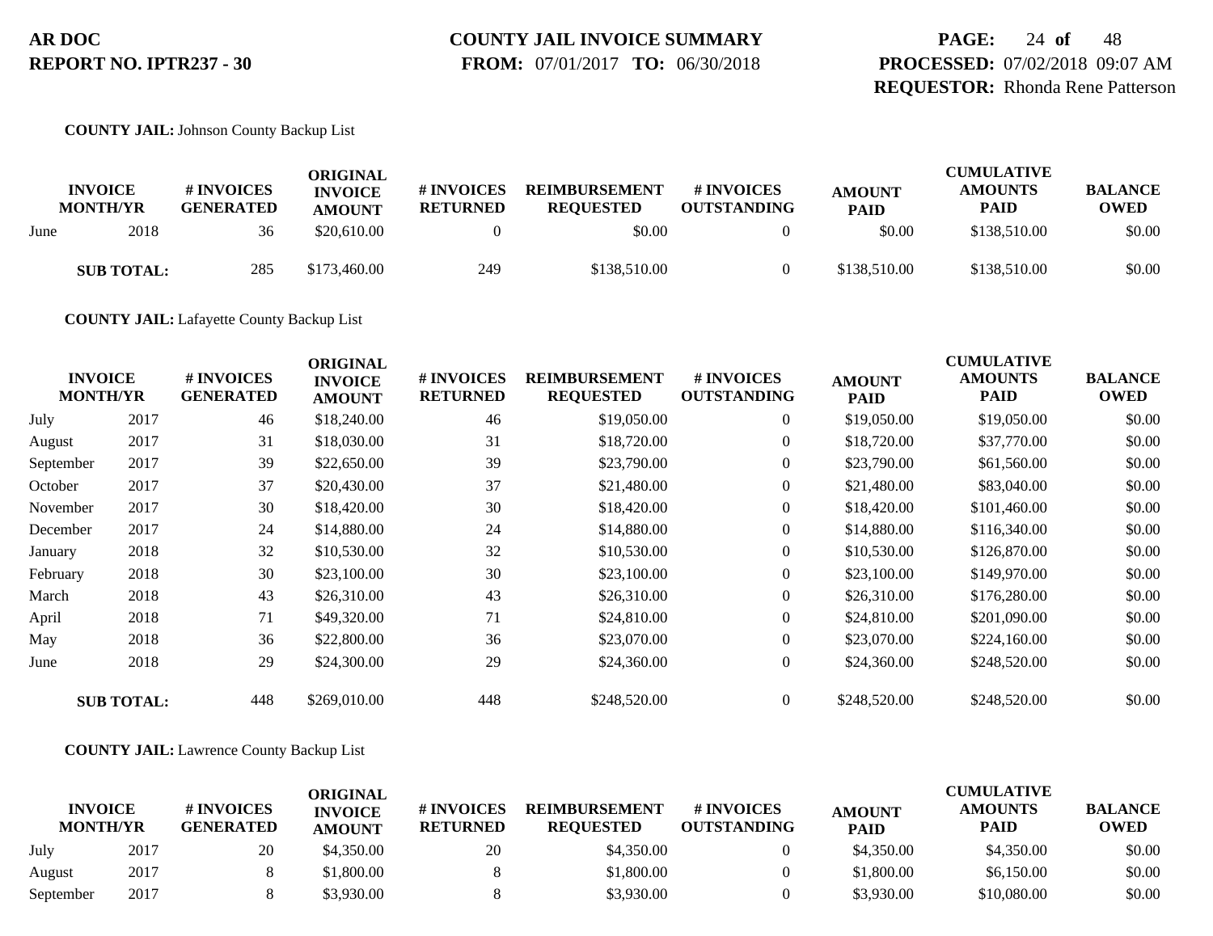**COUNTY JAIL:** Johnson County Backup List

| INVOICE MONTH/YR | | # INVOICES GENERATED | ORIGINAL INVOICE AMOUNT | # INVOICES RETURNED | REIMBURSEMENT REQUESTED | # INVOICES OUTSTANDING | AMOUNT PAID | CUMULATIVE AMOUNTS PAID | BALANCE OWED |
|---|---|---|---|---|---|---|---|---|---|
| June | 2018 | 36 | $20,610.00 | 0 | $0.00 | 0 | $0.00 | $138,510.00 | $0.00 |
| **SUB TOTAL:** | | 285 | $173,460.00 | 249 | $138,510.00 | 0 | $138,510.00 | $138,510.00 | $0.00 |

**COUNTY JAIL:** Lafayette County Backup List

| INVOICE MONTH/YR | | # INVOICES GENERATED | ORIGINAL INVOICE AMOUNT | # INVOICES RETURNED | REIMBURSEMENT REQUESTED | # INVOICES OUTSTANDING | AMOUNT PAID | CUMULATIVE AMOUNTS PAID | BALANCE OWED |
|---|---|---|---|---|---|---|---|---|---|
| July | 2017 | 46 | $18,240.00 | 46 | $19,050.00 | 0 | $19,050.00 | $19,050.00 | $0.00 |
| August | 2017 | 31 | $18,030.00 | 31 | $18,720.00 | 0 | $18,720.00 | $37,770.00 | $0.00 |
| September | 2017 | 39 | $22,650.00 | 39 | $23,790.00 | 0 | $23,790.00 | $61,560.00 | $0.00 |
| October | 2017 | 37 | $20,430.00 | 37 | $21,480.00 | 0 | $21,480.00 | $83,040.00 | $0.00 |
| November | 2017 | 30 | $18,420.00 | 30 | $18,420.00 | 0 | $18,420.00 | $101,460.00 | $0.00 |
| December | 2017 | 24 | $14,880.00 | 24 | $14,880.00 | 0 | $14,880.00 | $116,340.00 | $0.00 |
| January | 2018 | 32 | $10,530.00 | 32 | $10,530.00 | 0 | $10,530.00 | $126,870.00 | $0.00 |
| February | 2018 | 30 | $23,100.00 | 30 | $23,100.00 | 0 | $23,100.00 | $149,970.00 | $0.00 |
| March | 2018 | 43 | $26,310.00 | 43 | $26,310.00 | 0 | $26,310.00 | $176,280.00 | $0.00 |
| April | 2018 | 71 | $49,320.00 | 71 | $24,810.00 | 0 | $24,810.00 | $201,090.00 | $0.00 |
| May | 2018 | 36 | $22,800.00 | 36 | $23,070.00 | 0 | $23,070.00 | $224,160.00 | $0.00 |
| June | 2018 | 29 | $24,300.00 | 29 | $24,360.00 | 0 | $24,360.00 | $248,520.00 | $0.00 |
| **SUB TOTAL:** | | 448 | $269,010.00 | 448 | $248,520.00 | 0 | $248,520.00 | $248,520.00 | $0.00 |

**COUNTY JAIL:** Lawrence County Backup List

| INVOICE MONTH/YR | | # INVOICES GENERATED | ORIGINAL INVOICE AMOUNT | # INVOICES RETURNED | REIMBURSEMENT REQUESTED | # INVOICES OUTSTANDING | AMOUNT PAID | CUMULATIVE AMOUNTS PAID | BALANCE OWED |
|---|---|---|---|---|---|---|---|---|---|
| July | 2017 | 20 | $4,350.00 | 20 | $4,350.00 | 0 | $4,350.00 | $4,350.00 | $0.00 |
| August | 2017 | 8 | $1,800.00 | 8 | $1,800.00 | 0 | $1,800.00 | $6,150.00 | $0.00 |
| September | 2017 | 8 | $3,930.00 | 8 | $3,930.00 | 0 | $3,930.00 | $10,080.00 | $0.00 |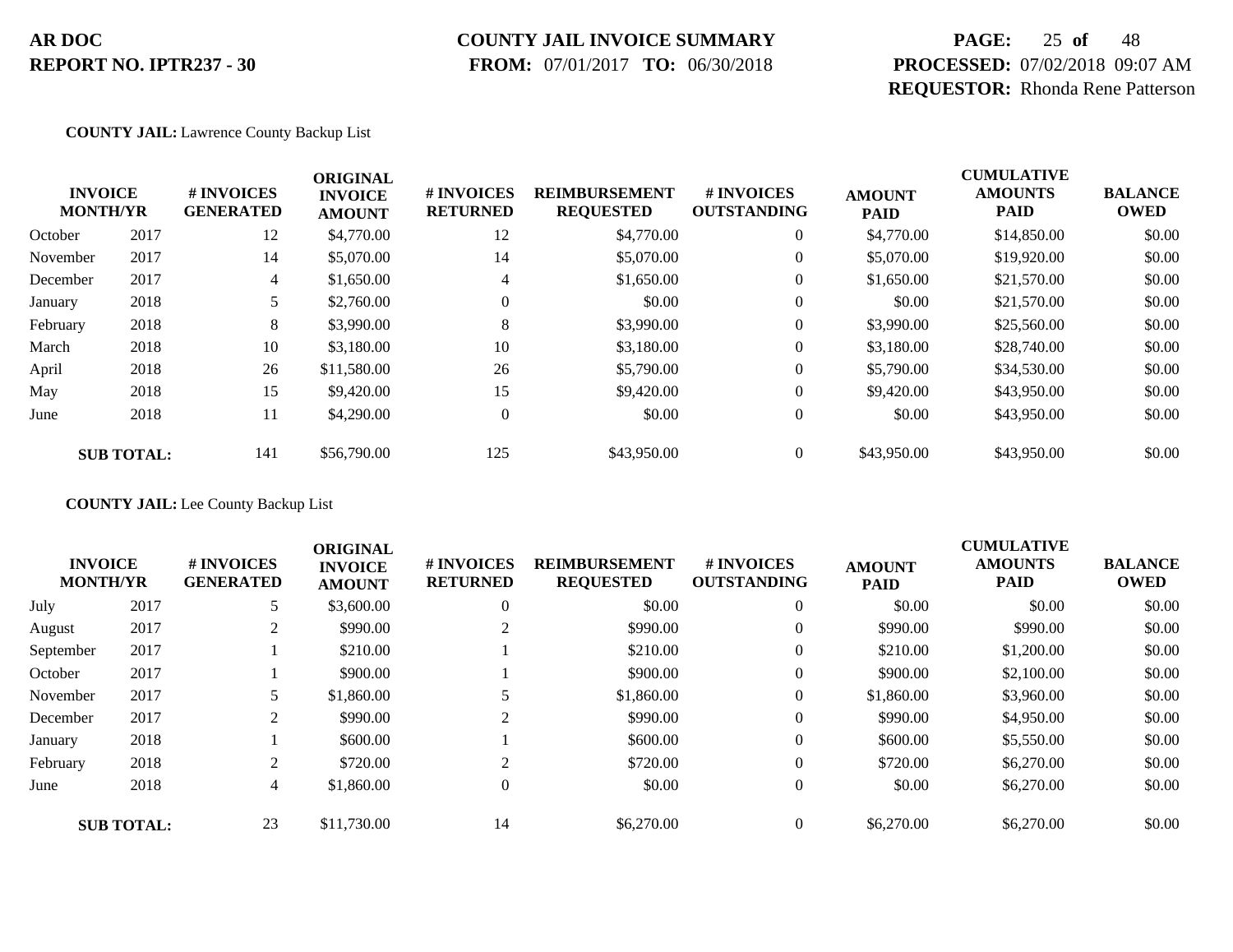**AR DOC** **COUNTY JAIL INVOICE SUMMARY** **PAGE:** 25 **of** 48
**REPORT NO. IPTR237 - 30** **FROM:** 07/01/2017 **TO:** 06/30/2018 **PROCESSED:** 07/02/2018 09:07 AM
**REQUESTOR:** Rhonda Rene Patterson

**COUNTY JAIL:** Lawrence County Backup List

| INVOICE MONTH/YR | | # INVOICES GENERATED | ORIGINAL INVOICE AMOUNT | # INVOICES RETURNED | REIMBURSEMENT REQUESTED | # INVOICES OUTSTANDING | AMOUNT PAID | CUMULATIVE AMOUNTS PAID | BALANCE OWED |
|---|---|---|---|---|---|---|---|---|---|
| October | 2017 | 12 | $4,770.00 | 12 | $4,770.00 | 0 | $4,770.00 | $14,850.00 | $0.00 |
| November | 2017 | 14 | $5,070.00 | 14 | $5,070.00 | 0 | $5,070.00 | $19,920.00 | $0.00 |
| December | 2017 | 4 | $1,650.00 | 4 | $1,650.00 | 0 | $1,650.00 | $21,570.00 | $0.00 |
| January | 2018 | 5 | $2,760.00 | 0 | $0.00 | 0 | $0.00 | $21,570.00 | $0.00 |
| February | 2018 | 8 | $3,990.00 | 8 | $3,990.00 | 0 | $3,990.00 | $25,560.00 | $0.00 |
| March | 2018 | 10 | $3,180.00 | 10 | $3,180.00 | 0 | $3,180.00 | $28,740.00 | $0.00 |
| April | 2018 | 26 | $11,580.00 | 26 | $5,790.00 | 0 | $5,790.00 | $34,530.00 | $0.00 |
| May | 2018 | 15 | $9,420.00 | 15 | $9,420.00 | 0 | $9,420.00 | $43,950.00 | $0.00 |
| June | 2018 | 11 | $4,290.00 | 0 | $0.00 | 0 | $0.00 | $43,950.00 | $0.00 |
| **SUB TOTAL:** | | 141 | $56,790.00 | 125 | $43,950.00 | 0 | $43,950.00 | $43,950.00 | $0.00 |

**COUNTY JAIL:** Lee County Backup List

| INVOICE MONTH/YR | | # INVOICES GENERATED | ORIGINAL INVOICE AMOUNT | # INVOICES RETURNED | REIMBURSEMENT REQUESTED | # INVOICES OUTSTANDING | AMOUNT PAID | CUMULATIVE AMOUNTS PAID | BALANCE OWED |
|---|---|---|---|---|---|---|---|---|---|
| July | 2017 | 5 | $3,600.00 | 0 | $0.00 | 0 | $0.00 | $0.00 | $0.00 |
| August | 2017 | 2 | $990.00 | 2 | $990.00 | 0 | $990.00 | $990.00 | $0.00 |
| September | 2017 | 1 | $210.00 | 1 | $210.00 | 0 | $210.00 | $1,200.00 | $0.00 |
| October | 2017 | 1 | $900.00 | 1 | $900.00 | 0 | $900.00 | $2,100.00 | $0.00 |
| November | 2017 | 5 | $1,860.00 | 5 | $1,860.00 | 0 | $1,860.00 | $3,960.00 | $0.00 |
| December | 2017 | 2 | $990.00 | 2 | $990.00 | 0 | $990.00 | $4,950.00 | $0.00 |
| January | 2018 | 1 | $600.00 | 1 | $600.00 | 0 | $600.00 | $5,550.00 | $0.00 |
| February | 2018 | 2 | $720.00 | 2 | $720.00 | 0 | $720.00 | $6,270.00 | $0.00 |
| June | 2018 | 4 | $1,860.00 | 0 | $0.00 | 0 | $0.00 | $6,270.00 | $0.00 |
| **SUB TOTAL:** | | 23 | $11,730.00 | 14 | $6,270.00 | 0 | $6,270.00 | $6,270.00 | $0.00 |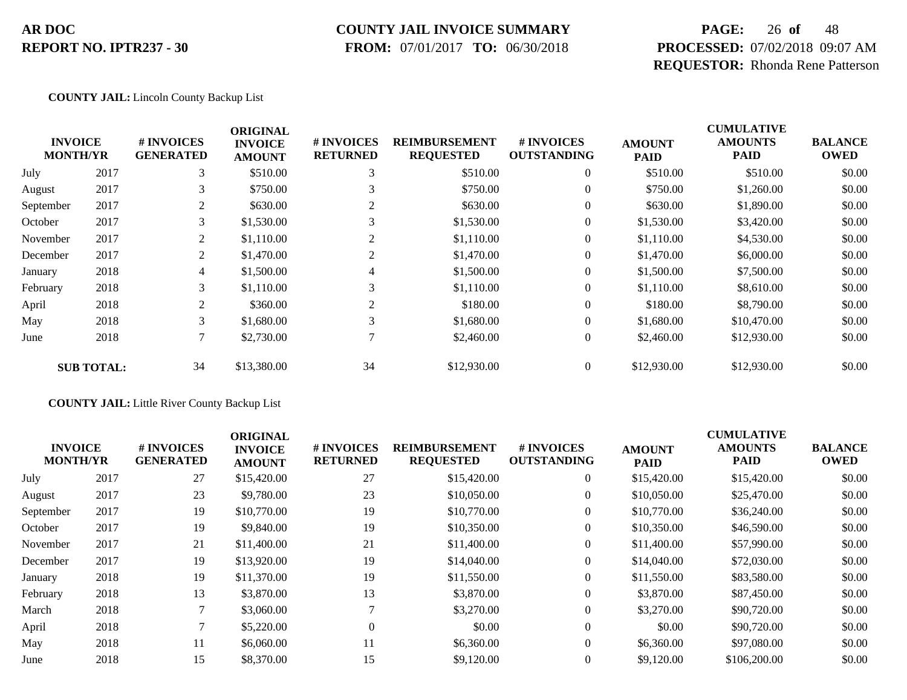**AR DOC**
**REPORT NO. IPTR237 - 30**

**COUNTY JAIL INVOICE SUMMARY**
**FROM:** 07/01/2017 **TO:** 06/30/2018

**PROCESSED:** 07/02/2018 09:07 AM
**REQUESTOR:** Rhonda Rene Patterson

**COUNTY JAIL:** Lincoln County Backup List

| INVOICE MONTH/YR | | # INVOICES GENERATED | ORIGINAL INVOICE AMOUNT | # INVOICES RETURNED | REIMBURSEMENT REQUESTED | # INVOICES OUTSTANDING | AMOUNT PAID | CUMULATIVE AMOUNTS PAID | BALANCE OWED |
|---|---|---|---|---|---|---|---|---|---|
| July | 2017 | 3 | $510.00 | 3 | $510.00 | 0 | $510.00 | $510.00 | $0.00 |
| August | 2017 | 3 | $750.00 | 3 | $750.00 | 0 | $750.00 | $1,260.00 | $0.00 |
| September | 2017 | 2 | $630.00 | 2 | $630.00 | 0 | $630.00 | $1,890.00 | $0.00 |
| October | 2017 | 3 | $1,530.00 | 3 | $1,530.00 | 0 | $1,530.00 | $3,420.00 | $0.00 |
| November | 2017 | 2 | $1,110.00 | 2 | $1,110.00 | 0 | $1,110.00 | $4,530.00 | $0.00 |
| December | 2017 | 2 | $1,470.00 | 2 | $1,470.00 | 0 | $1,470.00 | $6,000.00 | $0.00 |
| January | 2018 | 4 | $1,500.00 | 4 | $1,500.00 | 0 | $1,500.00 | $7,500.00 | $0.00 |
| February | 2018 | 3 | $1,110.00 | 3 | $1,110.00 | 0 | $1,110.00 | $8,610.00 | $0.00 |
| April | 2018 | 2 | $360.00 | 2 | $180.00 | 0 | $180.00 | $8,790.00 | $0.00 |
| May | 2018 | 3 | $1,680.00 | 3 | $1,680.00 | 0 | $1,680.00 | $10,470.00 | $0.00 |
| June | 2018 | 7 | $2,730.00 | 7 | $2,460.00 | 0 | $2,460.00 | $12,930.00 | $0.00 |
| **SUB TOTAL:** | | 34 | $13,380.00 | 34 | $12,930.00 | 0 | $12,930.00 | $12,930.00 | $0.00 |

**COUNTY JAIL:** Little River County Backup List

| INVOICE MONTH/YR | | # INVOICES GENERATED | ORIGINAL INVOICE AMOUNT | # INVOICES RETURNED | REIMBURSEMENT REQUESTED | # INVOICES OUTSTANDING | AMOUNT PAID | CUMULATIVE AMOUNTS PAID | BALANCE OWED |
|---|---|---|---|---|---|---|---|---|---|
| July | 2017 | 27 | $15,420.00 | 27 | $15,420.00 | 0 | $15,420.00 | $15,420.00 | $0.00 |
| August | 2017 | 23 | $9,780.00 | 23 | $10,050.00 | 0 | $10,050.00 | $25,470.00 | $0.00 |
| September | 2017 | 19 | $10,770.00 | 19 | $10,770.00 | 0 | $10,770.00 | $36,240.00 | $0.00 |
| October | 2017 | 19 | $9,840.00 | 19 | $10,350.00 | 0 | $10,350.00 | $46,590.00 | $0.00 |
| November | 2017 | 21 | $11,400.00 | 21 | $11,400.00 | 0 | $11,400.00 | $57,990.00 | $0.00 |
| December | 2017 | 19 | $13,920.00 | 19 | $14,040.00 | 0 | $14,040.00 | $72,030.00 | $0.00 |
| January | 2018 | 19 | $11,370.00 | 19 | $11,550.00 | 0 | $11,550.00 | $83,580.00 | $0.00 |
| February | 2018 | 13 | $3,870.00 | 13 | $3,870.00 | 0 | $3,870.00 | $87,450.00 | $0.00 |
| March | 2018 | 7 | $3,060.00 | 7 | $3,270.00 | 0 | $3,270.00 | $90,720.00 | $0.00 |
| April | 2018 | 7 | $5,220.00 | 0 | $0.00 | 0 | $0.00 | $90,720.00 | $0.00 |
| May | 2018 | 11 | $6,060.00 | 11 | $6,360.00 | 0 | $6,360.00 | $97,080.00 | $0.00 |
| June | 2018 | 15 | $8,370.00 | 15 | $9,120.00 | 0 | $9,120.00 | $106,200.00 | $0.00 |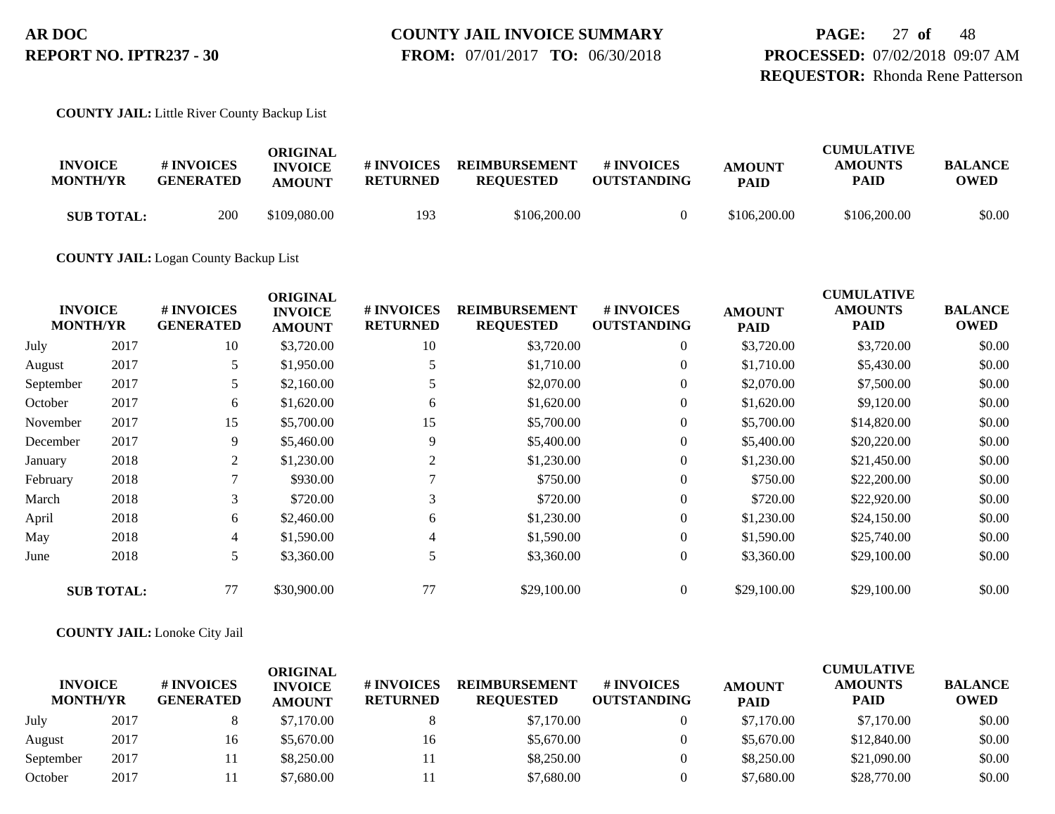**AR DOC**
**REPORT NO. IPTR237 - 30**

**COUNTY JAIL INVOICE SUMMARY**
**FROM:** 07/01/2017 **TO:** 06/30/2018

**PROCESSED:** 07/02/2018 09:07 AM
**REQUESTOR:** Rhonda Rene Patterson

**COUNTY JAIL:** Little River County Backup List

| INVOICE MONTH/YR | | # INVOICES GENERATED | ORIGINAL INVOICE AMOUNT | # INVOICES RETURNED | REIMBURSEMENT REQUESTED | # INVOICES OUTSTANDING | AMOUNT PAID | CUMULATIVE AMOUNTS PAID | BALANCE OWED |
|---|---|---|---|---|---|---|---|---|---|
| **SUB TOTAL:** | | 200 | $109,080.00 | 193 | $106,200.00 | 0 | $106,200.00 | $106,200.00 | $0.00 |

**COUNTY JAIL:** Logan County Backup List

| INVOICE MONTH/YR | | # INVOICES GENERATED | ORIGINAL INVOICE AMOUNT | # INVOICES RETURNED | REIMBURSEMENT REQUESTED | # INVOICES OUTSTANDING | AMOUNT PAID | CUMULATIVE AMOUNTS PAID | BALANCE OWED |
|---|---|---|---|---|---|---|---|---|---|
| July | 2017 | 10 | $3,720.00 | 10 | $3,720.00 | 0 | $3,720.00 | $3,720.00 | $0.00 |
| August | 2017 | 5 | $1,950.00 | 5 | $1,710.00 | 0 | $1,710.00 | $5,430.00 | $0.00 |
| September | 2017 | 5 | $2,160.00 | 5 | $2,070.00 | 0 | $2,070.00 | $7,500.00 | $0.00 |
| October | 2017 | 6 | $1,620.00 | 6 | $1,620.00 | 0 | $1,620.00 | $9,120.00 | $0.00 |
| November | 2017 | 15 | $5,700.00 | 15 | $5,700.00 | 0 | $5,700.00 | $14,820.00 | $0.00 |
| December | 2017 | 9 | $5,460.00 | 9 | $5,400.00 | 0 | $5,400.00 | $20,220.00 | $0.00 |
| January | 2018 | 2 | $1,230.00 | 2 | $1,230.00 | 0 | $1,230.00 | $21,450.00 | $0.00 |
| February | 2018 | 7 | $930.00 | 7 | $750.00 | 0 | $750.00 | $22,200.00 | $0.00 |
| March | 2018 | 3 | $720.00 | 3 | $720.00 | 0 | $720.00 | $22,920.00 | $0.00 |
| April | 2018 | 6 | $2,460.00 | 6 | $1,230.00 | 0 | $1,230.00 | $24,150.00 | $0.00 |
| May | 2018 | 4 | $1,590.00 | 4 | $1,590.00 | 0 | $1,590.00 | $25,740.00 | $0.00 |
| June | 2018 | 5 | $3,360.00 | 5 | $3,360.00 | 0 | $3,360.00 | $29,100.00 | $0.00 |
| **SUB TOTAL:** | | 77 | $30,900.00 | 77 | $29,100.00 | 0 | $29,100.00 | $29,100.00 | $0.00 |

**COUNTY JAIL:** Lonoke City Jail

| INVOICE MONTH/YR | | # INVOICES GENERATED | ORIGINAL INVOICE AMOUNT | # INVOICES RETURNED | REIMBURSEMENT REQUESTED | # INVOICES OUTSTANDING | AMOUNT PAID | CUMULATIVE AMOUNTS PAID | BALANCE OWED |
|---|---|---|---|---|---|---|---|---|---|
| July | 2017 | 8 | $7,170.00 | 8 | $7,170.00 | 0 | $7,170.00 | $7,170.00 | $0.00 |
| August | 2017 | 16 | $5,670.00 | 16 | $5,670.00 | 0 | $5,670.00 | $12,840.00 | $0.00 |
| September | 2017 | 11 | $8,250.00 | 11 | $8,250.00 | 0 | $8,250.00 | $21,090.00 | $0.00 |
| October | 2017 | 11 | $7,680.00 | 11 | $7,680.00 | 0 | $7,680.00 | $28,770.00 | $0.00 |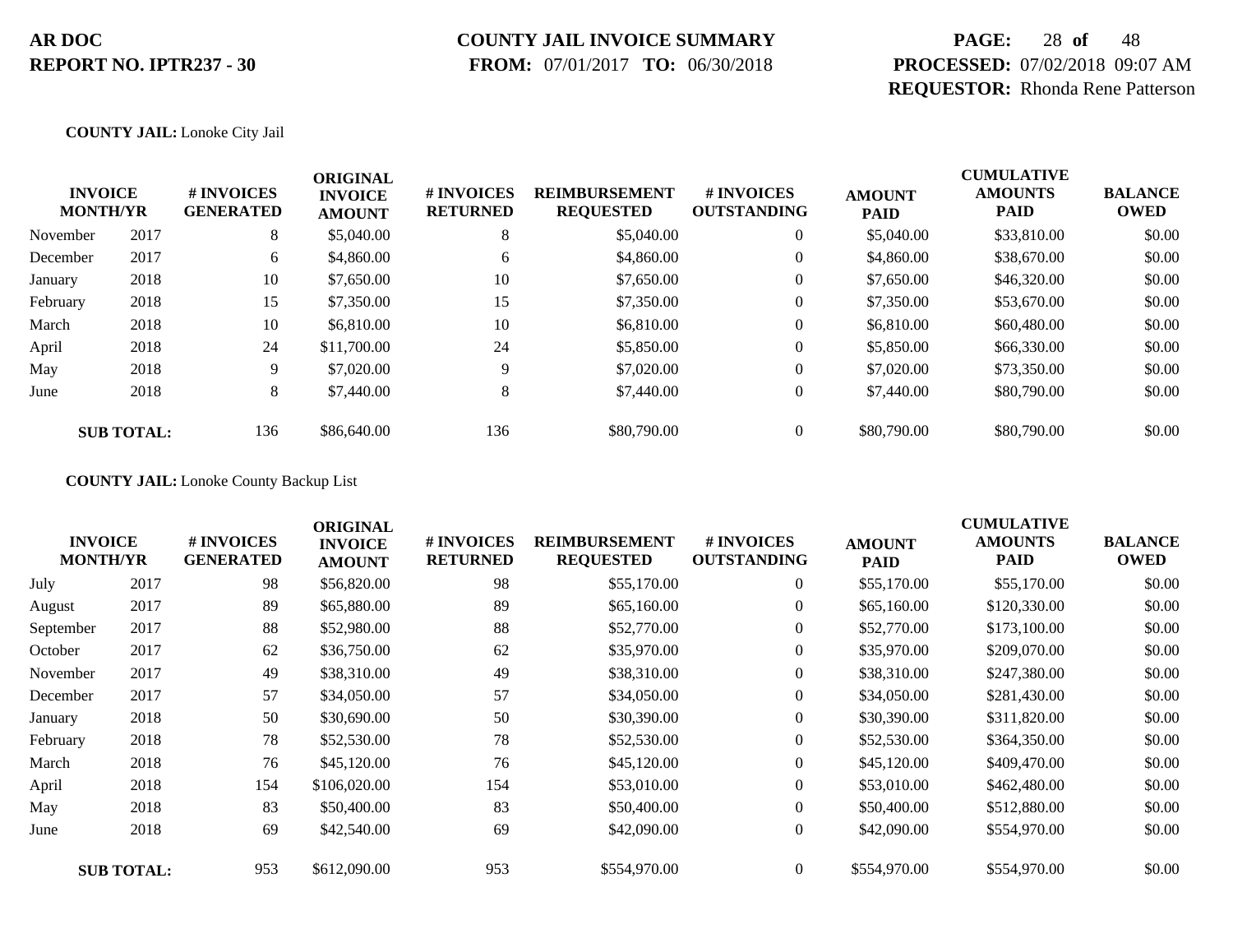**AR DOC**
**REPORT NO. IPTR237 - 30**

**COUNTY JAIL INVOICE SUMMARY**
**FROM:** 07/01/2017 **TO:** 06/30/2018

**PROCESSED:** 07/02/2018 09:07 AM
**REQUESTOR:** Rhonda Rene Patterson

**COUNTY JAIL:** Lonoke City Jail

| INVOICE MONTH/YR | | # INVOICES GENERATED | ORIGINAL INVOICE AMOUNT | # INVOICES RETURNED | REIMBURSEMENT REQUESTED | # INVOICES OUTSTANDING | AMOUNT PAID | CUMULATIVE AMOUNTS PAID | BALANCE OWED |
|---|---|---|---|---|---|---|---|---|---|
| November | 2017 | 8 | $5,040.00 | 8 | $5,040.00 | 0 | $5,040.00 | $33,810.00 | $0.00 |
| December | 2017 | 6 | $4,860.00 | 6 | $4,860.00 | 0 | $4,860.00 | $38,670.00 | $0.00 |
| January | 2018 | 10 | $7,650.00 | 10 | $7,650.00 | 0 | $7,650.00 | $46,320.00 | $0.00 |
| February | 2018 | 15 | $7,350.00 | 15 | $7,350.00 | 0 | $7,350.00 | $53,670.00 | $0.00 |
| March | 2018 | 10 | $6,810.00 | 10 | $6,810.00 | 0 | $6,810.00 | $60,480.00 | $0.00 |
| April | 2018 | 24 | $11,700.00 | 24 | $5,850.00 | 0 | $5,850.00 | $66,330.00 | $0.00 |
| May | 2018 | 9 | $7,020.00 | 9 | $7,020.00 | 0 | $7,020.00 | $73,350.00 | $0.00 |
| June | 2018 | 8 | $7,440.00 | 8 | $7,440.00 | 0 | $7,440.00 | $80,790.00 | $0.00 |
| **SUB TOTAL:** | | 136 | $86,640.00 | 136 | $80,790.00 | 0 | $80,790.00 | $80,790.00 | $0.00 |

**COUNTY JAIL:** Lonoke County Backup List

| INVOICE MONTH/YR | | # INVOICES GENERATED | ORIGINAL INVOICE AMOUNT | # INVOICES RETURNED | REIMBURSEMENT REQUESTED | # INVOICES OUTSTANDING | AMOUNT PAID | CUMULATIVE AMOUNTS PAID | BALANCE OWED |
|---|---|---|---|---|---|---|---|---|---|
| July | 2017 | 98 | $56,820.00 | 98 | $55,170.00 | 0 | $55,170.00 | $55,170.00 | $0.00 |
| August | 2017 | 89 | $65,880.00 | 89 | $65,160.00 | 0 | $65,160.00 | $120,330.00 | $0.00 |
| September | 2017 | 88 | $52,980.00 | 88 | $52,770.00 | 0 | $52,770.00 | $173,100.00 | $0.00 |
| October | 2017 | 62 | $36,750.00 | 62 | $35,970.00 | 0 | $35,970.00 | $209,070.00 | $0.00 |
| November | 2017 | 49 | $38,310.00 | 49 | $38,310.00 | 0 | $38,310.00 | $247,380.00 | $0.00 |
| December | 2017 | 57 | $34,050.00 | 57 | $34,050.00 | 0 | $34,050.00 | $281,430.00 | $0.00 |
| January | 2018 | 50 | $30,690.00 | 50 | $30,390.00 | 0 | $30,390.00 | $311,820.00 | $0.00 |
| February | 2018 | 78 | $52,530.00 | 78 | $52,530.00 | 0 | $52,530.00 | $364,350.00 | $0.00 |
| March | 2018 | 76 | $45,120.00 | 76 | $45,120.00 | 0 | $45,120.00 | $409,470.00 | $0.00 |
| April | 2018 | 154 | $106,020.00 | 154 | $53,010.00 | 0 | $53,010.00 | $462,480.00 | $0.00 |
| May | 2018 | 83 | $50,400.00 | 83 | $50,400.00 | 0 | $50,400.00 | $512,880.00 | $0.00 |
| June | 2018 | 69 | $42,540.00 | 69 | $42,090.00 | 0 | $42,090.00 | $554,970.00 | $0.00 |
| **SUB TOTAL:** | | 953 | $612,090.00 | 953 | $554,970.00 | 0 | $554,970.00 | $554,970.00 | $0.00 |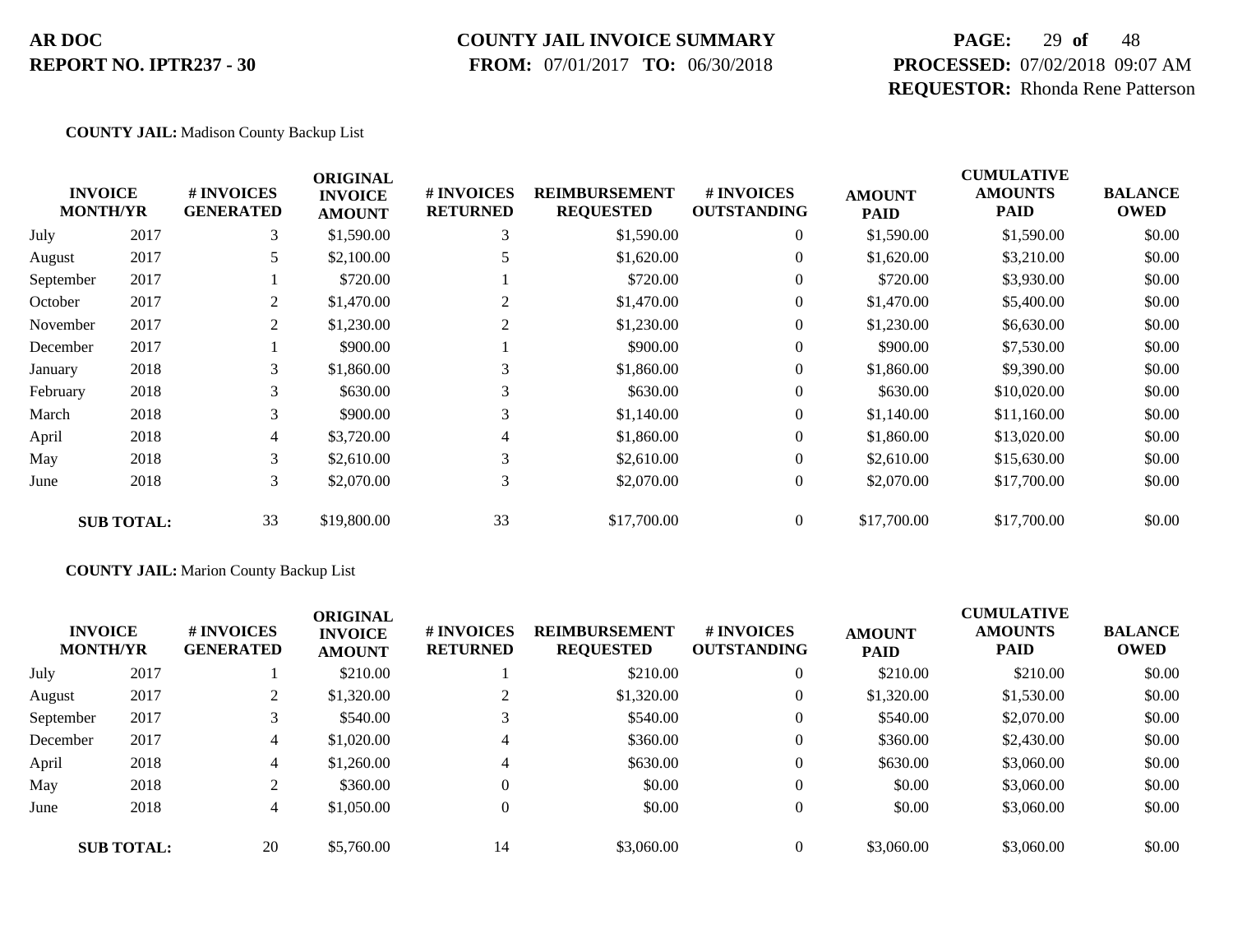**COUNTY JAIL:** Madison County Backup List

| INVOICE MONTH/YR | | # INVOICES GENERATED | ORIGINAL INVOICE AMOUNT | # INVOICES RETURNED | REIMBURSEMENT REQUESTED | # INVOICES OUTSTANDING | AMOUNT PAID | CUMULATIVE AMOUNTS PAID | BALANCE OWED |
|---|---|---|---|---|---|---|---|---|---|
| July | 2017 | 3 | $1,590.00 | 3 | $1,590.00 | 0 | $1,590.00 | $1,590.00 | $0.00 |
| August | 2017 | 5 | $2,100.00 | 5 | $1,620.00 | 0 | $1,620.00 | $3,210.00 | $0.00 |
| September | 2017 | 1 | $720.00 | 1 | $720.00 | 0 | $720.00 | $3,930.00 | $0.00 |
| October | 2017 | 2 | $1,470.00 | 2 | $1,470.00 | 0 | $1,470.00 | $5,400.00 | $0.00 |
| November | 2017 | 2 | $1,230.00 | 2 | $1,230.00 | 0 | $1,230.00 | $6,630.00 | $0.00 |
| December | 2017 | 1 | $900.00 | 1 | $900.00 | 0 | $900.00 | $7,530.00 | $0.00 |
| January | 2018 | 3 | $1,860.00 | 3 | $1,860.00 | 0 | $1,860.00 | $9,390.00 | $0.00 |
| February | 2018 | 3 | $630.00 | 3 | $630.00 | 0 | $630.00 | $10,020.00 | $0.00 |
| March | 2018 | 3 | $900.00 | 3 | $1,140.00 | 0 | $1,140.00 | $11,160.00 | $0.00 |
| April | 2018 | 4 | $3,720.00 | 4 | $1,860.00 | 0 | $1,860.00 | $13,020.00 | $0.00 |
| May | 2018 | 3 | $2,610.00 | 3 | $2,610.00 | 0 | $2,610.00 | $15,630.00 | $0.00 |
| June | 2018 | 3 | $2,070.00 | 3 | $2,070.00 | 0 | $2,070.00 | $17,700.00 | $0.00 |
| **SUB TOTAL:** | | 33 | $19,800.00 | 33 | $17,700.00 | 0 | $17,700.00 | $17,700.00 | $0.00 |

**COUNTY JAIL:** Marion County Backup List

| INVOICE MONTH/YR | | # INVOICES GENERATED | ORIGINAL INVOICE AMOUNT | # INVOICES RETURNED | REIMBURSEMENT REQUESTED | # INVOICES OUTSTANDING | AMOUNT PAID | CUMULATIVE AMOUNTS PAID | BALANCE OWED |
|---|---|---|---|---|---|---|---|---|---|
| July | 2017 | 1 | $210.00 | 1 | $210.00 | 0 | $210.00 | $210.00 | $0.00 |
| August | 2017 | 2 | $1,320.00 | 2 | $1,320.00 | 0 | $1,320.00 | $1,530.00 | $0.00 |
| September | 2017 | 3 | $540.00 | 3 | $540.00 | 0 | $540.00 | $2,070.00 | $0.00 |
| December | 2017 | 4 | $1,020.00 | 4 | $360.00 | 0 | $360.00 | $2,430.00 | $0.00 |
| April | 2018 | 4 | $1,260.00 | 4 | $630.00 | 0 | $630.00 | $3,060.00 | $0.00 |
| May | 2018 | 2 | $360.00 | 0 | $0.00 | 0 | $0.00 | $3,060.00 | $0.00 |
| June | 2018 | 4 | $1,050.00 | 0 | $0.00 | 0 | $0.00 | $3,060.00 | $0.00 |
| **SUB TOTAL:** | | 20 | $5,760.00 | 14 | $3,060.00 | 0 | $3,060.00 | $3,060.00 | $0.00 |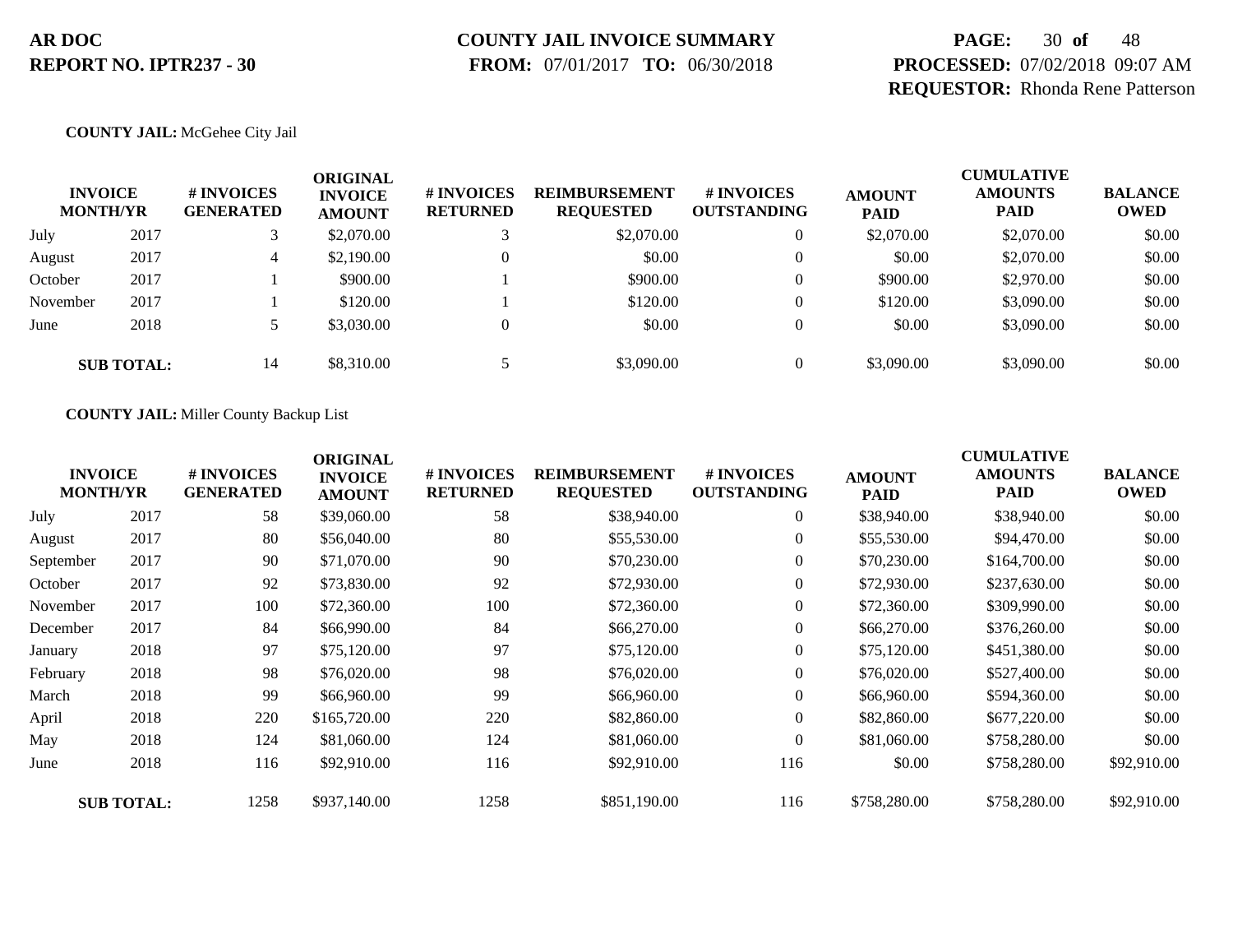**AR DOC**
**REPORT NO. IPTR237 - 30**

**COUNTY JAIL INVOICE SUMMARY**
**FROM:** 07/01/2017 **TO:** 06/30/2018

**PROCESSED:** 07/02/2018 09:07 AM
**REQUESTOR:** Rhonda Rene Patterson

**COUNTY JAIL:** McGehee City Jail

| INVOICE MONTH/YR | | # INVOICES GENERATED | ORIGINAL INVOICE AMOUNT | # INVOICES RETURNED | REIMBURSEMENT REQUESTED | # INVOICES OUTSTANDING | AMOUNT PAID | CUMULATIVE AMOUNTS PAID | BALANCE OWED |
|---|---|---|---|---|---|---|---|---|---|
| July | 2017 | 3 | $2,070.00 | 3 | $2,070.00 | 0 | $2,070.00 | $2,070.00 | $0.00 |
| August | 2017 | 4 | $2,190.00 | 0 | $0.00 | 0 | $0.00 | $2,070.00 | $0.00 |
| October | 2017 | 1 | $900.00 | 1 | $900.00 | 0 | $900.00 | $2,970.00 | $0.00 |
| November | 2017 | 1 | $120.00 | 1 | $120.00 | 0 | $120.00 | $3,090.00 | $0.00 |
| June | 2018 | 5 | $3,030.00 | 0 | $0.00 | 0 | $0.00 | $3,090.00 | $0.00 |
| **SUB TOTAL:** | | 14 | $8,310.00 | 5 | $3,090.00 | 0 | $3,090.00 | $3,090.00 | $0.00 |

**COUNTY JAIL:** Miller County Backup List

| INVOICE MONTH/YR | | # INVOICES GENERATED | ORIGINAL INVOICE AMOUNT | # INVOICES RETURNED | REIMBURSEMENT REQUESTED | # INVOICES OUTSTANDING | AMOUNT PAID | CUMULATIVE AMOUNTS PAID | BALANCE OWED |
|---|---|---|---|---|---|---|---|---|---|
| July | 2017 | 58 | $39,060.00 | 58 | $38,940.00 | 0 | $38,940.00 | $38,940.00 | $0.00 |
| August | 2017 | 80 | $56,040.00 | 80 | $55,530.00 | 0 | $55,530.00 | $94,470.00 | $0.00 |
| September | 2017 | 90 | $71,070.00 | 90 | $70,230.00 | 0 | $70,230.00 | $164,700.00 | $0.00 |
| October | 2017 | 92 | $73,830.00 | 92 | $72,930.00 | 0 | $72,930.00 | $237,630.00 | $0.00 |
| November | 2017 | 100 | $72,360.00 | 100 | $72,360.00 | 0 | $72,360.00 | $309,990.00 | $0.00 |
| December | 2017 | 84 | $66,990.00 | 84 | $66,270.00 | 0 | $66,270.00 | $376,260.00 | $0.00 |
| January | 2018 | 97 | $75,120.00 | 97 | $75,120.00 | 0 | $75,120.00 | $451,380.00 | $0.00 |
| February | 2018 | 98 | $76,020.00 | 98 | $76,020.00 | 0 | $76,020.00 | $527,400.00 | $0.00 |
| March | 2018 | 99 | $66,960.00 | 99 | $66,960.00 | 0 | $66,960.00 | $594,360.00 | $0.00 |
| April | 2018 | 220 | $165,720.00 | 220 | $82,860.00 | 0 | $82,860.00 | $677,220.00 | $0.00 |
| May | 2018 | 124 | $81,060.00 | 124 | $81,060.00 | 0 | $81,060.00 | $758,280.00 | $0.00 |
| June | 2018 | 116 | $92,910.00 | 116 | $92,910.00 | 116 | $0.00 | $758,280.00 | $92,910.00 |
| **SUB TOTAL:** | | 1258 | $937,140.00 | 1258 | $851,190.00 | 116 | $758,280.00 | $758,280.00 | $92,910.00 |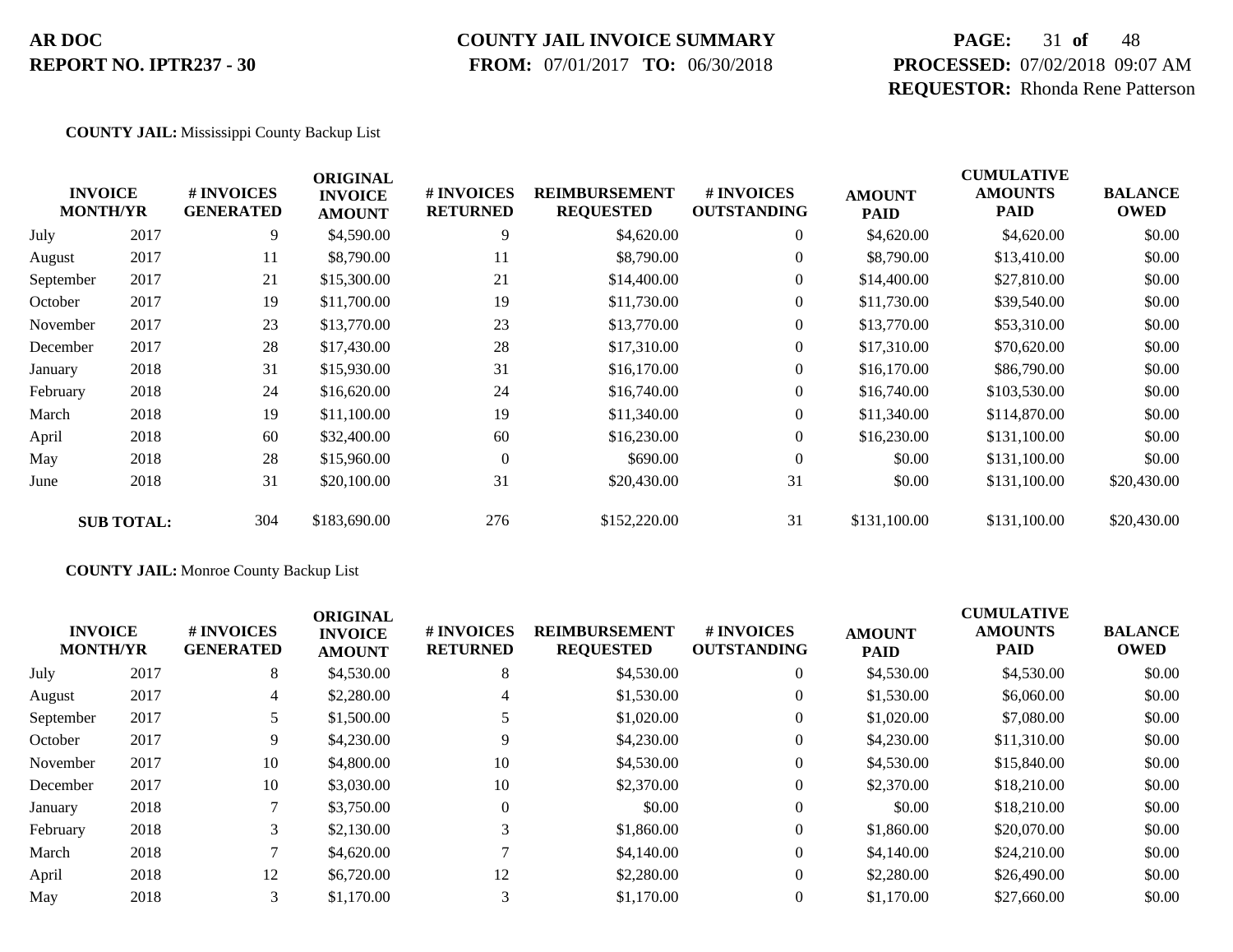**COUNTY JAIL:** Mississippi County Backup List

| INVOICE MONTH/YR | | # INVOICES GENERATED | ORIGINAL INVOICE AMOUNT | # INVOICES RETURNED | REIMBURSEMENT REQUESTED | # INVOICES OUTSTANDING | AMOUNT PAID | CUMULATIVE AMOUNTS PAID | BALANCE OWED |
|---|---|---|---|---|---|---|---|---|---|
| July | 2017 | 9 | $4,590.00 | 9 | $4,620.00 | 0 | $4,620.00 | $4,620.00 | $0.00 |
| August | 2017 | 11 | $8,790.00 | 11 | $8,790.00 | 0 | $8,790.00 | $13,410.00 | $0.00 |
| September | 2017 | 21 | $15,300.00 | 21 | $14,400.00 | 0 | $14,400.00 | $27,810.00 | $0.00 |
| October | 2017 | 19 | $11,700.00 | 19 | $11,730.00 | 0 | $11,730.00 | $39,540.00 | $0.00 |
| November | 2017 | 23 | $13,770.00 | 23 | $13,770.00 | 0 | $13,770.00 | $53,310.00 | $0.00 |
| December | 2017 | 28 | $17,430.00 | 28 | $17,310.00 | 0 | $17,310.00 | $70,620.00 | $0.00 |
| January | 2018 | 31 | $15,930.00 | 31 | $16,170.00 | 0 | $16,170.00 | $86,790.00 | $0.00 |
| February | 2018 | 24 | $16,620.00 | 24 | $16,740.00 | 0 | $16,740.00 | $103,530.00 | $0.00 |
| March | 2018 | 19 | $11,100.00 | 19 | $11,340.00 | 0 | $11,340.00 | $114,870.00 | $0.00 |
| April | 2018 | 60 | $32,400.00 | 60 | $16,230.00 | 0 | $16,230.00 | $131,100.00 | $0.00 |
| May | 2018 | 28 | $15,960.00 | 0 | $690.00 | 0 | $0.00 | $131,100.00 | $0.00 |
| June | 2018 | 31 | $20,100.00 | 31 | $20,430.00 | 31 | $0.00 | $131,100.00 | $20,430.00 |
| **SUB TOTAL:** | | 304 | $183,690.00 | 276 | $152,220.00 | 31 | $131,100.00 | $131,100.00 | $20,430.00 |

**COUNTY JAIL:** Monroe County Backup List

| INVOICE MONTH/YR | | # INVOICES GENERATED | ORIGINAL INVOICE AMOUNT | # INVOICES RETURNED | REIMBURSEMENT REQUESTED | # INVOICES OUTSTANDING | AMOUNT PAID | CUMULATIVE AMOUNTS PAID | BALANCE OWED |
|---|---|---|---|---|---|---|---|---|---|
| July | 2017 | 8 | $4,530.00 | 8 | $4,530.00 | 0 | $4,530.00 | $4,530.00 | $0.00 |
| August | 2017 | 4 | $2,280.00 | 4 | $1,530.00 | 0 | $1,530.00 | $6,060.00 | $0.00 |
| September | 2017 | 5 | $1,500.00 | 5 | $1,020.00 | 0 | $1,020.00 | $7,080.00 | $0.00 |
| October | 2017 | 9 | $4,230.00 | 9 | $4,230.00 | 0 | $4,230.00 | $11,310.00 | $0.00 |
| November | 2017 | 10 | $4,800.00 | 10 | $4,530.00 | 0 | $4,530.00 | $15,840.00 | $0.00 |
| December | 2017 | 10 | $3,030.00 | 10 | $2,370.00 | 0 | $2,370.00 | $18,210.00 | $0.00 |
| January | 2018 | 7 | $3,750.00 | 0 | $0.00 | 0 | $0.00 | $18,210.00 | $0.00 |
| February | 2018 | 3 | $2,130.00 | 3 | $1,860.00 | 0 | $1,860.00 | $20,070.00 | $0.00 |
| March | 2018 | 7 | $4,620.00 | 7 | $4,140.00 | 0 | $4,140.00 | $24,210.00 | $0.00 |
| April | 2018 | 12 | $6,720.00 | 12 | $2,280.00 | 0 | $2,280.00 | $26,490.00 | $0.00 |
| May | 2018 | 3 | $1,170.00 | 3 | $1,170.00 | 0 | $1,170.00 | $27,660.00 | $0.00 |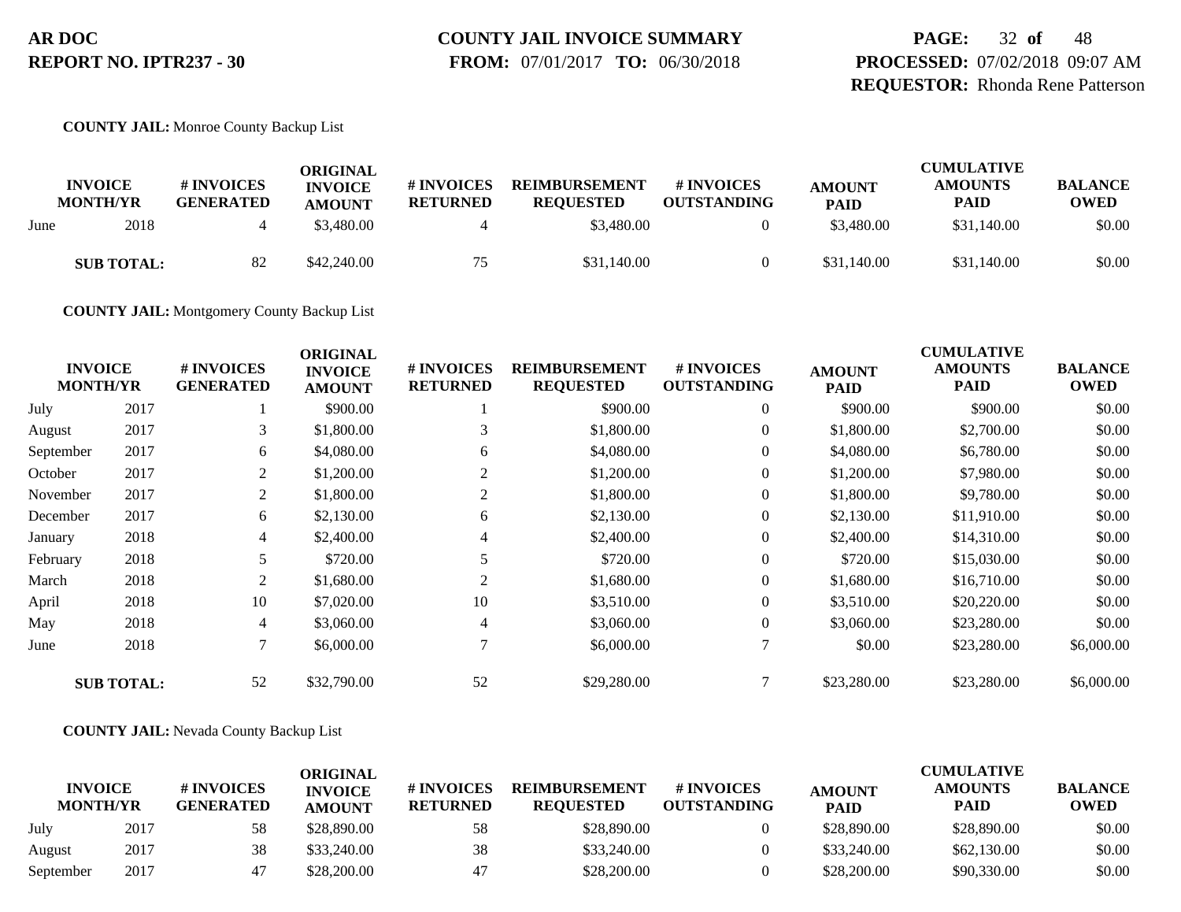**AR DOC**
**REPORT NO. IPTR237 - 30**

**COUNTY JAIL INVOICE SUMMARY**
**FROM:** 07/01/2017 **TO:** 06/30/2018

**PROCESSED:** 07/02/2018 09:07 AM
**REQUESTOR:** Rhonda Rene Patterson

**COUNTY JAIL:** Monroe County Backup List

| INVOICE MONTH/YR | | # INVOICES GENERATED | ORIGINAL INVOICE AMOUNT | # INVOICES RETURNED | REIMBURSEMENT REQUESTED | # INVOICES OUTSTANDING | AMOUNT PAID | CUMULATIVE AMOUNTS PAID | BALANCE OWED |
|---|---|---|---|---|---|---|---|---|---|
| June | 2018 | 4 | $3,480.00 | 4 | $3,480.00 | 0 | $3,480.00 | $31,140.00 | $0.00 |
| **SUB TOTAL:** | | 82 | $42,240.00 | 75 | $31,140.00 | 0 | $31,140.00 | $31,140.00 | $0.00 |

**COUNTY JAIL:** Montgomery County Backup List

| INVOICE MONTH/YR | | # INVOICES GENERATED | ORIGINAL INVOICE AMOUNT | # INVOICES RETURNED | REIMBURSEMENT REQUESTED | # INVOICES OUTSTANDING | AMOUNT PAID | CUMULATIVE AMOUNTS PAID | BALANCE OWED |
|---|---|---|---|---|---|---|---|---|---|
| July | 2017 | 1 | $900.00 | 1 | $900.00 | 0 | $900.00 | $900.00 | $0.00 |
| August | 2017 | 3 | $1,800.00 | 3 | $1,800.00 | 0 | $1,800.00 | $2,700.00 | $0.00 |
| September | 2017 | 6 | $4,080.00 | 6 | $4,080.00 | 0 | $4,080.00 | $6,780.00 | $0.00 |
| October | 2017 | 2 | $1,200.00 | 2 | $1,200.00 | 0 | $1,200.00 | $7,980.00 | $0.00 |
| November | 2017 | 2 | $1,800.00 | 2 | $1,800.00 | 0 | $1,800.00 | $9,780.00 | $0.00 |
| December | 2017 | 6 | $2,130.00 | 6 | $2,130.00 | 0 | $2,130.00 | $11,910.00 | $0.00 |
| January | 2018 | 4 | $2,400.00 | 4 | $2,400.00 | 0 | $2,400.00 | $14,310.00 | $0.00 |
| February | 2018 | 5 | $720.00 | 5 | $720.00 | 0 | $720.00 | $15,030.00 | $0.00 |
| March | 2018 | 2 | $1,680.00 | 2 | $1,680.00 | 0 | $1,680.00 | $16,710.00 | $0.00 |
| April | 2018 | 10 | $7,020.00 | 10 | $3,510.00 | 0 | $3,510.00 | $20,220.00 | $0.00 |
| May | 2018 | 4 | $3,060.00 | 4 | $3,060.00 | 0 | $3,060.00 | $23,280.00 | $0.00 |
| June | 2018 | 7 | $6,000.00 | 7 | $6,000.00 | 7 | $0.00 | $23,280.00 | $6,000.00 |
| **SUB TOTAL:** | | 52 | $32,790.00 | 52 | $29,280.00 | 7 | $23,280.00 | $23,280.00 | $6,000.00 |

**COUNTY JAIL:** Nevada County Backup List

| INVOICE MONTH/YR | | # INVOICES GENERATED | ORIGINAL INVOICE AMOUNT | # INVOICES RETURNED | REIMBURSEMENT REQUESTED | # INVOICES OUTSTANDING | AMOUNT PAID | CUMULATIVE AMOUNTS PAID | BALANCE OWED |
|---|---|---|---|---|---|---|---|---|---|
| July | 2017 | 58 | $28,890.00 | 58 | $28,890.00 | 0 | $28,890.00 | $28,890.00 | $0.00 |
| August | 2017 | 38 | $33,240.00 | 38 | $33,240.00 | 0 | $33,240.00 | $62,130.00 | $0.00 |
| September | 2017 | 47 | $28,200.00 | 47 | $28,200.00 | 0 | $28,200.00 | $90,330.00 | $0.00 |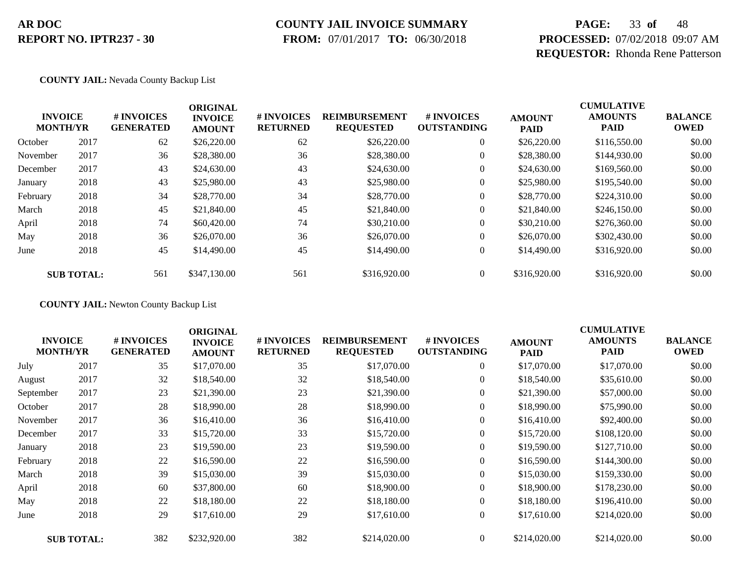**AR DOC**
**REPORT NO. IPTR237 - 30**

**COUNTY JAIL INVOICE SUMMARY**
**FROM:** 07/01/2017 **TO:** 06/30/2018

**PROCESSED:** 07/02/2018 09:07 AM
**REQUESTOR:** Rhonda Rene Patterson

**COUNTY JAIL:** Nevada County Backup List

| INVOICE MONTH/YR | | # INVOICES GENERATED | ORIGINAL INVOICE AMOUNT | # INVOICES RETURNED | REIMBURSEMENT REQUESTED | # INVOICES OUTSTANDING | AMOUNT PAID | CUMULATIVE AMOUNTS PAID | BALANCE OWED |
|---|---|---|---|---|---|---|---|---|---|
| October | 2017 | 62 | $26,220.00 | 62 | $26,220.00 | 0 | $26,220.00 | $116,550.00 | $0.00 |
| November | 2017 | 36 | $28,380.00 | 36 | $28,380.00 | 0 | $28,380.00 | $144,930.00 | $0.00 |
| December | 2017 | 43 | $24,630.00 | 43 | $24,630.00 | 0 | $24,630.00 | $169,560.00 | $0.00 |
| January | 2018 | 43 | $25,980.00 | 43 | $25,980.00 | 0 | $25,980.00 | $195,540.00 | $0.00 |
| February | 2018 | 34 | $28,770.00 | 34 | $28,770.00 | 0 | $28,770.00 | $224,310.00 | $0.00 |
| March | 2018 | 45 | $21,840.00 | 45 | $21,840.00 | 0 | $21,840.00 | $246,150.00 | $0.00 |
| April | 2018 | 74 | $60,420.00 | 74 | $30,210.00 | 0 | $30,210.00 | $276,360.00 | $0.00 |
| May | 2018 | 36 | $26,070.00 | 36 | $26,070.00 | 0 | $26,070.00 | $302,430.00 | $0.00 |
| June | 2018 | 45 | $14,490.00 | 45 | $14,490.00 | 0 | $14,490.00 | $316,920.00 | $0.00 |
| **SUB TOTAL:** | | 561 | $347,130.00 | 561 | $316,920.00 | 0 | $316,920.00 | $316,920.00 | $0.00 |

**COUNTY JAIL:** Newton County Backup List

| INVOICE MONTH/YR | | # INVOICES GENERATED | ORIGINAL INVOICE AMOUNT | # INVOICES RETURNED | REIMBURSEMENT REQUESTED | # INVOICES OUTSTANDING | AMOUNT PAID | CUMULATIVE AMOUNTS PAID | BALANCE OWED |
|---|---|---|---|---|---|---|---|---|---|
| July | 2017 | 35 | $17,070.00 | 35 | $17,070.00 | 0 | $17,070.00 | $17,070.00 | $0.00 |
| August | 2017 | 32 | $18,540.00 | 32 | $18,540.00 | 0 | $18,540.00 | $35,610.00 | $0.00 |
| September | 2017 | 23 | $21,390.00 | 23 | $21,390.00 | 0 | $21,390.00 | $57,000.00 | $0.00 |
| October | 2017 | 28 | $18,990.00 | 28 | $18,990.00 | 0 | $18,990.00 | $75,990.00 | $0.00 |
| November | 2017 | 36 | $16,410.00 | 36 | $16,410.00 | 0 | $16,410.00 | $92,400.00 | $0.00 |
| December | 2017 | 33 | $15,720.00 | 33 | $15,720.00 | 0 | $15,720.00 | $108,120.00 | $0.00 |
| January | 2018 | 23 | $19,590.00 | 23 | $19,590.00 | 0 | $19,590.00 | $127,710.00 | $0.00 |
| February | 2018 | 22 | $16,590.00 | 22 | $16,590.00 | 0 | $16,590.00 | $144,300.00 | $0.00 |
| March | 2018 | 39 | $15,030.00 | 39 | $15,030.00 | 0 | $15,030.00 | $159,330.00 | $0.00 |
| April | 2018 | 60 | $37,800.00 | 60 | $18,900.00 | 0 | $18,900.00 | $178,230.00 | $0.00 |
| May | 2018 | 22 | $18,180.00 | 22 | $18,180.00 | 0 | $18,180.00 | $196,410.00 | $0.00 |
| June | 2018 | 29 | $17,610.00 | 29 | $17,610.00 | 0 | $17,610.00 | $214,020.00 | $0.00 |
| **SUB TOTAL:** | | 382 | $232,920.00 | 382 | $214,020.00 | 0 | $214,020.00 | $214,020.00 | $0.00 |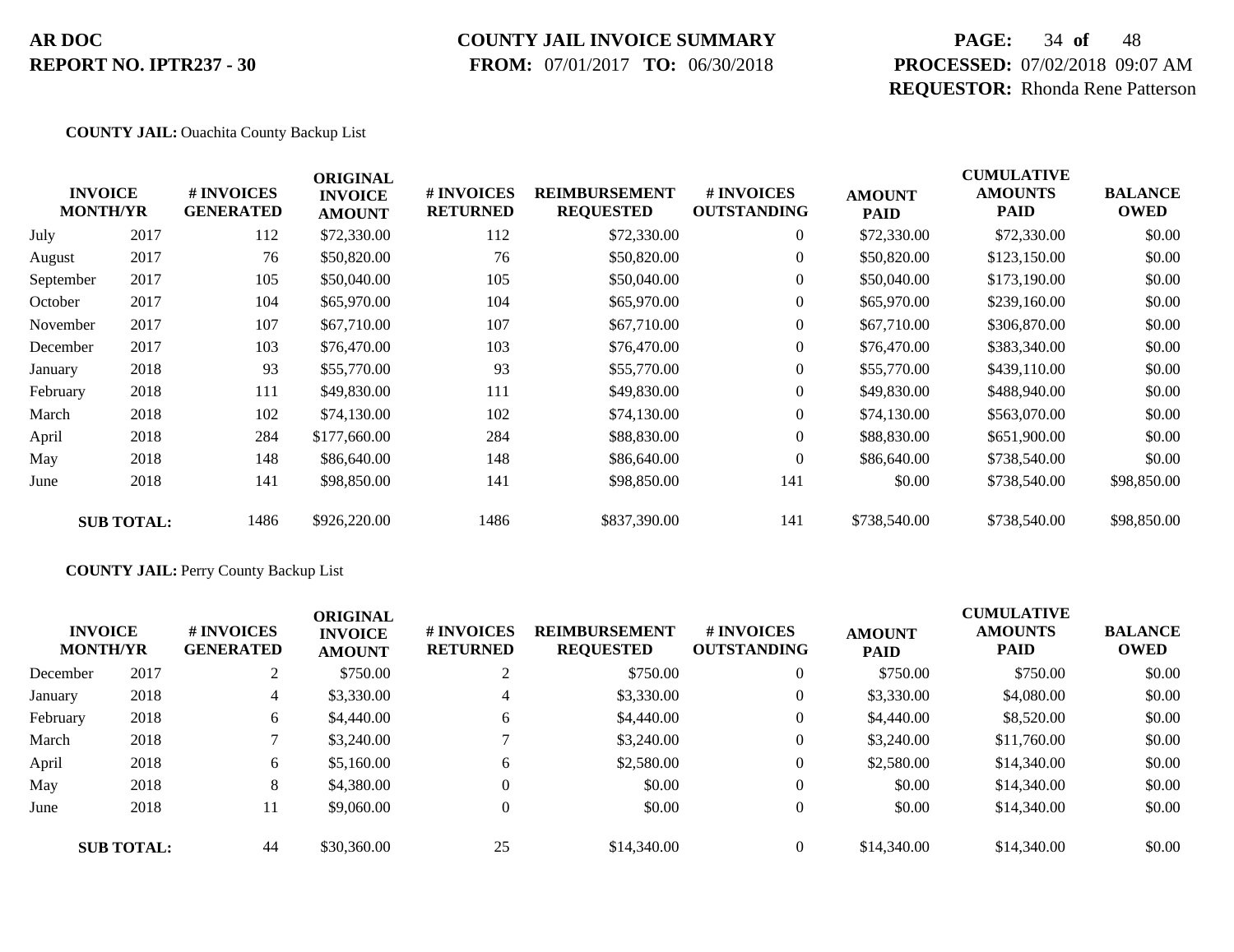**COUNTY JAIL:** Ouachita County Backup List

| INVOICE MONTH/YR | | # INVOICES GENERATED | ORIGINAL INVOICE AMOUNT | # INVOICES RETURNED | REIMBURSEMENT REQUESTED | # INVOICES OUTSTANDING | AMOUNT PAID | CUMULATIVE AMOUNTS PAID | BALANCE OWED |
|---|---|---|---|---|---|---|---|---|---|
| July | 2017 | 112 | $72,330.00 | 112 | $72,330.00 | 0 | $72,330.00 | $72,330.00 | $0.00 |
| August | 2017 | 76 | $50,820.00 | 76 | $50,820.00 | 0 | $50,820.00 | $123,150.00 | $0.00 |
| September | 2017 | 105 | $50,040.00 | 105 | $50,040.00 | 0 | $50,040.00 | $173,190.00 | $0.00 |
| October | 2017 | 104 | $65,970.00 | 104 | $65,970.00 | 0 | $65,970.00 | $239,160.00 | $0.00 |
| November | 2017 | 107 | $67,710.00 | 107 | $67,710.00 | 0 | $67,710.00 | $306,870.00 | $0.00 |
| December | 2017 | 103 | $76,470.00 | 103 | $76,470.00 | 0 | $76,470.00 | $383,340.00 | $0.00 |
| January | 2018 | 93 | $55,770.00 | 93 | $55,770.00 | 0 | $55,770.00 | $439,110.00 | $0.00 |
| February | 2018 | 111 | $49,830.00 | 111 | $49,830.00 | 0 | $49,830.00 | $488,940.00 | $0.00 |
| March | 2018 | 102 | $74,130.00 | 102 | $74,130.00 | 0 | $74,130.00 | $563,070.00 | $0.00 |
| April | 2018 | 284 | $177,660.00 | 284 | $88,830.00 | 0 | $88,830.00 | $651,900.00 | $0.00 |
| May | 2018 | 148 | $86,640.00 | 148 | $86,640.00 | 0 | $86,640.00 | $738,540.00 | $0.00 |
| June | 2018 | 141 | $98,850.00 | 141 | $98,850.00 | 141 | $0.00 | $738,540.00 | $98,850.00 |
| **SUB TOTAL:** | | 1486 | $926,220.00 | 1486 | $837,390.00 | 141 | $738,540.00 | $738,540.00 | $98,850.00 |

**COUNTY JAIL:** Perry County Backup List

| INVOICE MONTH/YR | | # INVOICES GENERATED | ORIGINAL INVOICE AMOUNT | # INVOICES RETURNED | REIMBURSEMENT REQUESTED | # INVOICES OUTSTANDING | AMOUNT PAID | CUMULATIVE AMOUNTS PAID | BALANCE OWED |
|---|---|---|---|---|---|---|---|---|---|
| December | 2017 | 2 | $750.00 | 2 | $750.00 | 0 | $750.00 | $750.00 | $0.00 |
| January | 2018 | 4 | $3,330.00 | 4 | $3,330.00 | 0 | $3,330.00 | $4,080.00 | $0.00 |
| February | 2018 | 6 | $4,440.00 | 6 | $4,440.00 | 0 | $4,440.00 | $8,520.00 | $0.00 |
| March | 2018 | 7 | $3,240.00 | 7 | $3,240.00 | 0 | $3,240.00 | $11,760.00 | $0.00 |
| April | 2018 | 6 | $5,160.00 | 6 | $2,580.00 | 0 | $2,580.00 | $14,340.00 | $0.00 |
| May | 2018 | 8 | $4,380.00 | 0 | $0.00 | 0 | $0.00 | $14,340.00 | $0.00 |
| June | 2018 | 11 | $9,060.00 | 0 | $0.00 | 0 | $0.00 | $14,340.00 | $0.00 |
| **SUB TOTAL:** | | 44 | $30,360.00 | 25 | $14,340.00 | 0 | $14,340.00 | $14,340.00 | $0.00 |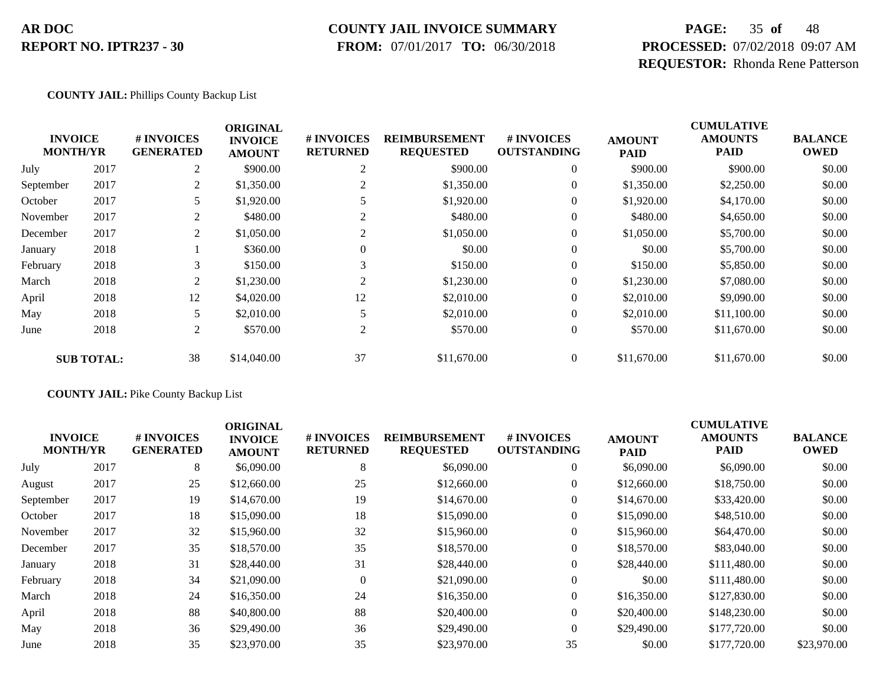**AR DOC**
**REPORT NO. IPTR237 - 30**

**COUNTY JAIL INVOICE SUMMARY**
**FROM:** 07/01/2017 **TO:** 06/30/2018

**PROCESSED:** 07/02/2018 09:07 AM
**REQUESTOR:** Rhonda Rene Patterson

**COUNTY JAIL:** Phillips County Backup List

| INVOICE MONTH/YR | | # INVOICES GENERATED | ORIGINAL INVOICE AMOUNT | # INVOICES RETURNED | REIMBURSEMENT REQUESTED | # INVOICES OUTSTANDING | AMOUNT PAID | CUMULATIVE AMOUNTS PAID | BALANCE OWED |
|---|---|---|---|---|---|---|---|---|---|
| July | 2017 | 2 | $900.00 | 2 | $900.00 | 0 | $900.00 | $900.00 | $0.00 |
| September | 2017 | 2 | $1,350.00 | 2 | $1,350.00 | 0 | $1,350.00 | $2,250.00 | $0.00 |
| October | 2017 | 5 | $1,920.00 | 5 | $1,920.00 | 0 | $1,920.00 | $4,170.00 | $0.00 |
| November | 2017 | 2 | $480.00 | 2 | $480.00 | 0 | $480.00 | $4,650.00 | $0.00 |
| December | 2017 | 2 | $1,050.00 | 2 | $1,050.00 | 0 | $1,050.00 | $5,700.00 | $0.00 |
| January | 2018 | 1 | $360.00 | 0 | $0.00 | 0 | $0.00 | $5,700.00 | $0.00 |
| February | 2018 | 3 | $150.00 | 3 | $150.00 | 0 | $150.00 | $5,850.00 | $0.00 |
| March | 2018 | 2 | $1,230.00 | 2 | $1,230.00 | 0 | $1,230.00 | $7,080.00 | $0.00 |
| April | 2018 | 12 | $4,020.00 | 12 | $2,010.00 | 0 | $2,010.00 | $9,090.00 | $0.00 |
| May | 2018 | 5 | $2,010.00 | 5 | $2,010.00 | 0 | $2,010.00 | $11,100.00 | $0.00 |
| June | 2018 | 2 | $570.00 | 2 | $570.00 | 0 | $570.00 | $11,670.00 | $0.00 |
| **SUB TOTAL:** | | 38 | $14,040.00 | 37 | $11,670.00 | 0 | $11,670.00 | $11,670.00 | $0.00 |

**COUNTY JAIL:** Pike County Backup List

| INVOICE MONTH/YR | | # INVOICES GENERATED | ORIGINAL INVOICE AMOUNT | # INVOICES RETURNED | REIMBURSEMENT REQUESTED | # INVOICES OUTSTANDING | AMOUNT PAID | CUMULATIVE AMOUNTS PAID | BALANCE OWED |
|---|---|---|---|---|---|---|---|---|---|
| July | 2017 | 8 | $6,090.00 | 8 | $6,090.00 | 0 | $6,090.00 | $6,090.00 | $0.00 |
| August | 2017 | 25 | $12,660.00 | 25 | $12,660.00 | 0 | $12,660.00 | $18,750.00 | $0.00 |
| September | 2017 | 19 | $14,670.00 | 19 | $14,670.00 | 0 | $14,670.00 | $33,420.00 | $0.00 |
| October | 2017 | 18 | $15,090.00 | 18 | $15,090.00 | 0 | $15,090.00 | $48,510.00 | $0.00 |
| November | 2017 | 32 | $15,960.00 | 32 | $15,960.00 | 0 | $15,960.00 | $64,470.00 | $0.00 |
| December | 2017 | 35 | $18,570.00 | 35 | $18,570.00 | 0 | $18,570.00 | $83,040.00 | $0.00 |
| January | 2018 | 31 | $28,440.00 | 31 | $28,440.00 | 0 | $28,440.00 | $111,480.00 | $0.00 |
| February | 2018 | 34 | $21,090.00 | 0 | $21,090.00 | 0 | $0.00 | $111,480.00 | $0.00 |
| March | 2018 | 24 | $16,350.00 | 24 | $16,350.00 | 0 | $16,350.00 | $127,830.00 | $0.00 |
| April | 2018 | 88 | $40,800.00 | 88 | $20,400.00 | 0 | $20,400.00 | $148,230.00 | $0.00 |
| May | 2018 | 36 | $29,490.00 | 36 | $29,490.00 | 0 | $29,490.00 | $177,720.00 | $0.00 |
| June | 2018 | 35 | $23,970.00 | 35 | $23,970.00 | 35 | $0.00 | $177,720.00 | $23,970.00 |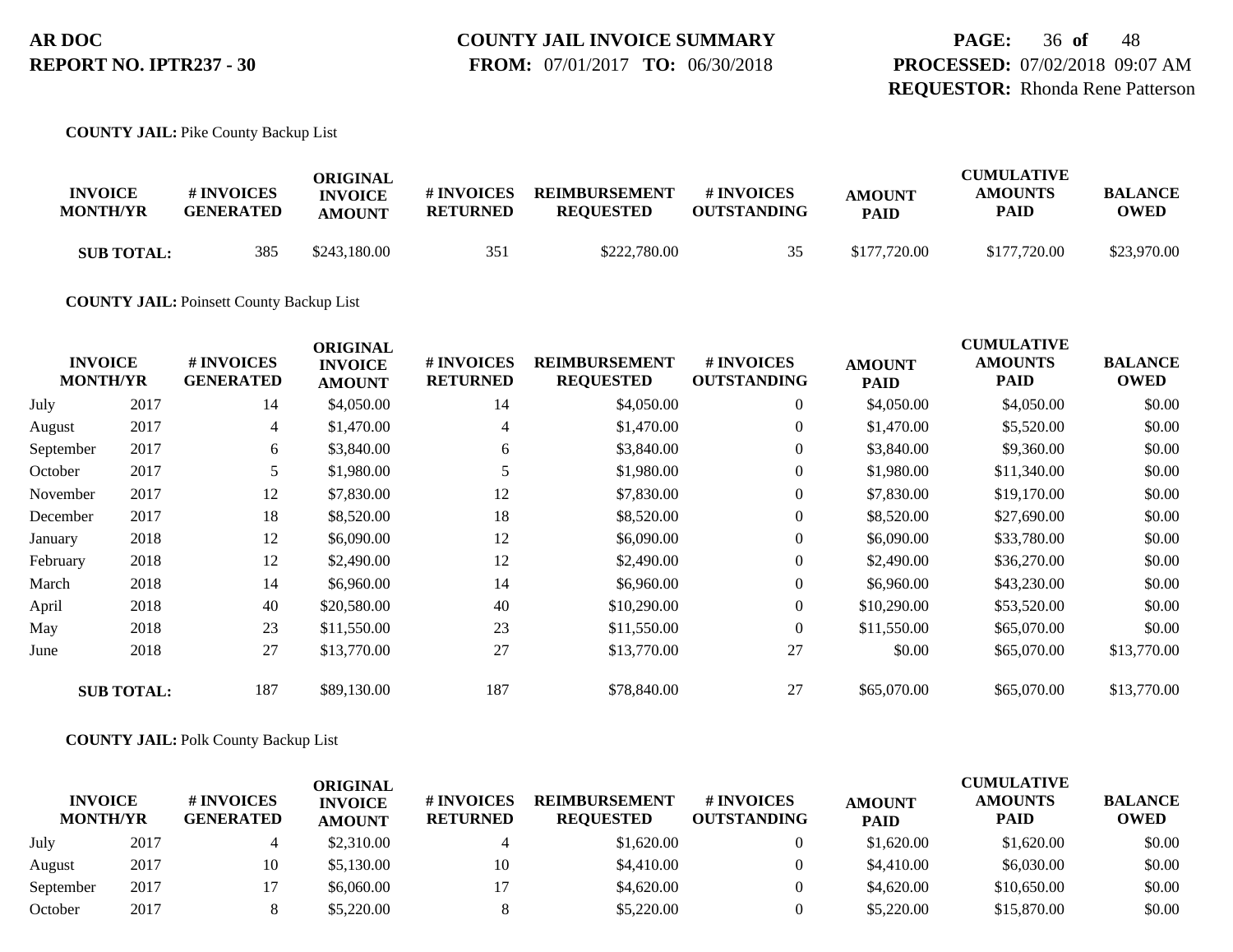**COUNTY JAIL:** Pike County Backup List

| INVOICE MONTH/YR | | # INVOICES GENERATED | ORIGINAL INVOICE AMOUNT | # INVOICES RETURNED | REIMBURSEMENT REQUESTED | # INVOICES OUTSTANDING | AMOUNT PAID | CUMULATIVE AMOUNTS PAID | BALANCE OWED |
|---|---|---|---|---|---|---|---|---|---|
| **SUB TOTAL:** | | 385 | $243,180.00 | 351 | $222,780.00 | 35 | $177,720.00 | $177,720.00 | $23,970.00 |

**COUNTY JAIL:** Poinsett County Backup List

| INVOICE MONTH/YR | | # INVOICES GENERATED | ORIGINAL INVOICE AMOUNT | # INVOICES RETURNED | REIMBURSEMENT REQUESTED | # INVOICES OUTSTANDING | AMOUNT PAID | CUMULATIVE AMOUNTS PAID | BALANCE OWED |
|---|---|---|---|---|---|---|---|---|---|
| July | 2017 | 14 | $4,050.00 | 14 | $4,050.00 | 0 | $4,050.00 | $4,050.00 | $0.00 |
| August | 2017 | 4 | $1,470.00 | 4 | $1,470.00 | 0 | $1,470.00 | $5,520.00 | $0.00 |
| September | 2017 | 6 | $3,840.00 | 6 | $3,840.00 | 0 | $3,840.00 | $9,360.00 | $0.00 |
| October | 2017 | 5 | $1,980.00 | 5 | $1,980.00 | 0 | $1,980.00 | $11,340.00 | $0.00 |
| November | 2017 | 12 | $7,830.00 | 12 | $7,830.00 | 0 | $7,830.00 | $19,170.00 | $0.00 |
| December | 2017 | 18 | $8,520.00 | 18 | $8,520.00 | 0 | $8,520.00 | $27,690.00 | $0.00 |
| January | 2018 | 12 | $6,090.00 | 12 | $6,090.00 | 0 | $6,090.00 | $33,780.00 | $0.00 |
| February | 2018 | 12 | $2,490.00 | 12 | $2,490.00 | 0 | $2,490.00 | $36,270.00 | $0.00 |
| March | 2018 | 14 | $6,960.00 | 14 | $6,960.00 | 0 | $6,960.00 | $43,230.00 | $0.00 |
| April | 2018 | 40 | $20,580.00 | 40 | $10,290.00 | 0 | $10,290.00 | $53,520.00 | $0.00 |
| May | 2018 | 23 | $11,550.00 | 23 | $11,550.00 | 0 | $11,550.00 | $65,070.00 | $0.00 |
| June | 2018 | 27 | $13,770.00 | 27 | $13,770.00 | 27 | $0.00 | $65,070.00 | $13,770.00 |
| **SUB TOTAL:** | | 187 | $89,130.00 | 187 | $78,840.00 | 27 | $65,070.00 | $65,070.00 | $13,770.00 |

**COUNTY JAIL:** Polk County Backup List

| INVOICE MONTH/YR | | # INVOICES GENERATED | ORIGINAL INVOICE AMOUNT | # INVOICES RETURNED | REIMBURSEMENT REQUESTED | # INVOICES OUTSTANDING | AMOUNT PAID | CUMULATIVE AMOUNTS PAID | BALANCE OWED |
|---|---|---|---|---|---|---|---|---|---|
| July | 2017 | 4 | $2,310.00 | 4 | $1,620.00 | 0 | $1,620.00 | $1,620.00 | $0.00 |
| August | 2017 | 10 | $5,130.00 | 10 | $4,410.00 | 0 | $4,410.00 | $6,030.00 | $0.00 |
| September | 2017 | 17 | $6,060.00 | 17 | $4,620.00 | 0 | $4,620.00 | $10,650.00 | $0.00 |
| October | 2017 | 8 | $5,220.00 | 8 | $5,220.00 | 0 | $5,220.00 | $15,870.00 | $0.00 |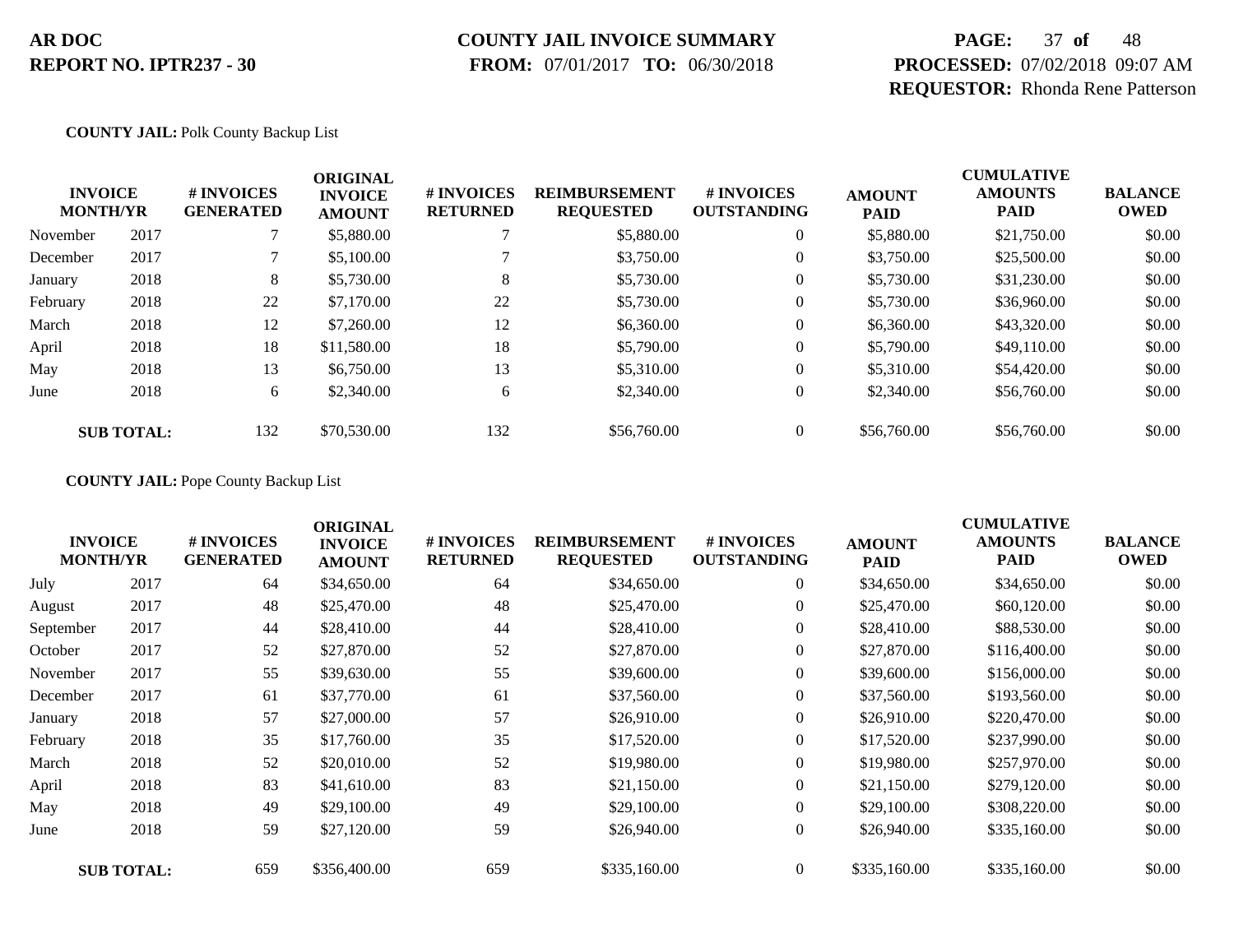**AR DOC**
**REPORT NO. IPTR237 - 30**

**COUNTY JAIL INVOICE SUMMARY**
**FROM:** 07/01/2017 **TO:** 06/30/2018

**PROCESSED:** 07/02/2018 09:07 AM
**REQUESTOR:** Rhonda Rene Patterson

**COUNTY JAIL:** Polk County Backup List

| INVOICE MONTH/YR | | # INVOICES GENERATED | ORIGINAL INVOICE AMOUNT | # INVOICES RETURNED | REIMBURSEMENT REQUESTED | # INVOICES OUTSTANDING | AMOUNT PAID | CUMULATIVE AMOUNTS PAID | BALANCE OWED |
|---|---|---|---|---|---|---|---|---|---|
| November | 2017 | 7 | $5,880.00 | 7 | $5,880.00 | 0 | $5,880.00 | $21,750.00 | $0.00 |
| December | 2017 | 7 | $5,100.00 | 7 | $3,750.00 | 0 | $3,750.00 | $25,500.00 | $0.00 |
| January | 2018 | 8 | $5,730.00 | 8 | $5,730.00 | 0 | $5,730.00 | $31,230.00 | $0.00 |
| February | 2018 | 22 | $7,170.00 | 22 | $5,730.00 | 0 | $5,730.00 | $36,960.00 | $0.00 |
| March | 2018 | 12 | $7,260.00 | 12 | $6,360.00 | 0 | $6,360.00 | $43,320.00 | $0.00 |
| April | 2018 | 18 | $11,580.00 | 18 | $5,790.00 | 0 | $5,790.00 | $49,110.00 | $0.00 |
| May | 2018 | 13 | $6,750.00 | 13 | $5,310.00 | 0 | $5,310.00 | $54,420.00 | $0.00 |
| June | 2018 | 6 | $2,340.00 | 6 | $2,340.00 | 0 | $2,340.00 | $56,760.00 | $0.00 |
| **SUB TOTAL:** | | 132 | $70,530.00 | 132 | $56,760.00 | 0 | $56,760.00 | $56,760.00 | $0.00 |

**COUNTY JAIL:** Pope County Backup List

| INVOICE MONTH/YR | | # INVOICES GENERATED | ORIGINAL INVOICE AMOUNT | # INVOICES RETURNED | REIMBURSEMENT REQUESTED | # INVOICES OUTSTANDING | AMOUNT PAID | CUMULATIVE AMOUNTS PAID | BALANCE OWED |
|---|---|---|---|---|---|---|---|---|---|
| July | 2017 | 64 | $34,650.00 | 64 | $34,650.00 | 0 | $34,650.00 | $34,650.00 | $0.00 |
| August | 2017 | 48 | $25,470.00 | 48 | $25,470.00 | 0 | $25,470.00 | $60,120.00 | $0.00 |
| September | 2017 | 44 | $28,410.00 | 44 | $28,410.00 | 0 | $28,410.00 | $88,530.00 | $0.00 |
| October | 2017 | 52 | $27,870.00 | 52 | $27,870.00 | 0 | $27,870.00 | $116,400.00 | $0.00 |
| November | 2017 | 55 | $39,630.00 | 55 | $39,600.00 | 0 | $39,600.00 | $156,000.00 | $0.00 |
| December | 2017 | 61 | $37,770.00 | 61 | $37,560.00 | 0 | $37,560.00 | $193,560.00 | $0.00 |
| January | 2018 | 57 | $27,000.00 | 57 | $26,910.00 | 0 | $26,910.00 | $220,470.00 | $0.00 |
| February | 2018 | 35 | $17,760.00 | 35 | $17,520.00 | 0 | $17,520.00 | $237,990.00 | $0.00 |
| March | 2018 | 52 | $20,010.00 | 52 | $19,980.00 | 0 | $19,980.00 | $257,970.00 | $0.00 |
| April | 2018 | 83 | $41,610.00 | 83 | $21,150.00 | 0 | $21,150.00 | $279,120.00 | $0.00 |
| May | 2018 | 49 | $29,100.00 | 49 | $29,100.00 | 0 | $29,100.00 | $308,220.00 | $0.00 |
| June | 2018 | 59 | $27,120.00 | 59 | $26,940.00 | 0 | $26,940.00 | $335,160.00 | $0.00 |
| **SUB TOTAL:** | | 659 | $356,400.00 | 659 | $335,160.00 | 0 | $335,160.00 | $335,160.00 | $0.00 |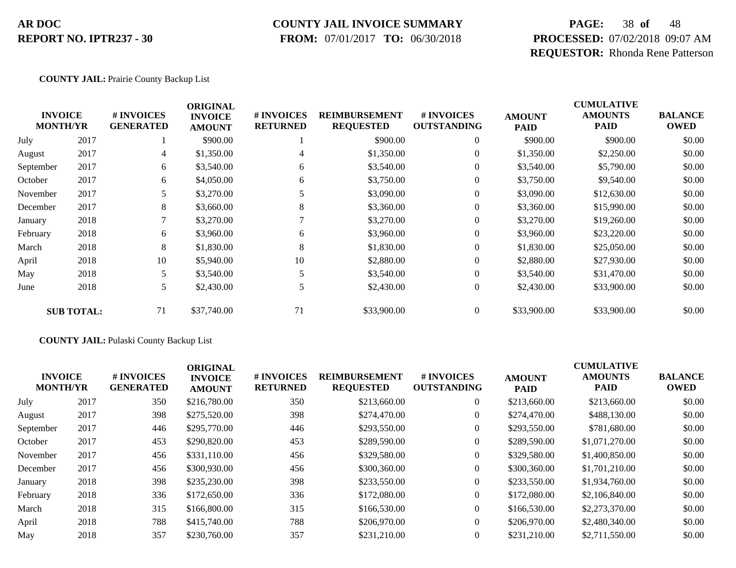**COUNTY JAIL:** Prairie County Backup List

| INVOICE MONTH/YR | | # INVOICES GENERATED | ORIGINAL INVOICE AMOUNT | # INVOICES RETURNED | REIMBURSEMENT REQUESTED | # INVOICES OUTSTANDING | AMOUNT PAID | CUMULATIVE AMOUNTS PAID | BALANCE OWED |
|---|---|---|---|---|---|---|---|---|---|
| July | 2017 | 1 | $900.00 | 1 | $900.00 | 0 | $900.00 | $900.00 | $0.00 |
| August | 2017 | 4 | $1,350.00 | 4 | $1,350.00 | 0 | $1,350.00 | $2,250.00 | $0.00 |
| September | 2017 | 6 | $3,540.00 | 6 | $3,540.00 | 0 | $3,540.00 | $5,790.00 | $0.00 |
| October | 2017 | 6 | $4,050.00 | 6 | $3,750.00 | 0 | $3,750.00 | $9,540.00 | $0.00 |
| November | 2017 | 5 | $3,270.00 | 5 | $3,090.00 | 0 | $3,090.00 | $12,630.00 | $0.00 |
| December | 2017 | 8 | $3,660.00 | 8 | $3,360.00 | 0 | $3,360.00 | $15,990.00 | $0.00 |
| January | 2018 | 7 | $3,270.00 | 7 | $3,270.00 | 0 | $3,270.00 | $19,260.00 | $0.00 |
| February | 2018 | 6 | $3,960.00 | 6 | $3,960.00 | 0 | $3,960.00 | $23,220.00 | $0.00 |
| March | 2018 | 8 | $1,830.00 | 8 | $1,830.00 | 0 | $1,830.00 | $25,050.00 | $0.00 |
| April | 2018 | 10 | $5,940.00 | 10 | $2,880.00 | 0 | $2,880.00 | $27,930.00 | $0.00 |
| May | 2018 | 5 | $3,540.00 | 5 | $3,540.00 | 0 | $3,540.00 | $31,470.00 | $0.00 |
| June | 2018 | 5 | $2,430.00 | 5 | $2,430.00 | 0 | $2,430.00 | $33,900.00 | $0.00 |
| **SUB TOTAL:** | | 71 | $37,740.00 | 71 | $33,900.00 | 0 | $33,900.00 | $33,900.00 | $0.00 |

**COUNTY JAIL:** Pulaski County Backup List

| INVOICE MONTH/YR | | # INVOICES GENERATED | ORIGINAL INVOICE AMOUNT | # INVOICES RETURNED | REIMBURSEMENT REQUESTED | # INVOICES OUTSTANDING | AMOUNT PAID | CUMULATIVE AMOUNTS PAID | BALANCE OWED |
|---|---|---|---|---|---|---|---|---|---|
| July | 2017 | 350 | $216,780.00 | 350 | $213,660.00 | 0 | $213,660.00 | $213,660.00 | $0.00 |
| August | 2017 | 398 | $275,520.00 | 398 | $274,470.00 | 0 | $274,470.00 | $488,130.00 | $0.00 |
| September | 2017 | 446 | $295,770.00 | 446 | $293,550.00 | 0 | $293,550.00 | $781,680.00 | $0.00 |
| October | 2017 | 453 | $290,820.00 | 453 | $289,590.00 | 0 | $289,590.00 | $1,071,270.00 | $0.00 |
| November | 2017 | 456 | $331,110.00 | 456 | $329,580.00 | 0 | $329,580.00 | $1,400,850.00 | $0.00 |
| December | 2017 | 456 | $300,930.00 | 456 | $300,360.00 | 0 | $300,360.00 | $1,701,210.00 | $0.00 |
| January | 2018 | 398 | $235,230.00 | 398 | $233,550.00 | 0 | $233,550.00 | $1,934,760.00 | $0.00 |
| February | 2018 | 336 | $172,650.00 | 336 | $172,080.00 | 0 | $172,080.00 | $2,106,840.00 | $0.00 |
| March | 2018 | 315 | $166,800.00 | 315 | $166,530.00 | 0 | $166,530.00 | $2,273,370.00 | $0.00 |
| April | 2018 | 788 | $415,740.00 | 788 | $206,970.00 | 0 | $206,970.00 | $2,480,340.00 | $0.00 |
| May | 2018 | 357 | $230,760.00 | 357 | $231,210.00 | 0 | $231,210.00 | $2,711,550.00 | $0.00 |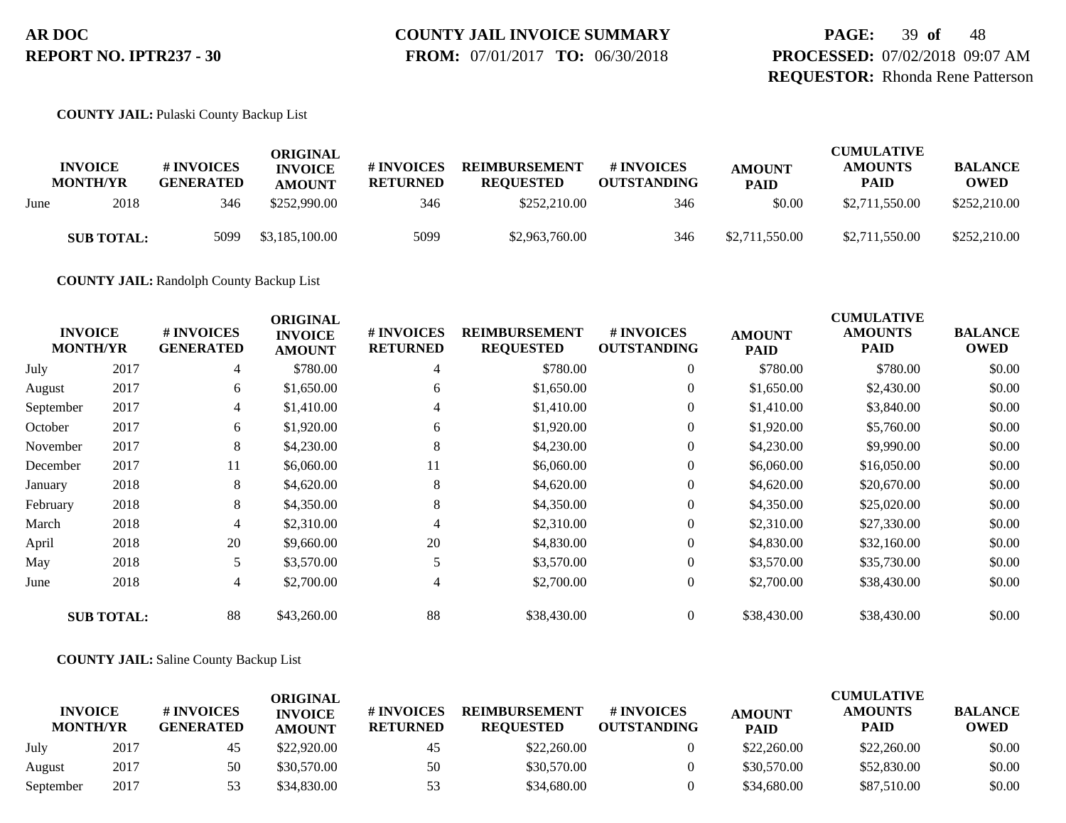**AR DOC**
**REPORT NO. IPTR237 - 30**

**COUNTY JAIL INVOICE SUMMARY**
**FROM:** 07/01/2017 **TO:** 06/30/2018

**PROCESSED:** 07/02/2018 09:07 AM
**REQUESTOR:** Rhonda Rene Patterson

**COUNTY JAIL:** Pulaski County Backup List

| INVOICE MONTH/YR | | # INVOICES GENERATED | ORIGINAL INVOICE AMOUNT | # INVOICES RETURNED | REIMBURSEMENT REQUESTED | # INVOICES OUTSTANDING | AMOUNT PAID | CUMULATIVE AMOUNTS PAID | BALANCE OWED |
|---|---|---|---|---|---|---|---|---|---|
| June | 2018 | 346 | $252,990.00 | 346 | $252,210.00 | 346 | $0.00 | $2,711,550.00 | $252,210.00 |
| **SUB TOTAL:** | | 5099 | $3,185,100.00 | 5099 | $2,963,760.00 | 346 | $2,711,550.00 | $2,711,550.00 | $252,210.00 |

**COUNTY JAIL:** Randolph County Backup List

| INVOICE MONTH/YR | | # INVOICES GENERATED | ORIGINAL INVOICE AMOUNT | # INVOICES RETURNED | REIMBURSEMENT REQUESTED | # INVOICES OUTSTANDING | AMOUNT PAID | CUMULATIVE AMOUNTS PAID | BALANCE OWED |
|---|---|---|---|---|---|---|---|---|---|
| July | 2017 | 4 | $780.00 | 4 | $780.00 | 0 | $780.00 | $780.00 | $0.00 |
| August | 2017 | 6 | $1,650.00 | 6 | $1,650.00 | 0 | $1,650.00 | $2,430.00 | $0.00 |
| September | 2017 | 4 | $1,410.00 | 4 | $1,410.00 | 0 | $1,410.00 | $3,840.00 | $0.00 |
| October | 2017 | 6 | $1,920.00 | 6 | $1,920.00 | 0 | $1,920.00 | $5,760.00 | $0.00 |
| November | 2017 | 8 | $4,230.00 | 8 | $4,230.00 | 0 | $4,230.00 | $9,990.00 | $0.00 |
| December | 2017 | 11 | $6,060.00 | 11 | $6,060.00 | 0 | $6,060.00 | $16,050.00 | $0.00 |
| January | 2018 | 8 | $4,620.00 | 8 | $4,620.00 | 0 | $4,620.00 | $20,670.00 | $0.00 |
| February | 2018 | 8 | $4,350.00 | 8 | $4,350.00 | 0 | $4,350.00 | $25,020.00 | $0.00 |
| March | 2018 | 4 | $2,310.00 | 4 | $2,310.00 | 0 | $2,310.00 | $27,330.00 | $0.00 |
| April | 2018 | 20 | $9,660.00 | 20 | $4,830.00 | 0 | $4,830.00 | $32,160.00 | $0.00 |
| May | 2018 | 5 | $3,570.00 | 5 | $3,570.00 | 0 | $3,570.00 | $35,730.00 | $0.00 |
| June | 2018 | 4 | $2,700.00 | 4 | $2,700.00 | 0 | $2,700.00 | $38,430.00 | $0.00 |
| **SUB TOTAL:** | | 88 | $43,260.00 | 88 | $38,430.00 | 0 | $38,430.00 | $38,430.00 | $0.00 |

**COUNTY JAIL:** Saline County Backup List

| INVOICE MONTH/YR | | # INVOICES GENERATED | ORIGINAL INVOICE AMOUNT | # INVOICES RETURNED | REIMBURSEMENT REQUESTED | # INVOICES OUTSTANDING | AMOUNT PAID | CUMULATIVE AMOUNTS PAID | BALANCE OWED |
|---|---|---|---|---|---|---|---|---|---|
| July | 2017 | 45 | $22,920.00 | 45 | $22,260.00 | 0 | $22,260.00 | $22,260.00 | $0.00 |
| August | 2017 | 50 | $30,570.00 | 50 | $30,570.00 | 0 | $30,570.00 | $52,830.00 | $0.00 |
| September | 2017 | 53 | $34,830.00 | 53 | $34,680.00 | 0 | $34,680.00 | $87,510.00 | $0.00 |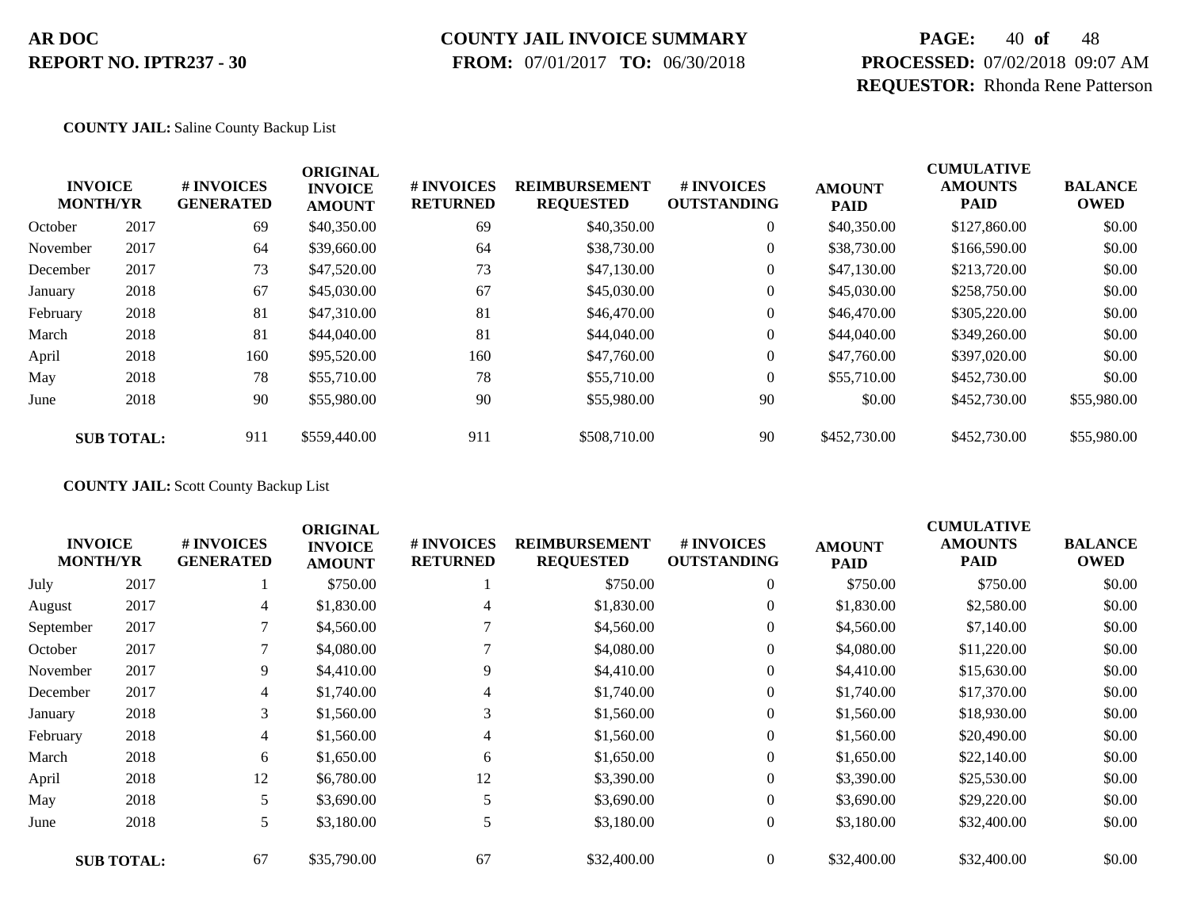**COUNTY JAIL:** Saline County Backup List

| INVOICE MONTH/YR | | # INVOICES GENERATED | ORIGINAL INVOICE AMOUNT | # INVOICES RETURNED | REIMBURSEMENT REQUESTED | # INVOICES OUTSTANDING | AMOUNT PAID | CUMULATIVE AMOUNTS PAID | BALANCE OWED |
|---|---|---|---|---|---|---|---|---|---|
| October | 2017 | 69 | $40,350.00 | 69 | $40,350.00 | 0 | $40,350.00 | $127,860.00 | $0.00 |
| November | 2017 | 64 | $39,660.00 | 64 | $38,730.00 | 0 | $38,730.00 | $166,590.00 | $0.00 |
| December | 2017 | 73 | $47,520.00 | 73 | $47,130.00 | 0 | $47,130.00 | $213,720.00 | $0.00 |
| January | 2018 | 67 | $45,030.00 | 67 | $45,030.00 | 0 | $45,030.00 | $258,750.00 | $0.00 |
| February | 2018 | 81 | $47,310.00 | 81 | $46,470.00 | 0 | $46,470.00 | $305,220.00 | $0.00 |
| March | 2018 | 81 | $44,040.00 | 81 | $44,040.00 | 0 | $44,040.00 | $349,260.00 | $0.00 |
| April | 2018 | 160 | $95,520.00 | 160 | $47,760.00 | 0 | $47,760.00 | $397,020.00 | $0.00 |
| May | 2018 | 78 | $55,710.00 | 78 | $55,710.00 | 0 | $55,710.00 | $452,730.00 | $0.00 |
| June | 2018 | 90 | $55,980.00 | 90 | $55,980.00 | 90 | $0.00 | $452,730.00 | $55,980.00 |
| **SUB TOTAL:** | | 911 | $559,440.00 | 911 | $508,710.00 | 90 | $452,730.00 | $452,730.00 | $55,980.00 |

**COUNTY JAIL:** Scott County Backup List

| INVOICE MONTH/YR | | # INVOICES GENERATED | ORIGINAL INVOICE AMOUNT | # INVOICES RETURNED | REIMBURSEMENT REQUESTED | # INVOICES OUTSTANDING | AMOUNT PAID | CUMULATIVE AMOUNTS PAID | BALANCE OWED |
|---|---|---|---|---|---|---|---|---|---|
| July | 2017 | 1 | $750.00 | 1 | $750.00 | 0 | $750.00 | $750.00 | $0.00 |
| August | 2017 | 4 | $1,830.00 | 4 | $1,830.00 | 0 | $1,830.00 | $2,580.00 | $0.00 |
| September | 2017 | 7 | $4,560.00 | 7 | $4,560.00 | 0 | $4,560.00 | $7,140.00 | $0.00 |
| October | 2017 | 7 | $4,080.00 | 7 | $4,080.00 | 0 | $4,080.00 | $11,220.00 | $0.00 |
| November | 2017 | 9 | $4,410.00 | 9 | $4,410.00 | 0 | $4,410.00 | $15,630.00 | $0.00 |
| December | 2017 | 4 | $1,740.00 | 4 | $1,740.00 | 0 | $1,740.00 | $17,370.00 | $0.00 |
| January | 2018 | 3 | $1,560.00 | 3 | $1,560.00 | 0 | $1,560.00 | $18,930.00 | $0.00 |
| February | 2018 | 4 | $1,560.00 | 4 | $1,560.00 | 0 | $1,560.00 | $20,490.00 | $0.00 |
| March | 2018 | 6 | $1,650.00 | 6 | $1,650.00 | 0 | $1,650.00 | $22,140.00 | $0.00 |
| April | 2018 | 12 | $6,780.00 | 12 | $3,390.00 | 0 | $3,390.00 | $25,530.00 | $0.00 |
| May | 2018 | 5 | $3,690.00 | 5 | $3,690.00 | 0 | $3,690.00 | $29,220.00 | $0.00 |
| June | 2018 | 5 | $3,180.00 | 5 | $3,180.00 | 0 | $3,180.00 | $32,400.00 | $0.00 |
| **SUB TOTAL:** | | 67 | $35,790.00 | 67 | $32,400.00 | 0 | $32,400.00 | $32,400.00 | $0.00 |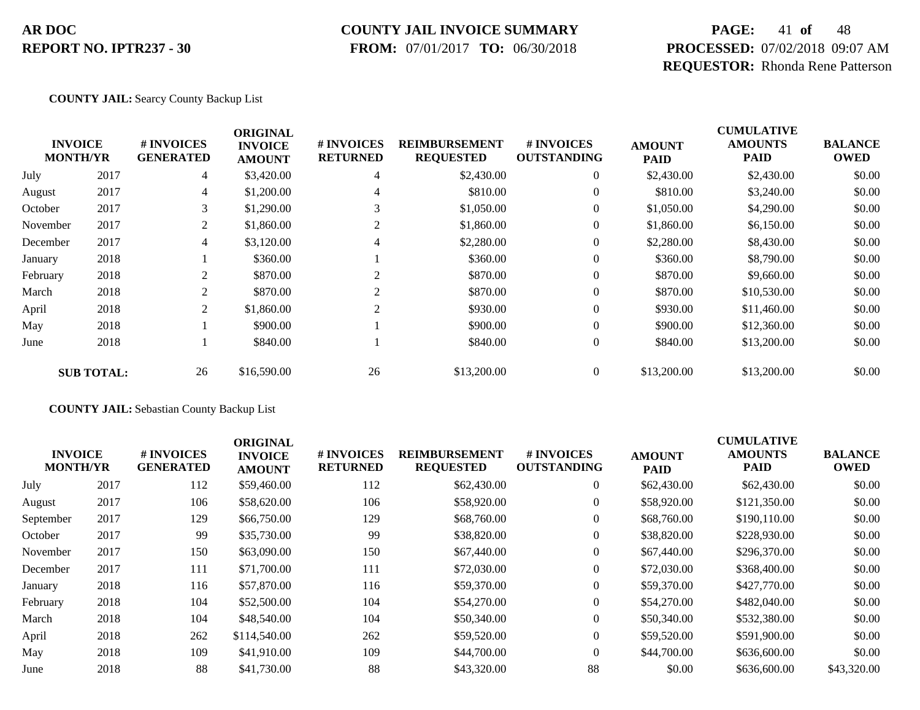**AR DOC**
**REPORT NO. IPTR237 - 30**

**COUNTY JAIL INVOICE SUMMARY**
**FROM:** 07/01/2017 **TO:** 06/30/2018

**PROCESSED:** 07/02/2018 09:07 AM
**REQUESTOR:** Rhonda Rene Patterson

**COUNTY JAIL:** Searcy County Backup List

| INVOICE MONTH/YR | | # INVOICES GENERATED | ORIGINAL INVOICE AMOUNT | # INVOICES RETURNED | REIMBURSEMENT REQUESTED | # INVOICES OUTSTANDING | AMOUNT PAID | CUMULATIVE AMOUNTS PAID | BALANCE OWED |
|---|---|---|---|---|---|---|---|---|---|
| July | 2017 | 4 | $3,420.00 | 4 | $2,430.00 | 0 | $2,430.00 | $2,430.00 | $0.00 |
| August | 2017 | 4 | $1,200.00 | 4 | $810.00 | 0 | $810.00 | $3,240.00 | $0.00 |
| October | 2017 | 3 | $1,290.00 | 3 | $1,050.00 | 0 | $1,050.00 | $4,290.00 | $0.00 |
| November | 2017 | 2 | $1,860.00 | 2 | $1,860.00 | 0 | $1,860.00 | $6,150.00 | $0.00 |
| December | 2017 | 4 | $3,120.00 | 4 | $2,280.00 | 0 | $2,280.00 | $8,430.00 | $0.00 |
| January | 2018 | 1 | $360.00 | 1 | $360.00 | 0 | $360.00 | $8,790.00 | $0.00 |
| February | 2018 | 2 | $870.00 | 2 | $870.00 | 0 | $870.00 | $9,660.00 | $0.00 |
| March | 2018 | 2 | $870.00 | 2 | $870.00 | 0 | $870.00 | $10,530.00 | $0.00 |
| April | 2018 | 2 | $1,860.00 | 2 | $930.00 | 0 | $930.00 | $11,460.00 | $0.00 |
| May | 2018 | 1 | $900.00 | 1 | $900.00 | 0 | $900.00 | $12,360.00 | $0.00 |
| June | 2018 | 1 | $840.00 | 1 | $840.00 | 0 | $840.00 | $13,200.00 | $0.00 |
| **SUB TOTAL:** | | 26 | $16,590.00 | 26 | $13,200.00 | 0 | $13,200.00 | $13,200.00 | $0.00 |

**COUNTY JAIL:** Sebastian County Backup List

| INVOICE MONTH/YR | | # INVOICES GENERATED | ORIGINAL INVOICE AMOUNT | # INVOICES RETURNED | REIMBURSEMENT REQUESTED | # INVOICES OUTSTANDING | AMOUNT PAID | CUMULATIVE AMOUNTS PAID | BALANCE OWED |
|---|---|---|---|---|---|---|---|---|---|
| July | 2017 | 112 | $59,460.00 | 112 | $62,430.00 | 0 | $62,430.00 | $62,430.00 | $0.00 |
| August | 2017 | 106 | $58,620.00 | 106 | $58,920.00 | 0 | $58,920.00 | $121,350.00 | $0.00 |
| September | 2017 | 129 | $66,750.00 | 129 | $68,760.00 | 0 | $68,760.00 | $190,110.00 | $0.00 |
| October | 2017 | 99 | $35,730.00 | 99 | $38,820.00 | 0 | $38,820.00 | $228,930.00 | $0.00 |
| November | 2017 | 150 | $63,090.00 | 150 | $67,440.00 | 0 | $67,440.00 | $296,370.00 | $0.00 |
| December | 2017 | 111 | $71,700.00 | 111 | $72,030.00 | 0 | $72,030.00 | $368,400.00 | $0.00 |
| January | 2018 | 116 | $57,870.00 | 116 | $59,370.00 | 0 | $59,370.00 | $427,770.00 | $0.00 |
| February | 2018 | 104 | $52,500.00 | 104 | $54,270.00 | 0 | $54,270.00 | $482,040.00 | $0.00 |
| March | 2018 | 104 | $48,540.00 | 104 | $50,340.00 | 0 | $50,340.00 | $532,380.00 | $0.00 |
| April | 2018 | 262 | $114,540.00 | 262 | $59,520.00 | 0 | $59,520.00 | $591,900.00 | $0.00 |
| May | 2018 | 109 | $41,910.00 | 109 | $44,700.00 | 0 | $44,700.00 | $636,600.00 | $0.00 |
| June | 2018 | 88 | $41,730.00 | 88 | $43,320.00 | 88 | $0.00 | $636,600.00 | $43,320.00 |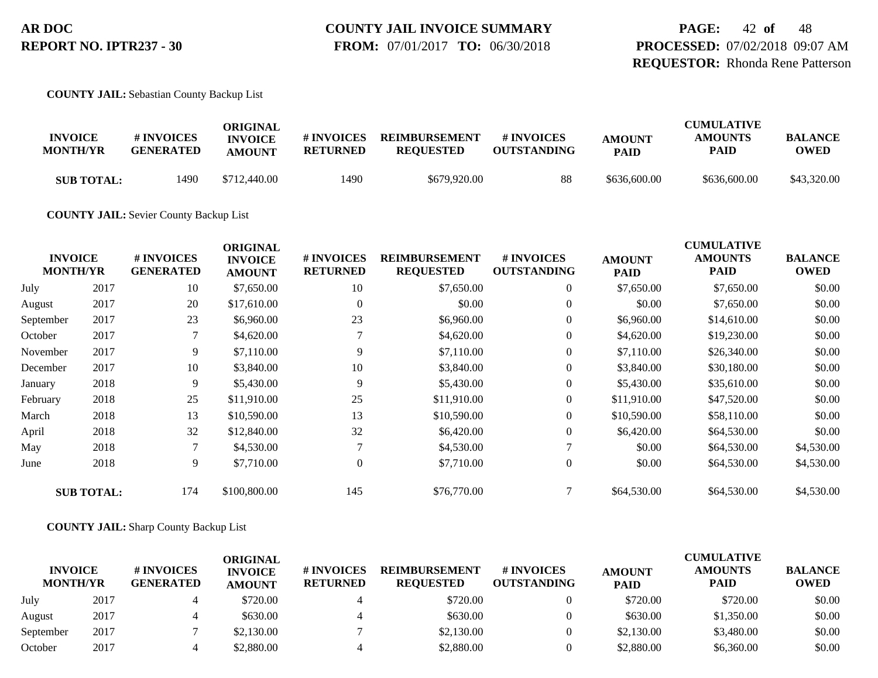**COUNTY JAIL:** Sebastian County Backup List

| INVOICE MONTH/YR | | # INVOICES GENERATED | ORIGINAL INVOICE AMOUNT | # INVOICES RETURNED | REIMBURSEMENT REQUESTED | # INVOICES OUTSTANDING | AMOUNT PAID | CUMULATIVE AMOUNTS PAID | BALANCE OWED |
|---|---|---|---|---|---|---|---|---|---|
| **SUB TOTAL:** | | 1490 | $712,440.00 | 1490 | $679,920.00 | 88 | $636,600.00 | $636,600.00 | $43,320.00 |

**COUNTY JAIL:** Sevier County Backup List

| INVOICE MONTH/YR | | # INVOICES GENERATED | ORIGINAL INVOICE AMOUNT | # INVOICES RETURNED | REIMBURSEMENT REQUESTED | # INVOICES OUTSTANDING | AMOUNT PAID | CUMULATIVE AMOUNTS PAID | BALANCE OWED |
|---|---|---|---|---|---|---|---|---|---|
| July | 2017 | 10 | $7,650.00 | 10 | $7,650.00 | 0 | $7,650.00 | $7,650.00 | $0.00 |
| August | 2017 | 20 | $17,610.00 | 0 | $0.00 | 0 | $0.00 | $7,650.00 | $0.00 |
| September | 2017 | 23 | $6,960.00 | 23 | $6,960.00 | 0 | $6,960.00 | $14,610.00 | $0.00 |
| October | 2017 | 7 | $4,620.00 | 7 | $4,620.00 | 0 | $4,620.00 | $19,230.00 | $0.00 |
| November | 2017 | 9 | $7,110.00 | 9 | $7,110.00 | 0 | $7,110.00 | $26,340.00 | $0.00 |
| December | 2017 | 10 | $3,840.00 | 10 | $3,840.00 | 0 | $3,840.00 | $30,180.00 | $0.00 |
| January | 2018 | 9 | $5,430.00 | 9 | $5,430.00 | 0 | $5,430.00 | $35,610.00 | $0.00 |
| February | 2018 | 25 | $11,910.00 | 25 | $11,910.00 | 0 | $11,910.00 | $47,520.00 | $0.00 |
| March | 2018 | 13 | $10,590.00 | 13 | $10,590.00 | 0 | $10,590.00 | $58,110.00 | $0.00 |
| April | 2018 | 32 | $12,840.00 | 32 | $6,420.00 | 0 | $6,420.00 | $64,530.00 | $0.00 |
| May | 2018 | 7 | $4,530.00 | 7 | $4,530.00 | 7 | $0.00 | $64,530.00 | $4,530.00 |
| June | 2018 | 9 | $7,710.00 | 0 | $7,710.00 | 0 | $0.00 | $64,530.00 | $4,530.00 |
| **SUB TOTAL:** | | 174 | $100,800.00 | 145 | $76,770.00 | 7 | $64,530.00 | $64,530.00 | $4,530.00 |

**COUNTY JAIL:** Sharp County Backup List

| INVOICE MONTH/YR | | # INVOICES GENERATED | ORIGINAL INVOICE AMOUNT | # INVOICES RETURNED | REIMBURSEMENT REQUESTED | # INVOICES OUTSTANDING | AMOUNT PAID | CUMULATIVE AMOUNTS PAID | BALANCE OWED |
|---|---|---|---|---|---|---|---|---|---|
| July | 2017 | 4 | $720.00 | 4 | $720.00 | 0 | $720.00 | $720.00 | $0.00 |
| August | 2017 | 4 | $630.00 | 4 | $630.00 | 0 | $630.00 | $1,350.00 | $0.00 |
| September | 2017 | 7 | $2,130.00 | 7 | $2,130.00 | 0 | $2,130.00 | $3,480.00 | $0.00 |
| October | 2017 | 4 | $2,880.00 | 4 | $2,880.00 | 0 | $2,880.00 | $6,360.00 | $0.00 |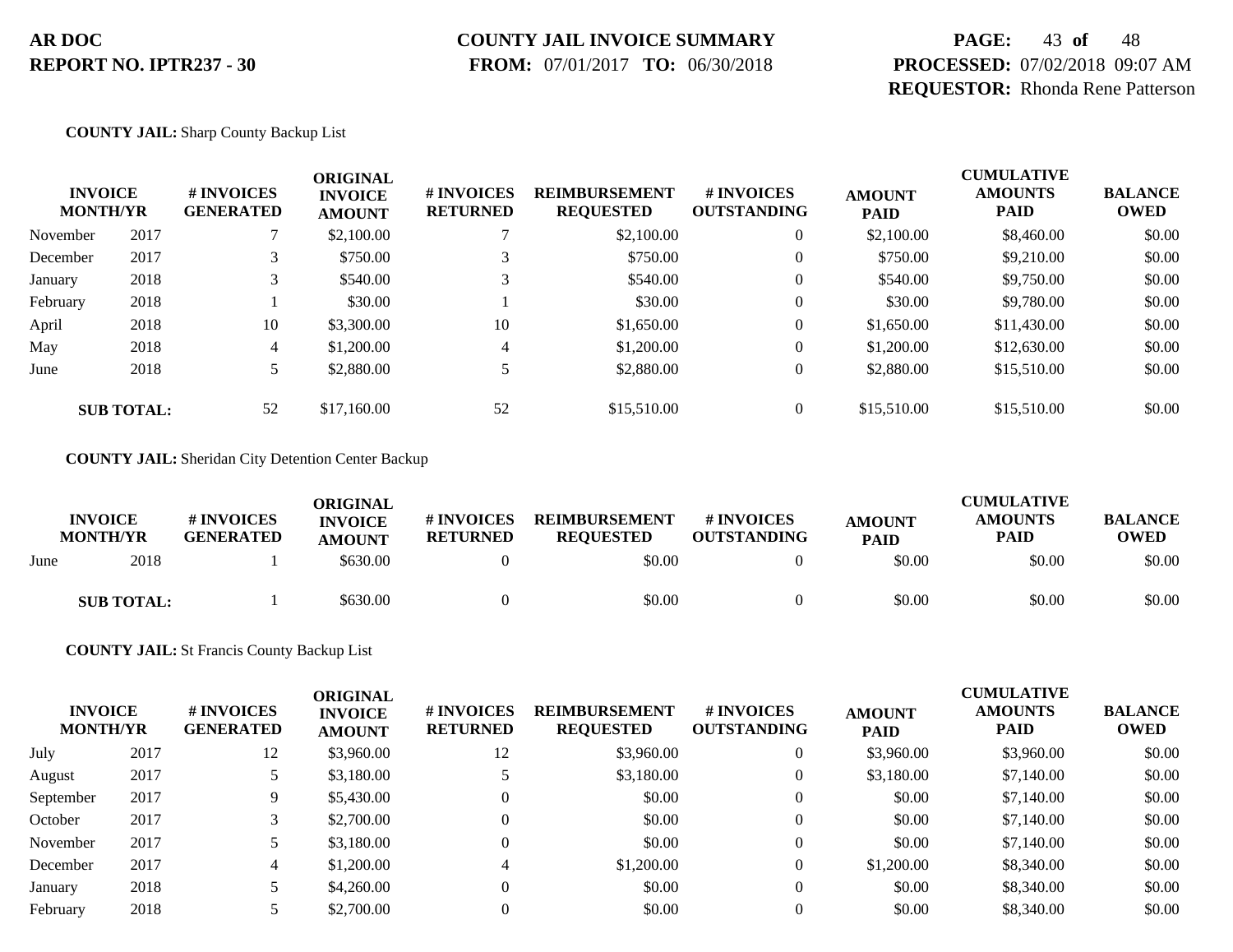# AR DOC
**REPORT NO. IPTR237 - 30**

**COUNTY JAIL INVOICE SUMMARY**
**FROM:** 07/01/2017 **TO:** 06/30/2018

**PROCESSED:** 07/02/2018 09:07 AM
**REQUESTOR:** Rhonda Rene Patterson

**COUNTY JAIL:** Sharp County Backup List

| INVOICE MONTH/YR | | # INVOICES GENERATED | ORIGINAL INVOICE AMOUNT | # INVOICES RETURNED | REIMBURSEMENT REQUESTED | # INVOICES OUTSTANDING | AMOUNT PAID | CUMULATIVE AMOUNTS PAID | BALANCE OWED |
|---|---|---|---|---|---|---|---|---|---|
| November | 2017 | 7 | $2,100.00 | 7 | $2,100.00 | 0 | $2,100.00 | $8,460.00 | $0.00 |
| December | 2017 | 3 | $750.00 | 3 | $750.00 | 0 | $750.00 | $9,210.00 | $0.00 |
| January | 2018 | 3 | $540.00 | 3 | $540.00 | 0 | $540.00 | $9,750.00 | $0.00 |
| February | 2018 | 1 | $30.00 | 1 | $30.00 | 0 | $30.00 | $9,780.00 | $0.00 |
| April | 2018 | 10 | $3,300.00 | 10 | $1,650.00 | 0 | $1,650.00 | $11,430.00 | $0.00 |
| May | 2018 | 4 | $1,200.00 | 4 | $1,200.00 | 0 | $1,200.00 | $12,630.00 | $0.00 |
| June | 2018 | 5 | $2,880.00 | 5 | $2,880.00 | 0 | $2,880.00 | $15,510.00 | $0.00 |
| **SUB TOTAL:** | | 52 | $17,160.00 | 52 | $15,510.00 | 0 | $15,510.00 | $15,510.00 | $0.00 |

**COUNTY JAIL:** Sheridan City Detention Center Backup

| INVOICE MONTH/YR | | # INVOICES GENERATED | ORIGINAL INVOICE AMOUNT | # INVOICES RETURNED | REIMBURSEMENT REQUESTED | # INVOICES OUTSTANDING | AMOUNT PAID | CUMULATIVE AMOUNTS PAID | BALANCE OWED |
|---|---|---|---|---|---|---|---|---|---|
| June | 2018 | 1 | $630.00 | 0 | $0.00 | 0 | $0.00 | $0.00 | $0.00 |
| **SUB TOTAL:** | | 1 | $630.00 | 0 | $0.00 | 0 | $0.00 | $0.00 | $0.00 |

**COUNTY JAIL:** St Francis County Backup List

| INVOICE MONTH/YR | | # INVOICES GENERATED | ORIGINAL INVOICE AMOUNT | # INVOICES RETURNED | REIMBURSEMENT REQUESTED | # INVOICES OUTSTANDING | AMOUNT PAID | CUMULATIVE AMOUNTS PAID | BALANCE OWED |
|---|---|---|---|---|---|---|---|---|---|
| July | 2017 | 12 | $3,960.00 | 12 | $3,960.00 | 0 | $3,960.00 | $3,960.00 | $0.00 |
| August | 2017 | 5 | $3,180.00 | 5 | $3,180.00 | 0 | $3,180.00 | $7,140.00 | $0.00 |
| September | 2017 | 9 | $5,430.00 | 0 | $0.00 | 0 | $0.00 | $7,140.00 | $0.00 |
| October | 2017 | 3 | $2,700.00 | 0 | $0.00 | 0 | $0.00 | $7,140.00 | $0.00 |
| November | 2017 | 5 | $3,180.00 | 0 | $0.00 | 0 | $0.00 | $7,140.00 | $0.00 |
| December | 2017 | 4 | $1,200.00 | 4 | $1,200.00 | 0 | $1,200.00 | $8,340.00 | $0.00 |
| January | 2018 | 5 | $4,260.00 | 0 | $0.00 | 0 | $0.00 | $8,340.00 | $0.00 |
| February | 2018 | 5 | $2,700.00 | 0 | $0.00 | 0 | $0.00 | $8,340.00 | $0.00 |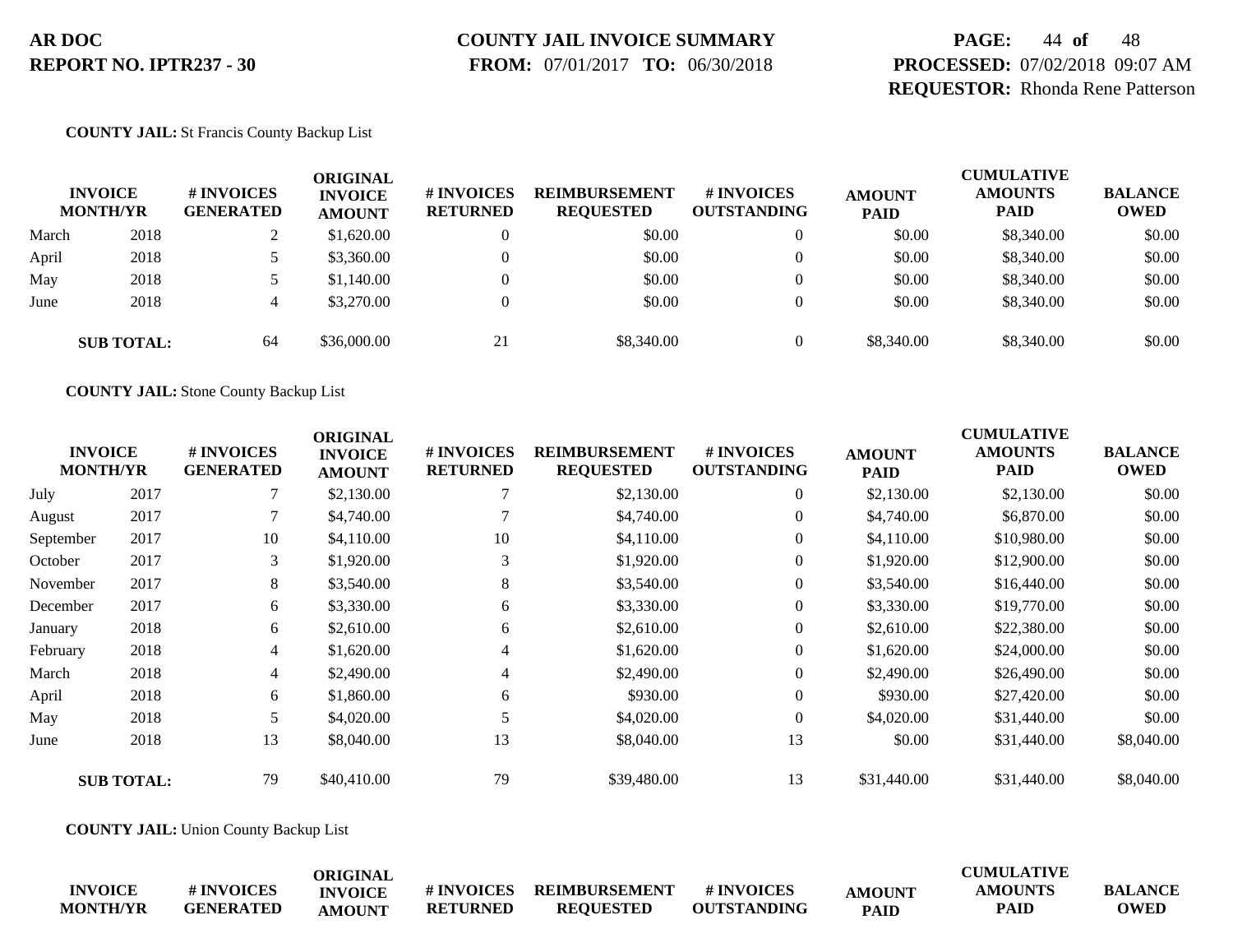**COUNTY JAIL:** St Francis County Backup List

| INVOICE MONTH/YR | | # INVOICES GENERATED | ORIGINAL INVOICE AMOUNT | # INVOICES RETURNED | REIMBURSEMENT REQUESTED | # INVOICES OUTSTANDING | AMOUNT PAID | CUMULATIVE AMOUNTS PAID | BALANCE OWED |
|---|---|---|---|---|---|---|---|---|---|
| March | 2018 | 2 | $1,620.00 | 0 | $0.00 | 0 | $0.00 | $8,340.00 | $0.00 |
| April | 2018 | 5 | $3,360.00 | 0 | $0.00 | 0 | $0.00 | $8,340.00 | $0.00 |
| May | 2018 | 5 | $1,140.00 | 0 | $0.00 | 0 | $0.00 | $8,340.00 | $0.00 |
| June | 2018 | 4 | $3,270.00 | 0 | $0.00 | 0 | $0.00 | $8,340.00 | $0.00 |
| **SUB TOTAL:** | | 64 | $36,000.00 | 21 | $8,340.00 | 0 | $8,340.00 | $8,340.00 | $0.00 |

**COUNTY JAIL:** Stone County Backup List

| INVOICE MONTH/YR | | # INVOICES GENERATED | ORIGINAL INVOICE AMOUNT | # INVOICES RETURNED | REIMBURSEMENT REQUESTED | # INVOICES OUTSTANDING | AMOUNT PAID | CUMULATIVE AMOUNTS PAID | BALANCE OWED |
|---|---|---|---|---|---|---|---|---|---|
| July | 2017 | 7 | $2,130.00 | 7 | $2,130.00 | 0 | $2,130.00 | $2,130.00 | $0.00 |
| August | 2017 | 7 | $4,740.00 | 7 | $4,740.00 | 0 | $4,740.00 | $6,870.00 | $0.00 |
| September | 2017 | 10 | $4,110.00 | 10 | $4,110.00 | 0 | $4,110.00 | $10,980.00 | $0.00 |
| October | 2017 | 3 | $1,920.00 | 3 | $1,920.00 | 0 | $1,920.00 | $12,900.00 | $0.00 |
| November | 2017 | 8 | $3,540.00 | 8 | $3,540.00 | 0 | $3,540.00 | $16,440.00 | $0.00 |
| December | 2017 | 6 | $3,330.00 | 6 | $3,330.00 | 0 | $3,330.00 | $19,770.00 | $0.00 |
| January | 2018 | 6 | $2,610.00 | 6 | $2,610.00 | 0 | $2,610.00 | $22,380.00 | $0.00 |
| February | 2018 | 4 | $1,620.00 | 4 | $1,620.00 | 0 | $1,620.00 | $24,000.00 | $0.00 |
| March | 2018 | 4 | $2,490.00 | 4 | $2,490.00 | 0 | $2,490.00 | $26,490.00 | $0.00 |
| April | 2018 | 6 | $1,860.00 | 6 | $930.00 | 0 | $930.00 | $27,420.00 | $0.00 |
| May | 2018 | 5 | $4,020.00 | 5 | $4,020.00 | 0 | $4,020.00 | $31,440.00 | $0.00 |
| June | 2018 | 13 | $8,040.00 | 13 | $8,040.00 | 13 | $0.00 | $31,440.00 | $8,040.00 |
| **SUB TOTAL:** | | 79 | $40,410.00 | 79 | $39,480.00 | 13 | $31,440.00 | $31,440.00 | $8,040.00 |

**COUNTY JAIL:** Union County Backup List

| INVOICE MONTH/YR | # INVOICES GENERATED | ORIGINAL INVOICE AMOUNT | # INVOICES RETURNED | REIMBURSEMENT REQUESTED | # INVOICES OUTSTANDING | AMOUNT PAID | CUMULATIVE AMOUNTS PAID | BALANCE OWED |
|---|---|---|---|---|---|---|---|---|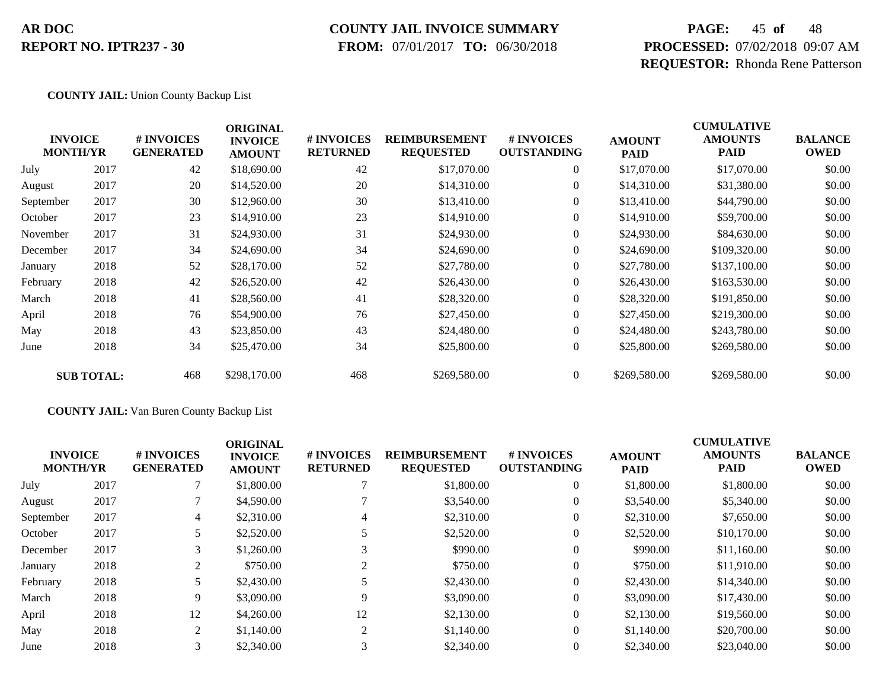**AR DOC**
**REPORT NO. IPTR237 - 30**

**COUNTY JAIL INVOICE SUMMARY**
**FROM:** 07/01/2017 **TO:** 06/30/2018

**PROCESSED:** 07/02/2018 09:07 AM
**REQUESTOR:** Rhonda Rene Patterson

**COUNTY JAIL:** Union County Backup List

| INVOICE MONTH/YR | | # INVOICES GENERATED | ORIGINAL INVOICE AMOUNT | # INVOICES RETURNED | REIMBURSEMENT REQUESTED | # INVOICES OUTSTANDING | AMOUNT PAID | CUMULATIVE AMOUNTS PAID | BALANCE OWED |
|---|---|---|---|---|---|---|---|---|---|
| July | 2017 | 42 | $18,690.00 | 42 | $17,070.00 | 0 | $17,070.00 | $17,070.00 | $0.00 |
| August | 2017 | 20 | $14,520.00 | 20 | $14,310.00 | 0 | $14,310.00 | $31,380.00 | $0.00 |
| September | 2017 | 30 | $12,960.00 | 30 | $13,410.00 | 0 | $13,410.00 | $44,790.00 | $0.00 |
| October | 2017 | 23 | $14,910.00 | 23 | $14,910.00 | 0 | $14,910.00 | $59,700.00 | $0.00 |
| November | 2017 | 31 | $24,930.00 | 31 | $24,930.00 | 0 | $24,930.00 | $84,630.00 | $0.00 |
| December | 2017 | 34 | $24,690.00 | 34 | $24,690.00 | 0 | $24,690.00 | $109,320.00 | $0.00 |
| January | 2018 | 52 | $28,170.00 | 52 | $27,780.00 | 0 | $27,780.00 | $137,100.00 | $0.00 |
| February | 2018 | 42 | $26,520.00 | 42 | $26,430.00 | 0 | $26,430.00 | $163,530.00 | $0.00 |
| March | 2018 | 41 | $28,560.00 | 41 | $28,320.00 | 0 | $28,320.00 | $191,850.00 | $0.00 |
| April | 2018 | 76 | $54,900.00 | 76 | $27,450.00 | 0 | $27,450.00 | $219,300.00 | $0.00 |
| May | 2018 | 43 | $23,850.00 | 43 | $24,480.00 | 0 | $24,480.00 | $243,780.00 | $0.00 |
| June | 2018 | 34 | $25,470.00 | 34 | $25,800.00 | 0 | $25,800.00 | $269,580.00 | $0.00 |
| **SUB TOTAL:** | | 468 | $298,170.00 | 468 | $269,580.00 | 0 | $269,580.00 | $269,580.00 | $0.00 |

**COUNTY JAIL:** Van Buren County Backup List

| INVOICE MONTH/YR | | # INVOICES GENERATED | ORIGINAL INVOICE AMOUNT | # INVOICES RETURNED | REIMBURSEMENT REQUESTED | # INVOICES OUTSTANDING | AMOUNT PAID | CUMULATIVE AMOUNTS PAID | BALANCE OWED |
|---|---|---|---|---|---|---|---|---|---|
| July | 2017 | 7 | $1,800.00 | 7 | $1,800.00 | 0 | $1,800.00 | $1,800.00 | $0.00 |
| August | 2017 | 7 | $4,590.00 | 7 | $3,540.00 | 0 | $3,540.00 | $5,340.00 | $0.00 |
| September | 2017 | 4 | $2,310.00 | 4 | $2,310.00 | 0 | $2,310.00 | $7,650.00 | $0.00 |
| October | 2017 | 5 | $2,520.00 | 5 | $2,520.00 | 0 | $2,520.00 | $10,170.00 | $0.00 |
| December | 2017 | 3 | $1,260.00 | 3 | $990.00 | 0 | $990.00 | $11,160.00 | $0.00 |
| January | 2018 | 2 | $750.00 | 2 | $750.00 | 0 | $750.00 | $11,910.00 | $0.00 |
| February | 2018 | 5 | $2,430.00 | 5 | $2,430.00 | 0 | $2,430.00 | $14,340.00 | $0.00 |
| March | 2018 | 9 | $3,090.00 | 9 | $3,090.00 | 0 | $3,090.00 | $17,430.00 | $0.00 |
| April | 2018 | 12 | $4,260.00 | 12 | $2,130.00 | 0 | $2,130.00 | $19,560.00 | $0.00 |
| May | 2018 | 2 | $1,140.00 | 2 | $1,140.00 | 0 | $1,140.00 | $20,700.00 | $0.00 |
| June | 2018 | 3 | $2,340.00 | 3 | $2,340.00 | 0 | $2,340.00 | $23,040.00 | $0.00 |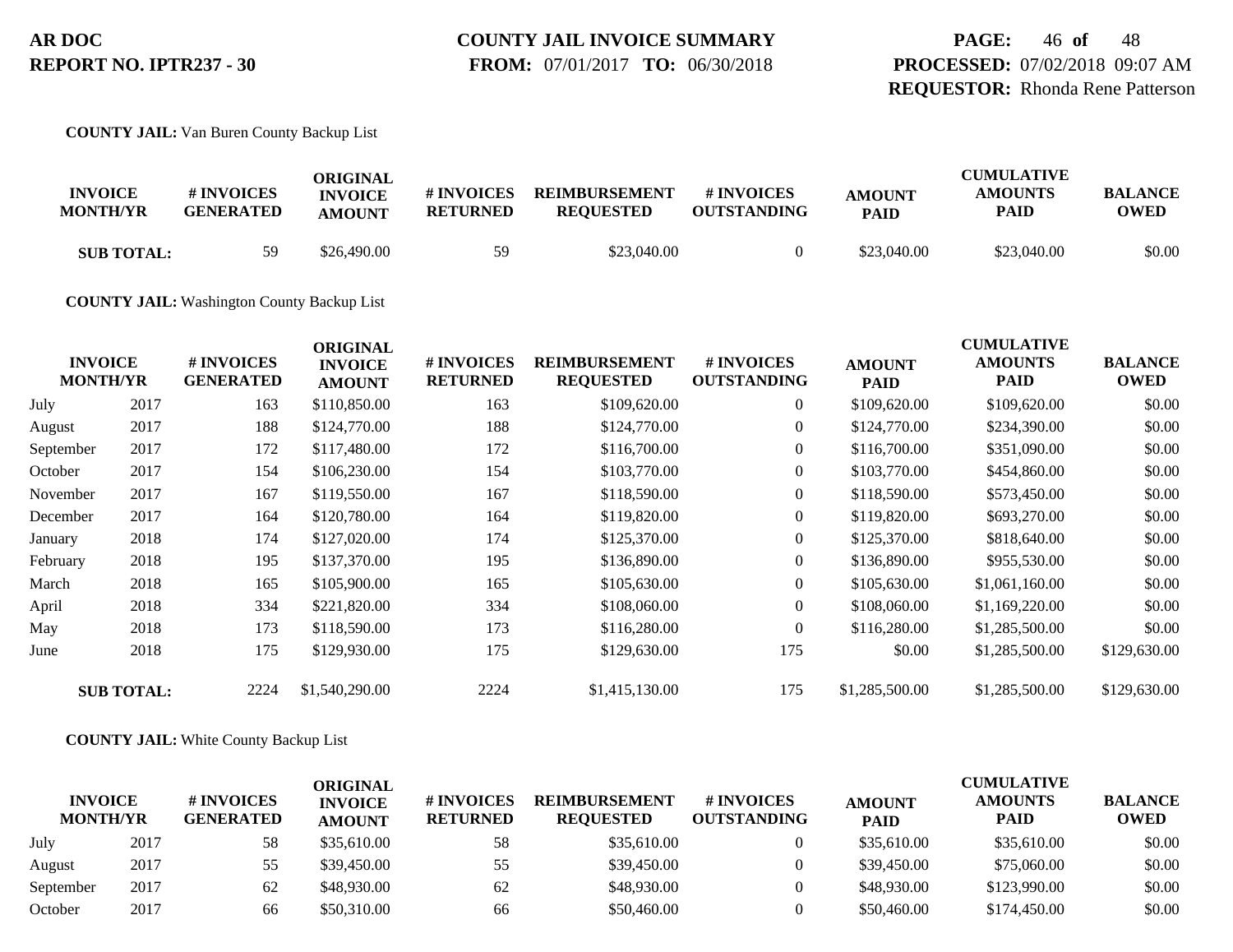**COUNTY JAIL:** Van Buren County Backup List

| INVOICE MONTH/YR | | # INVOICES GENERATED | ORIGINAL INVOICE AMOUNT | # INVOICES RETURNED | REIMBURSEMENT REQUESTED | # INVOICES OUTSTANDING | AMOUNT PAID | CUMULATIVE AMOUNTS PAID | BALANCE OWED |
|---|---|---|---|---|---|---|---|---|---|
| **SUB TOTAL:** | | 59 | $26,490.00 | 59 | $23,040.00 | 0 | $23,040.00 | $23,040.00 | $0.00 |

**COUNTY JAIL:** Washington County Backup List

| INVOICE MONTH/YR | | # INVOICES GENERATED | ORIGINAL INVOICE AMOUNT | # INVOICES RETURNED | REIMBURSEMENT REQUESTED | # INVOICES OUTSTANDING | AMOUNT PAID | CUMULATIVE AMOUNTS PAID | BALANCE OWED |
|---|---|---|---|---|---|---|---|---|---|
| July | 2017 | 163 | $110,850.00 | 163 | $109,620.00 | 0 | $109,620.00 | $109,620.00 | $0.00 |
| August | 2017 | 188 | $124,770.00 | 188 | $124,770.00 | 0 | $124,770.00 | $234,390.00 | $0.00 |
| September | 2017 | 172 | $117,480.00 | 172 | $116,700.00 | 0 | $116,700.00 | $351,090.00 | $0.00 |
| October | 2017 | 154 | $106,230.00 | 154 | $103,770.00 | 0 | $103,770.00 | $454,860.00 | $0.00 |
| November | 2017 | 167 | $119,550.00 | 167 | $118,590.00 | 0 | $118,590.00 | $573,450.00 | $0.00 |
| December | 2017 | 164 | $120,780.00 | 164 | $119,820.00 | 0 | $119,820.00 | $693,270.00 | $0.00 |
| January | 2018 | 174 | $127,020.00 | 174 | $125,370.00 | 0 | $125,370.00 | $818,640.00 | $0.00 |
| February | 2018 | 195 | $137,370.00 | 195 | $136,890.00 | 0 | $136,890.00 | $955,530.00 | $0.00 |
| March | 2018 | 165 | $105,900.00 | 165 | $105,630.00 | 0 | $105,630.00 | $1,061,160.00 | $0.00 |
| April | 2018 | 334 | $221,820.00 | 334 | $108,060.00 | 0 | $108,060.00 | $1,169,220.00 | $0.00 |
| May | 2018 | 173 | $118,590.00 | 173 | $116,280.00 | 0 | $116,280.00 | $1,285,500.00 | $0.00 |
| June | 2018 | 175 | $129,930.00 | 175 | $129,630.00 | 175 | $0.00 | $1,285,500.00 | $129,630.00 |
| **SUB TOTAL:** | | 2224 | $1,540,290.00 | 2224 | $1,415,130.00 | 175 | $1,285,500.00 | $1,285,500.00 | $129,630.00 |

**COUNTY JAIL:** White County Backup List

| INVOICE MONTH/YR | | # INVOICES GENERATED | ORIGINAL INVOICE AMOUNT | # INVOICES RETURNED | REIMBURSEMENT REQUESTED | # INVOICES OUTSTANDING | AMOUNT PAID | CUMULATIVE AMOUNTS PAID | BALANCE OWED |
|---|---|---|---|---|---|---|---|---|---|
| July | 2017 | 58 | $35,610.00 | 58 | $35,610.00 | 0 | $35,610.00 | $35,610.00 | $0.00 |
| August | 2017 | 55 | $39,450.00 | 55 | $39,450.00 | 0 | $39,450.00 | $75,060.00 | $0.00 |
| September | 2017 | 62 | $48,930.00 | 62 | $48,930.00 | 0 | $48,930.00 | $123,990.00 | $0.00 |
| October | 2017 | 66 | $50,310.00 | 66 | $50,460.00 | 0 | $50,460.00 | $174,450.00 | $0.00 |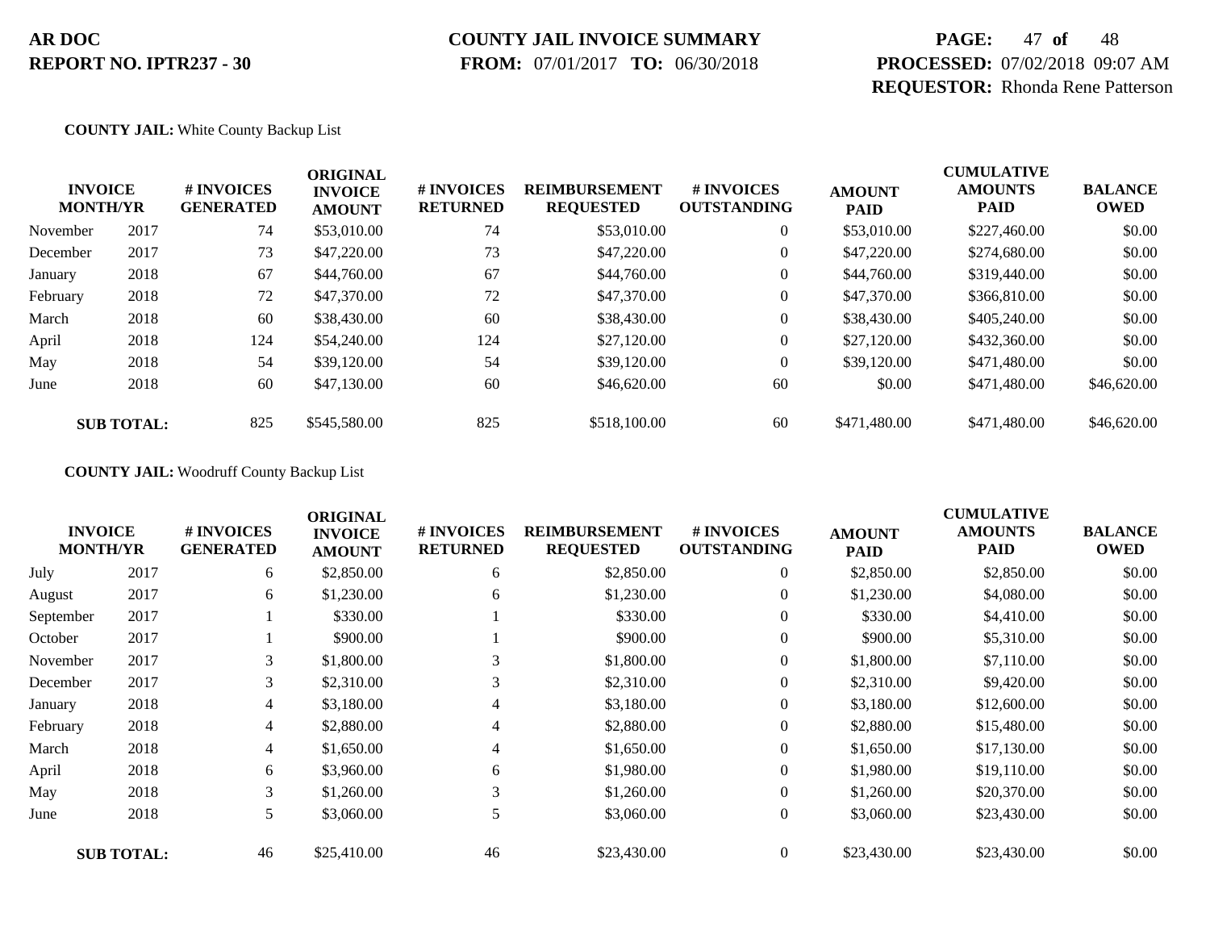**COUNTY JAIL:** White County Backup List

| INVOICE MONTH/YR | | # INVOICES GENERATED | ORIGINAL INVOICE AMOUNT | # INVOICES RETURNED | REIMBURSEMENT REQUESTED | # INVOICES OUTSTANDING | AMOUNT PAID | CUMULATIVE AMOUNTS PAID | BALANCE OWED |
|---|---|---|---|---|---|---|---|---|---|
| November | 2017 | 74 | $53,010.00 | 74 | $53,010.00 | 0 | $53,010.00 | $227,460.00 | $0.00 |
| December | 2017 | 73 | $47,220.00 | 73 | $47,220.00 | 0 | $47,220.00 | $274,680.00 | $0.00 |
| January | 2018 | 67 | $44,760.00 | 67 | $44,760.00 | 0 | $44,760.00 | $319,440.00 | $0.00 |
| February | 2018 | 72 | $47,370.00 | 72 | $47,370.00 | 0 | $47,370.00 | $366,810.00 | $0.00 |
| March | 2018 | 60 | $38,430.00 | 60 | $38,430.00 | 0 | $38,430.00 | $405,240.00 | $0.00 |
| April | 2018 | 124 | $54,240.00 | 124 | $27,120.00 | 0 | $27,120.00 | $432,360.00 | $0.00 |
| May | 2018 | 54 | $39,120.00 | 54 | $39,120.00 | 0 | $39,120.00 | $471,480.00 | $0.00 |
| June | 2018 | 60 | $47,130.00 | 60 | $46,620.00 | 60 | $0.00 | $471,480.00 | $46,620.00 |
| **SUB TOTAL:** | | 825 | $545,580.00 | 825 | $518,100.00 | 60 | $471,480.00 | $471,480.00 | $46,620.00 |

**COUNTY JAIL:** Woodruff County Backup List

| INVOICE MONTH/YR | | # INVOICES GENERATED | ORIGINAL INVOICE AMOUNT | # INVOICES RETURNED | REIMBURSEMENT REQUESTED | # INVOICES OUTSTANDING | AMOUNT PAID | CUMULATIVE AMOUNTS PAID | BALANCE OWED |
|---|---|---|---|---|---|---|---|---|---|
| July | 2017 | 6 | $2,850.00 | 6 | $2,850.00 | 0 | $2,850.00 | $2,850.00 | $0.00 |
| August | 2017 | 6 | $1,230.00 | 6 | $1,230.00 | 0 | $1,230.00 | $4,080.00 | $0.00 |
| September | 2017 | 1 | $330.00 | 1 | $330.00 | 0 | $330.00 | $4,410.00 | $0.00 |
| October | 2017 | 1 | $900.00 | 1 | $900.00 | 0 | $900.00 | $5,310.00 | $0.00 |
| November | 2017 | 3 | $1,800.00 | 3 | $1,800.00 | 0 | $1,800.00 | $7,110.00 | $0.00 |
| December | 2017 | 3 | $2,310.00 | 3 | $2,310.00 | 0 | $2,310.00 | $9,420.00 | $0.00 |
| January | 2018 | 4 | $3,180.00 | 4 | $3,180.00 | 0 | $3,180.00 | $12,600.00 | $0.00 |
| February | 2018 | 4 | $2,880.00 | 4 | $2,880.00 | 0 | $2,880.00 | $15,480.00 | $0.00 |
| March | 2018 | 4 | $1,650.00 | 4 | $1,650.00 | 0 | $1,650.00 | $17,130.00 | $0.00 |
| April | 2018 | 6 | $3,960.00 | 6 | $1,980.00 | 0 | $1,980.00 | $19,110.00 | $0.00 |
| May | 2018 | 3 | $1,260.00 | 3 | $1,260.00 | 0 | $1,260.00 | $20,370.00 | $0.00 |
| June | 2018 | 5 | $3,060.00 | 5 | $3,060.00 | 0 | $3,060.00 | $23,430.00 | $0.00 |
| **SUB TOTAL:** | | 46 | $25,410.00 | 46 | $23,430.00 | 0 | $23,430.00 | $23,430.00 | $0.00 |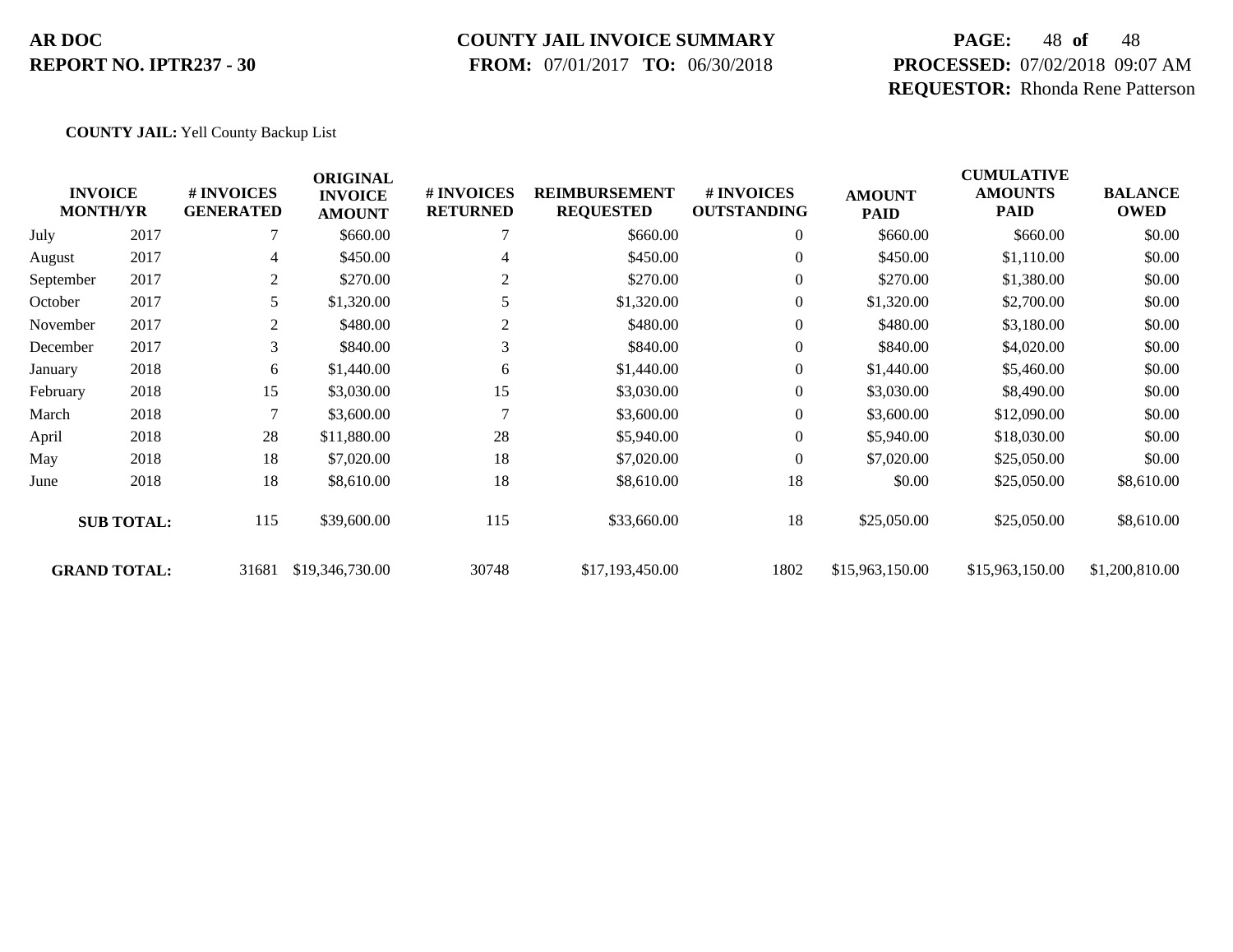**AR DOC**
**REPORT NO. IPTR237 - 30**

**COUNTY JAIL INVOICE SUMMARY**
**FROM:** 07/01/2017 **TO:** 06/30/2018

**PROCESSED:** 07/02/2018 09:07 AM
**REQUESTOR:** Rhonda Rene Patterson

**COUNTY JAIL:** Yell County Backup List

| INVOICE MONTH/YR | | # INVOICES GENERATED | ORIGINAL INVOICE AMOUNT | # INVOICES RETURNED | REIMBURSEMENT REQUESTED | # INVOICES OUTSTANDING | AMOUNT PAID | CUMULATIVE AMOUNTS PAID | BALANCE OWED |
|---|---|---|---|---|---|---|---|---|---|
| July | 2017 | 7 | $660.00 | 7 | $660.00 | 0 | $660.00 | $660.00 | $0.00 |
| August | 2017 | 4 | $450.00 | 4 | $450.00 | 0 | $450.00 | $1,110.00 | $0.00 |
| September | 2017 | 2 | $270.00 | 2 | $270.00 | 0 | $270.00 | $1,380.00 | $0.00 |
| October | 2017 | 5 | $1,320.00 | 5 | $1,320.00 | 0 | $1,320.00 | $2,700.00 | $0.00 |
| November | 2017 | 2 | $480.00 | 2 | $480.00 | 0 | $480.00 | $3,180.00 | $0.00 |
| December | 2017 | 3 | $840.00 | 3 | $840.00 | 0 | $840.00 | $4,020.00 | $0.00 |
| January | 2018 | 6 | $1,440.00 | 6 | $1,440.00 | 0 | $1,440.00 | $5,460.00 | $0.00 |
| February | 2018 | 15 | $3,030.00 | 15 | $3,030.00 | 0 | $3,030.00 | $8,490.00 | $0.00 |
| March | 2018 | 7 | $3,600.00 | 7 | $3,600.00 | 0 | $3,600.00 | $12,090.00 | $0.00 |
| April | 2018 | 28 | $11,880.00 | 28 | $5,940.00 | 0 | $5,940.00 | $18,030.00 | $0.00 |
| May | 2018 | 18 | $7,020.00 | 18 | $7,020.00 | 0 | $7,020.00 | $25,050.00 | $0.00 |
| June | 2018 | 18 | $8,610.00 | 18 | $8,610.00 | 18 | $0.00 | $25,050.00 | $8,610.00 |
| **SUB TOTAL:** | | 115 | $39,600.00 | 115 | $33,660.00 | 18 | $25,050.00 | $25,050.00 | $8,610.00 |
| **GRAND TOTAL:** | | 31681 | $19,346,730.00 | 30748 | $17,193,450.00 | 1802 | $15,963,150.00 | $15,963,150.00 | $1,200,810.00 |